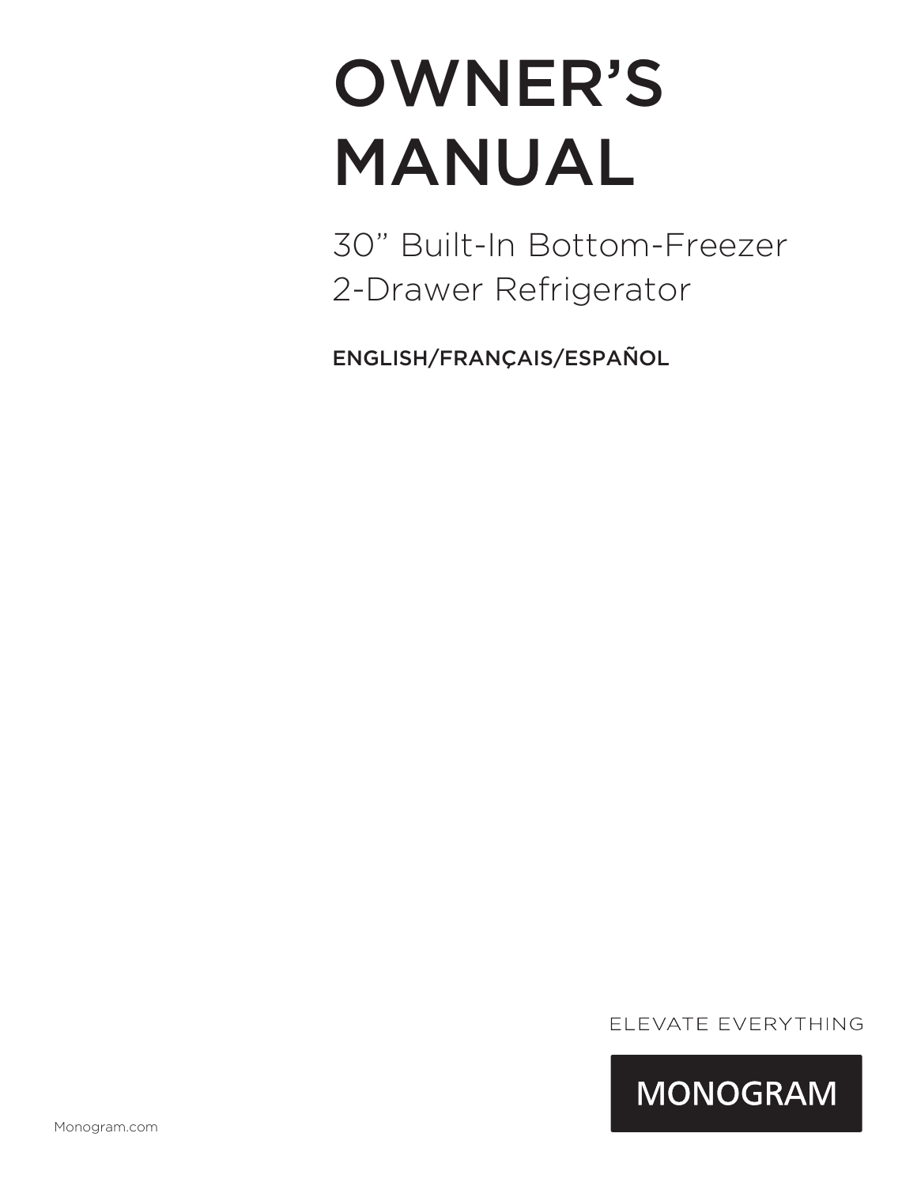# OWNER'S MANUAL

30" Built-In Bottom-Freezer 2-Drawer Refrigerator

ENGLISH/FRANÇAIS/ESPAÑOL

ELEVATE EVERYTHING

MONOGRAM

Monogram.com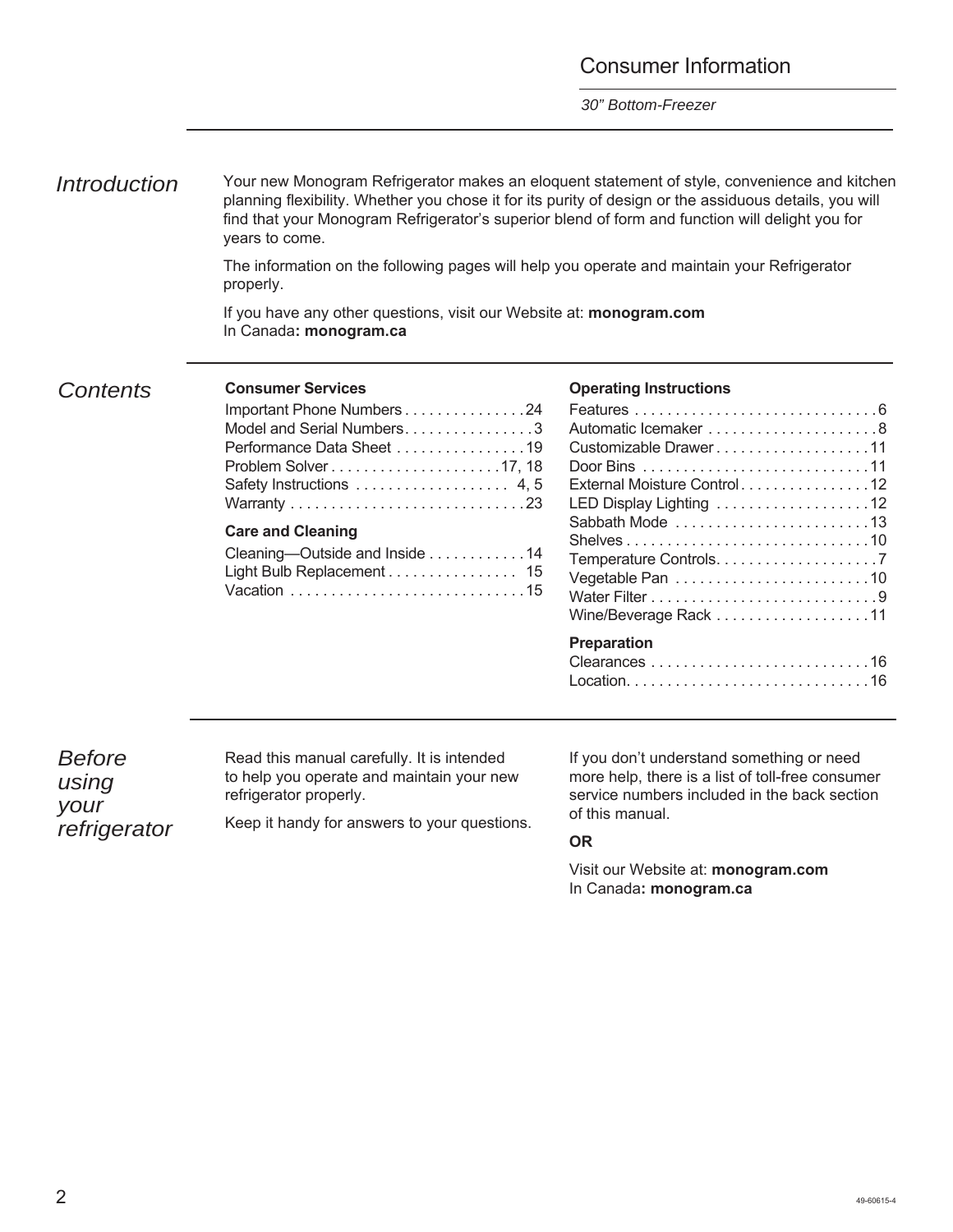# Consumer Information

*30" Bottom-Freezer*

## *Introduction*

Your new Monogram Refrigerator makes an eloquent statement of style, convenience and kitchen planning flexibility. Whether you chose it for its purity of design or the assiduous details, you will find that your Monogram Refrigerator's superior blend of form and function will delight you for years to come.

The information on the following pages will help you operate and maintain your Refrigerator properly.

If you have any other questions, visit our Website at: **monogram.com**
In Canada**: monogram.ca**

## *Contents*

**Consumer Services**

Important Phone Numbers . . . . . . . . . . . . . . . 24
Model and Serial Numbers. . . . . . . . . . . . . . . . 3
Performance Data Sheet . . . . . . . . . . . . . . . . 19
Problem Solver . . . . . . . . . . . . . . . . . . . . . 17, 18
Safety Instructions . . . . . . . . . . . . . . . . . . 4, 5
Warranty . . . . . . . . . . . . . . . . . . . . . . . . . . . . 23

**Care and Cleaning**

Cleaning—Outside and Inside . . . . . . . . . . . 14
Light Bulb Replacement . . . . . . . . . . . . . . . . 15
Vacation . . . . . . . . . . . . . . . . . . . . . . . . . . . . 15

**Operating Instructions**

Features . . . . . . . . . . . . . . . . . . . . . . . . . . . . . 6
Automatic Icemaker . . . . . . . . . . . . . . . . . . . . 8
Customizable Drawer . . . . . . . . . . . . . . . . . . 11
Door Bins . . . . . . . . . . . . . . . . . . . . . . . . . . . 11
External Moisture Control . . . . . . . . . . . . . . . 12
LED Display Lighting . . . . . . . . . . . . . . . . . . 12
Sabbath Mode . . . . . . . . . . . . . . . . . . . . . . . 13
Shelves . . . . . . . . . . . . . . . . . . . . . . . . . . . . . 10
Temperature Controls. . . . . . . . . . . . . . . . . . . . 7
Vegetable Pan . . . . . . . . . . . . . . . . . . . . . . . 10
Water Filter . . . . . . . . . . . . . . . . . . . . . . . . . . . 9
Wine/Beverage Rack . . . . . . . . . . . . . . . . . . 11

**Preparation**

Clearances . . . . . . . . . . . . . . . . . . . . . . . . . . 16
Location. . . . . . . . . . . . . . . . . . . . . . . . . . . . . 16

## *Before using your refrigerator*

Read this manual carefully. It is intended to help you operate and maintain your new refrigerator properly.

Keep it handy for answers to your questions.

If you don't understand something or need more help, there is a list of toll-free consumer service numbers included in the back section of this manual.

**OR**

Visit our Website at: **monogram.com**
In Canada**: monogram.ca**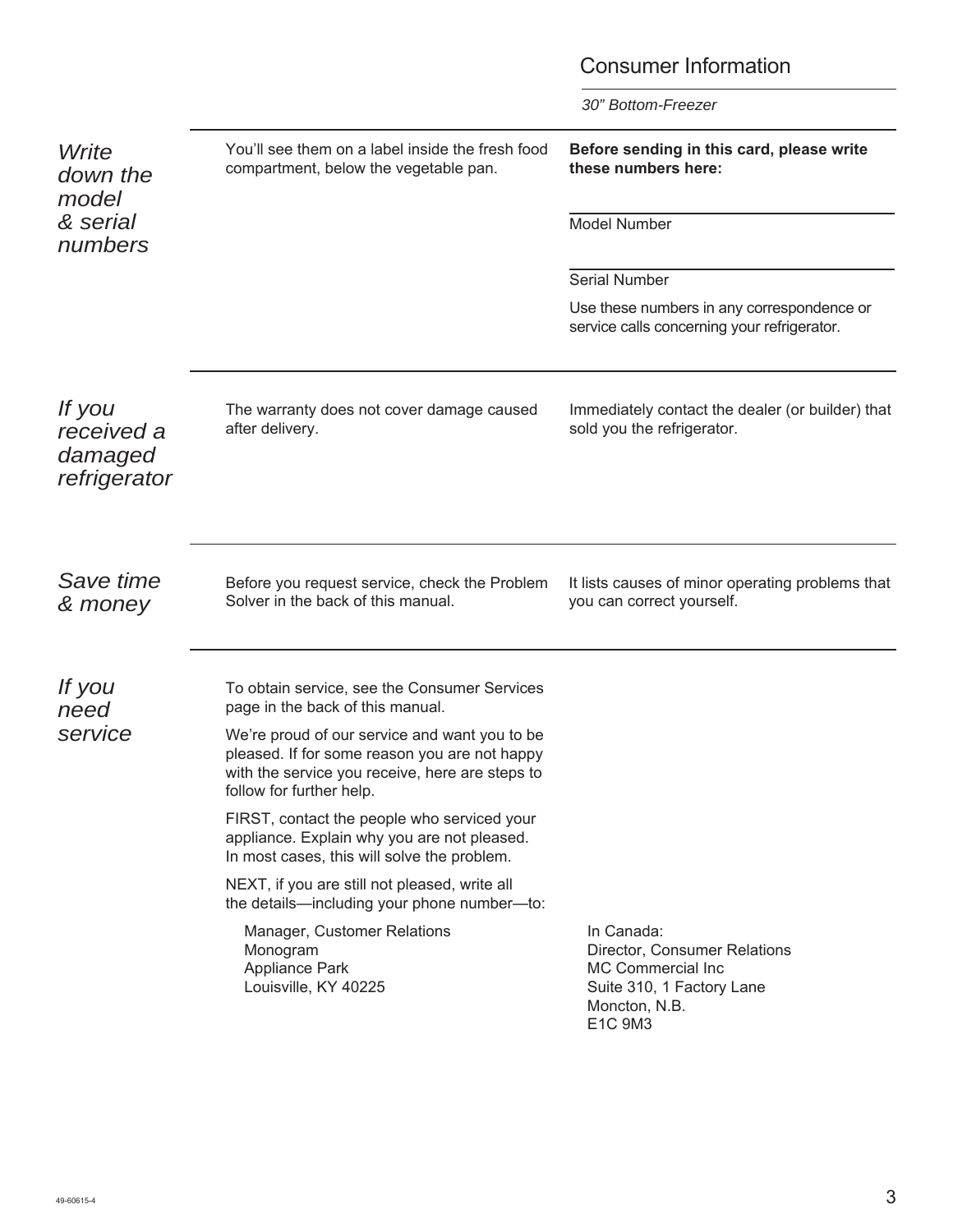# Consumer Information

*30" Bottom-Freezer*

## *Write down the model & serial numbers*

You'll see them on a label inside the fresh food compartment, below the vegetable pan.

**Before sending in this card, please write these numbers here:**

Model Number

Serial Number

Use these numbers in any correspondence or service calls concerning your refrigerator.

## *If you received a damaged refrigerator*

The warranty does not cover damage caused after delivery.

Immediately contact the dealer (or builder) that sold you the refrigerator.

## *Save time & money*

Before you request service, check the Problem Solver in the back of this manual.

It lists causes of minor operating problems that you can correct yourself.

## *If you need service*

To obtain service, see the Consumer Services page in the back of this manual.

We're proud of our service and want you to be pleased. If for some reason you are not happy with the service you receive, here are steps to follow for further help.

FIRST, contact the people who serviced your appliance. Explain why you are not pleased. In most cases, this will solve the problem.

NEXT, if you are still not pleased, write all the details—including your phone number—to:

Manager, Customer Relations
Monogram
Appliance Park
Louisville, KY 40225

In Canada:
Director, Consumer Relations
MC Commercial Inc
Suite 310, 1 Factory Lane
Moncton, N.B.
E1C 9M3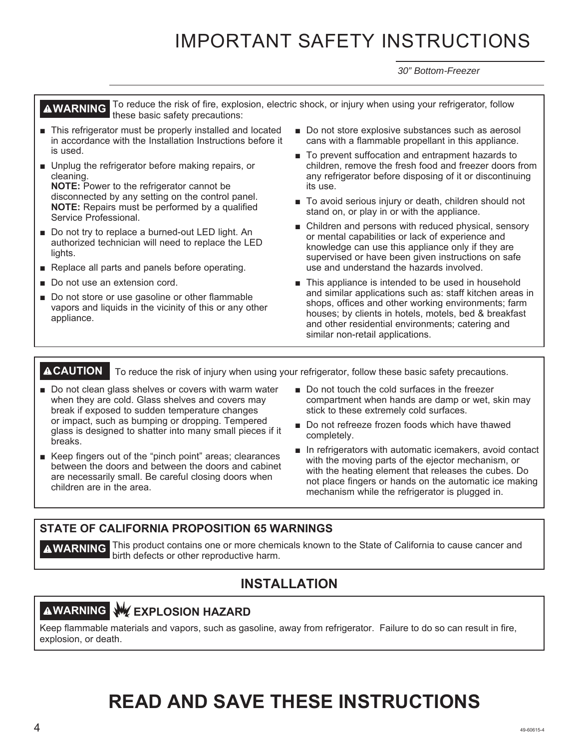# IMPORTANT SAFETY INSTRUCTIONS

*30" Bottom-Freezer*

**⚠WARNING** To reduce the risk of fire, explosion, electric shock, or injury when using your refrigerator, follow these basic safety precautions:

- This refrigerator must be properly installed and located in accordance with the Installation Instructions before it is used.
- Unplug the refrigerator before making repairs, or cleaning.
  **NOTE:** Power to the refrigerator cannot be disconnected by any setting on the control panel.
  **NOTE:** Repairs must be performed by a qualified Service Professional.
- Do not try to replace a burned-out LED light. An authorized technician will need to replace the LED lights.
- Replace all parts and panels before operating.
- Do not use an extension cord.
- Do not store or use gasoline or other flammable vapors and liquids in the vicinity of this or any other appliance.
- Do not store explosive substances such as aerosol cans with a flammable propellant in this appliance.
- To prevent suffocation and entrapment hazards to children, remove the fresh food and freezer doors from any refrigerator before disposing of it or discontinuing its use.
- To avoid serious injury or death, children should not stand on, or play in or with the appliance.
- Children and persons with reduced physical, sensory or mental capabilities or lack of experience and knowledge can use this appliance only if they are supervised or have been given instructions on safe use and understand the hazards involved.
- This appliance is intended to be used in household and similar applications such as: staff kitchen areas in shops, offices and other working environments; farm houses; by clients in hotels, motels, bed & breakfast and other residential environments; catering and similar non-retail applications.

**⚠CAUTION** To reduce the risk of injury when using your refrigerator, follow these basic safety precautions.

- Do not clean glass shelves or covers with warm water when they are cold. Glass shelves and covers may break if exposed to sudden temperature changes or impact, such as bumping or dropping. Tempered glass is designed to shatter into many small pieces if it breaks.
- Keep fingers out of the "pinch point" areas; clearances between the doors and between the doors and cabinet are necessarily small. Be careful closing doors when children are in the area.
- Do not touch the cold surfaces in the freezer compartment when hands are damp or wet, skin may stick to these extremely cold surfaces.
- Do not refreeze frozen foods which have thawed completely.
- In refrigerators with automatic icemakers, avoid contact with the moving parts of the ejector mechanism, or with the heating element that releases the cubes. Do not place fingers or hands on the automatic ice making mechanism while the refrigerator is plugged in.

### STATE OF CALIFORNIA PROPOSITION 65 WARNINGS

**⚠WARNING** This product contains one or more chemicals known to the State of California to cause cancer and birth defects or other reproductive harm.

## INSTALLATION

**⚠WARNING** **EXPLOSION HAZARD**

Keep flammable materials and vapors, such as gasoline, away from refrigerator. Failure to do so can result in fire, explosion, or death.

# READ AND SAVE THESE INSTRUCTIONS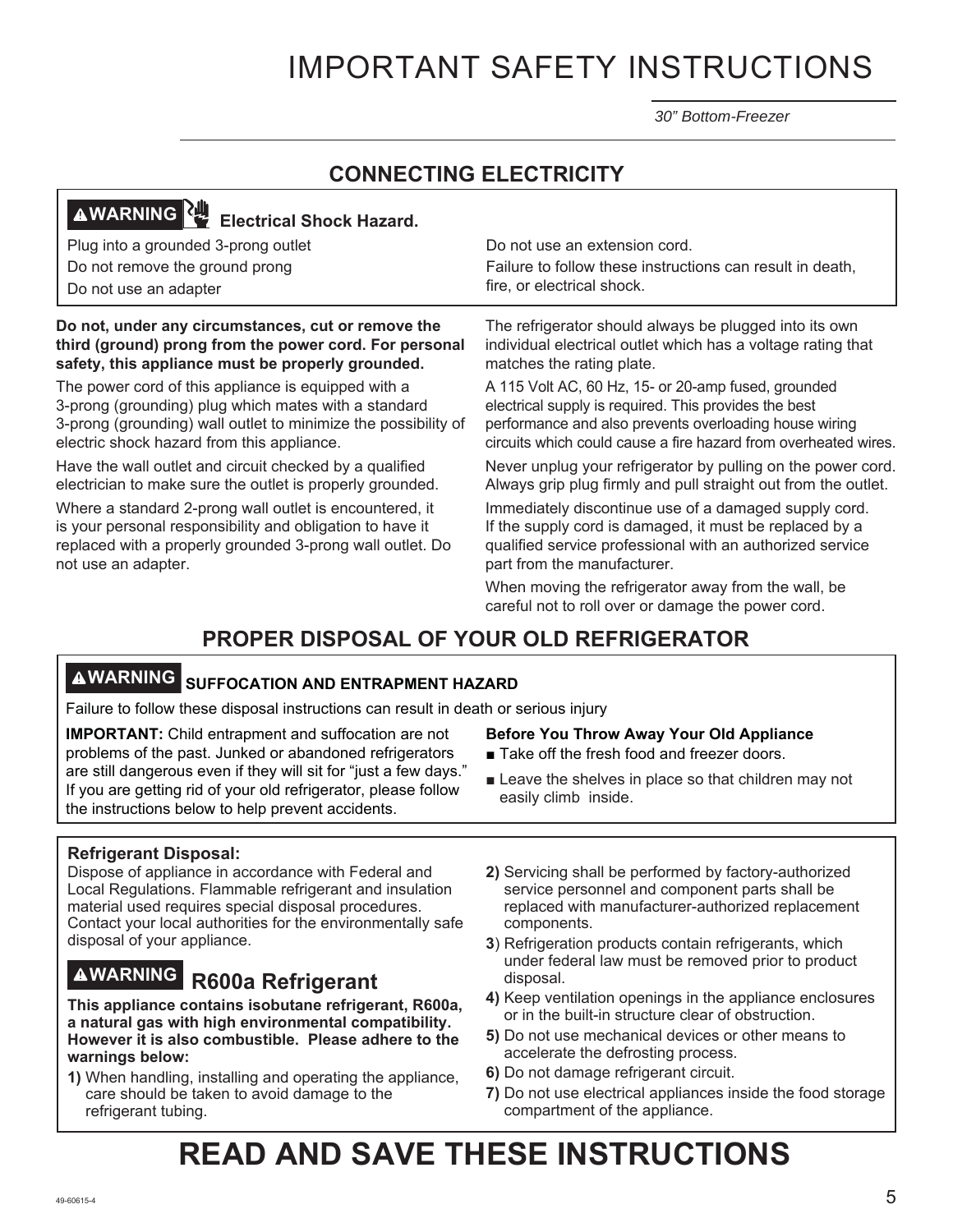# IMPORTANT SAFETY INSTRUCTIONS

*30" Bottom-Freezer*

## CONNECTING ELECTRICITY

**⚠WARNING** **Electrical Shock Hazard.**

Plug into a grounded 3-prong outlet

Do not remove the ground prong

Do not use an adapter

Do not use an extension cord.

Failure to follow these instructions can result in death, fire, or electrical shock.

**Do not, under any circumstances, cut or remove the third (ground) prong from the power cord. For personal safety, this appliance must be properly grounded.**

The power cord of this appliance is equipped with a 3-prong (grounding) plug which mates with a standard 3-prong (grounding) wall outlet to minimize the possibility of electric shock hazard from this appliance.

Have the wall outlet and circuit checked by a qualified electrician to make sure the outlet is properly grounded.

Where a standard 2-prong wall outlet is encountered, it is your personal responsibility and obligation to have it replaced with a properly grounded 3-prong wall outlet. Do not use an adapter.

The refrigerator should always be plugged into its own individual electrical outlet which has a voltage rating that matches the rating plate.

A 115 Volt AC, 60 Hz, 15- or 20-amp fused, grounded electrical supply is required. This provides the best performance and also prevents overloading house wiring circuits which could cause a fire hazard from overheated wires.

Never unplug your refrigerator by pulling on the power cord. Always grip plug firmly and pull straight out from the outlet.

Immediately discontinue use of a damaged supply cord. If the supply cord is damaged, it must be replaced by a qualified service professional with an authorized service part from the manufacturer.

When moving the refrigerator away from the wall, be careful not to roll over or damage the power cord.

## PROPER DISPOSAL OF YOUR OLD REFRIGERATOR

**⚠WARNING** **SUFFOCATION AND ENTRAPMENT HAZARD**

Failure to follow these disposal instructions can result in death or serious injury

**IMPORTANT:** Child entrapment and suffocation are not problems of the past. Junked or abandoned refrigerators are still dangerous even if they will sit for "just a few days." If you are getting rid of your old refrigerator, please follow the instructions below to help prevent accidents.

**Before You Throw Away Your Old Appliance**

- Take off the fresh food and freezer doors.
- Leave the shelves in place so that children may not easily climb inside.

**Refrigerant Disposal:**

Dispose of appliance in accordance with Federal and Local Regulations. Flammable refrigerant and insulation material used requires special disposal procedures. Contact your local authorities for the environmentally safe disposal of your appliance.

### ⚠WARNING R600a Refrigerant

**This appliance contains isobutane refrigerant, R600a, a natural gas with high environmental compatibility. However it is also combustible. Please adhere to the warnings below:**

**1)** When handling, installing and operating the appliance, care should be taken to avoid damage to the refrigerant tubing.

**2)** Servicing shall be performed by factory-authorized service personnel and component parts shall be replaced with manufacturer-authorized replacement components.

**3**) Refrigeration products contain refrigerants, which under federal law must be removed prior to product disposal.

**4)** Keep ventilation openings in the appliance enclosures or in the built-in structure clear of obstruction.

**5)** Do not use mechanical devices or other means to accelerate the defrosting process.

**6)** Do not damage refrigerant circuit.

**7)** Do not use electrical appliances inside the food storage compartment of the appliance.

# READ AND SAVE THESE INSTRUCTIONS

49-60615-4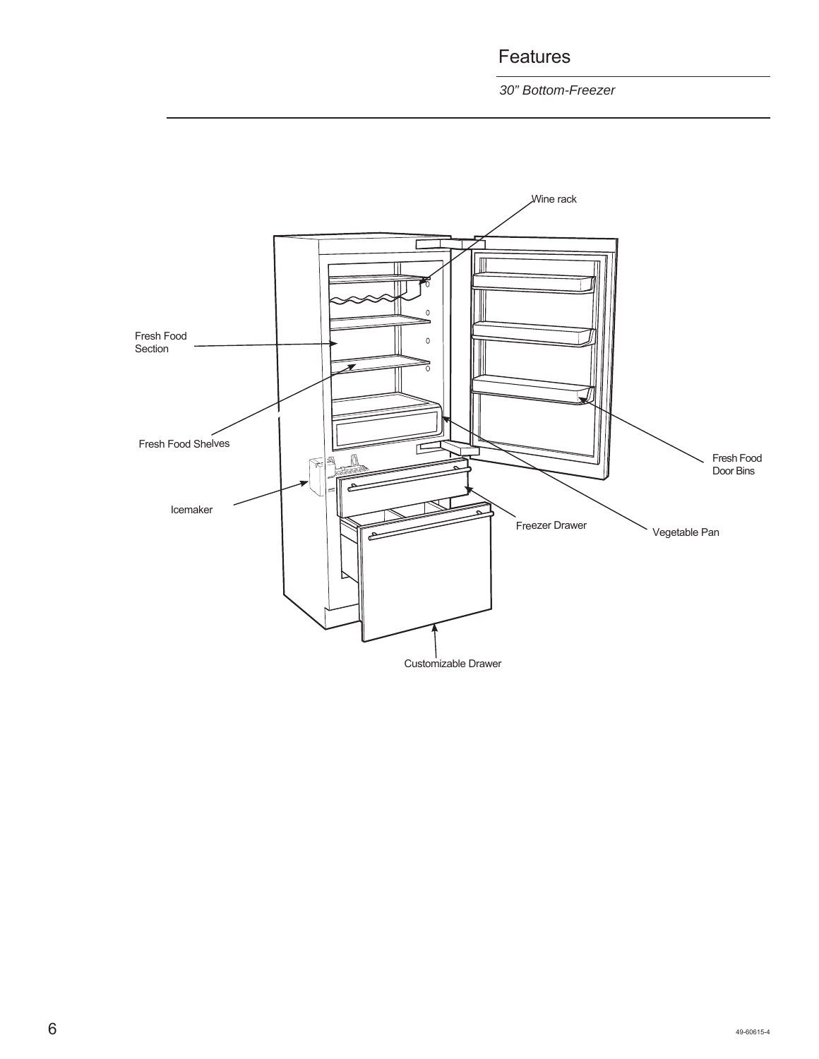# Features

*30" Bottom-Freezer*

Wine rack

Fresh Food Section

Fresh Food Shelves

Icemaker

Freezer Drawer

Vegetable Pan

Fresh Food Door Bins

Customizable Drawer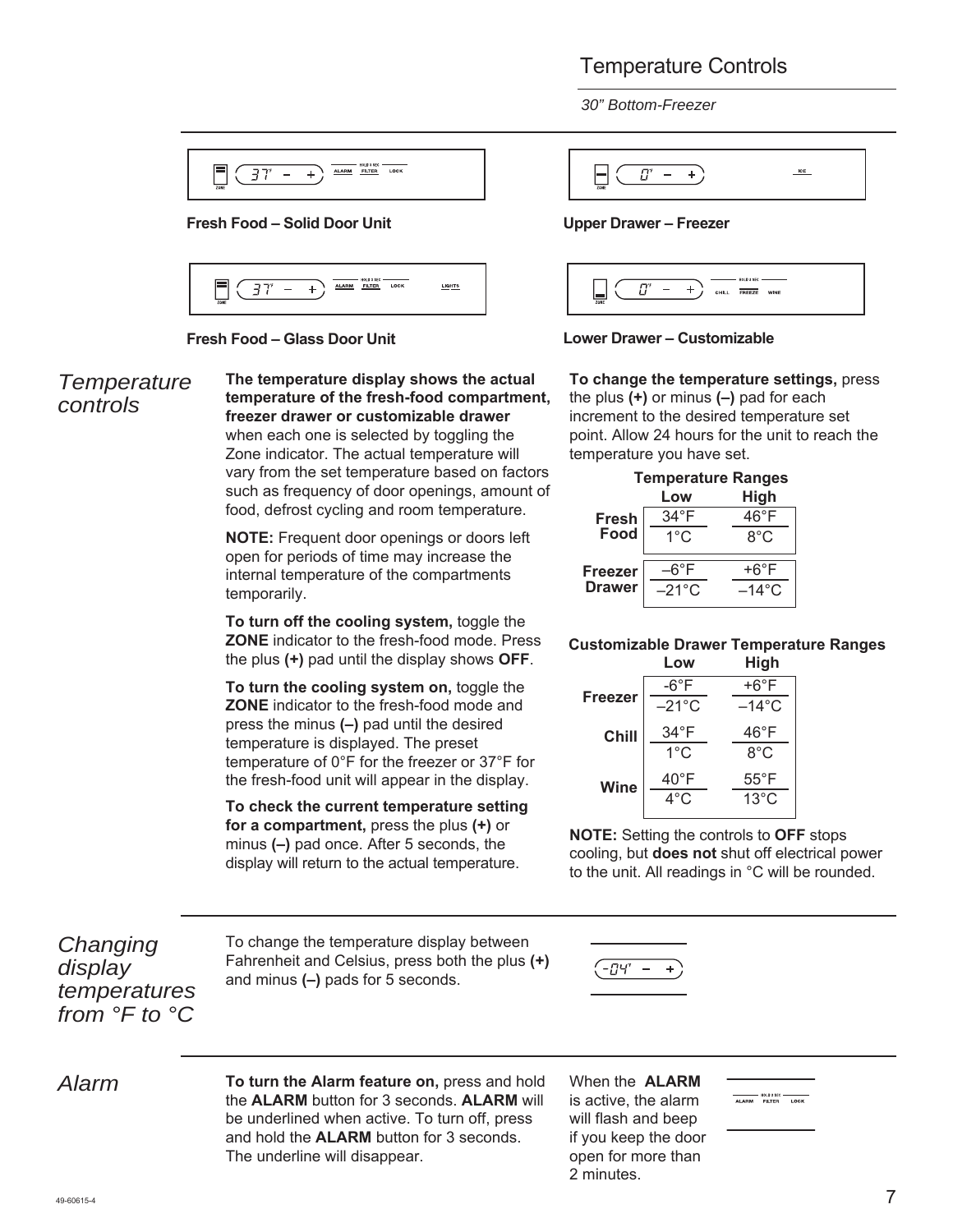# Temperature Controls

*30" Bottom-Freezer*

Fresh Food – Solid Door Unit

Upper Drawer – Freezer

Fresh Food – Glass Door Unit

Lower Drawer – Customizable

## *Temperature controls*

**The temperature display shows the actual temperature of the fresh-food compartment, freezer drawer or customizable drawer** when each one is selected by toggling the Zone indicator. The actual temperature will vary from the set temperature based on factors such as frequency of door openings, amount of food, defrost cycling and room temperature.

**NOTE:** Frequent door openings or doors left open for periods of time may increase the internal temperature of the compartments temporarily.

**To turn off the cooling system,** toggle the **ZONE** indicator to the fresh-food mode. Press the plus **(+)** pad until the display shows **OFF**.

**To turn the cooling system on,** toggle the **ZONE** indicator to the fresh-food mode and press the minus **(–)** pad until the desired temperature is displayed. The preset temperature of 0°F for the freezer or 37°F for the fresh-food unit will appear in the display.

**To check the current temperature setting for a compartment,** press the plus **(+)** or minus **(–)** pad once. After 5 seconds, the display will return to the actual temperature.

**To change the temperature settings,** press the plus **(+)** or minus **(–)** pad for each increment to the desired temperature set point. Allow 24 hours for the unit to reach the temperature you have set.

**Temperature Ranges**

| | Low | High |
|---|---|---|
| **Fresh Food** | 34°F / 1°C | 46°F / 8°C |
| **Freezer Drawer** | –6°F / –21°C | +6°F / –14°C |

**Customizable Drawer Temperature Ranges**

| | Low | High |
|---|---|---|
| **Freezer** | -6°F / –21°C | +6°F / –14°C |
| **Chill** | 34°F / 1°C | 46°F / 8°C |
| **Wine** | 40°F / 4°C | 55°F / 13°C |

**NOTE:** Setting the controls to **OFF** stops cooling, but **does not** shut off electrical power to the unit. All readings in °C will be rounded.

## *Changing display temperatures from °F to °C*

To change the temperature display between Fahrenheit and Celsius, press both the plus **(+)** and minus **(–)** pads for 5 seconds.

## *Alarm*

**To turn the Alarm feature on,** press and hold the **ALARM** button for 3 seconds. **ALARM** will be underlined when active. To turn off, press and hold the **ALARM** button for 3 seconds. The underline will disappear.

When the **ALARM** is active, the alarm will flash and beep if you keep the door open for more than 2 minutes.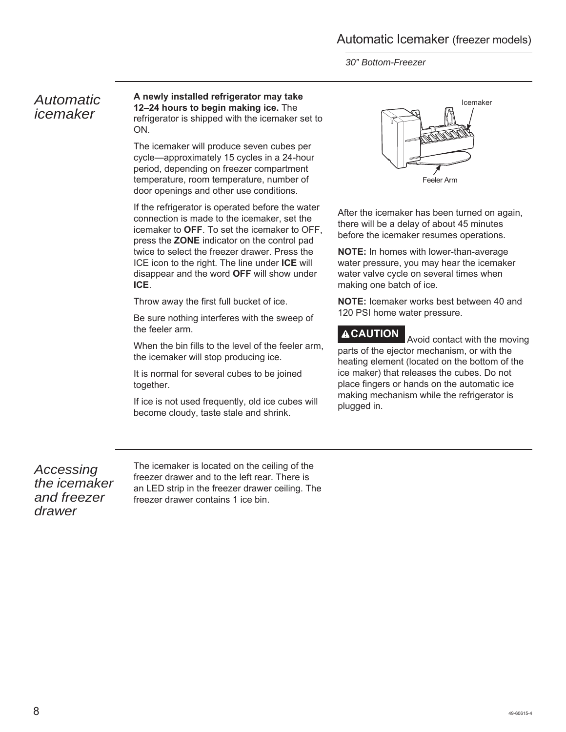## Automatic icemaker

**A newly installed refrigerator may take 12–24 hours to begin making ice.** The refrigerator is shipped with the icemaker set to ON.

The icemaker will produce seven cubes per cycle—approximately 15 cycles in a 24-hour period, depending on freezer compartment temperature, room temperature, number of door openings and other use conditions.

If the refrigerator is operated before the water connection is made to the icemaker, set the icemaker to **OFF**. To set the icemaker to OFF, press the **ZONE** indicator on the control pad twice to select the freezer drawer. Press the ICE icon to the right. The line under **ICE** will disappear and the word **OFF** will show under **ICE**.

Throw away the first full bucket of ice.

Be sure nothing interferes with the sweep of the feeler arm.

When the bin fills to the level of the feeler arm, the icemaker will stop producing ice.

It is normal for several cubes to be joined together.

If ice is not used frequently, old ice cubes will become cloudy, taste stale and shrink.

Icemaker

Feeler Arm

After the icemaker has been turned on again, there will be a delay of about 45 minutes before the icemaker resumes operations.

**NOTE:** In homes with lower-than-average water pressure, you may hear the icemaker water valve cycle on several times when making one batch of ice.

**NOTE:** Icemaker works best between 40 and 120 PSI home water pressure.

**⚠CAUTION** Avoid contact with the moving parts of the ejector mechanism, or with the heating element (located on the bottom of the ice maker) that releases the cubes. Do not place fingers or hands on the automatic ice making mechanism while the refrigerator is plugged in.

## Accessing the icemaker and freezer drawer

The icemaker is located on the ceiling of the freezer drawer and to the left rear. There is an LED strip in the freezer drawer ceiling. The freezer drawer contains 1 ice bin.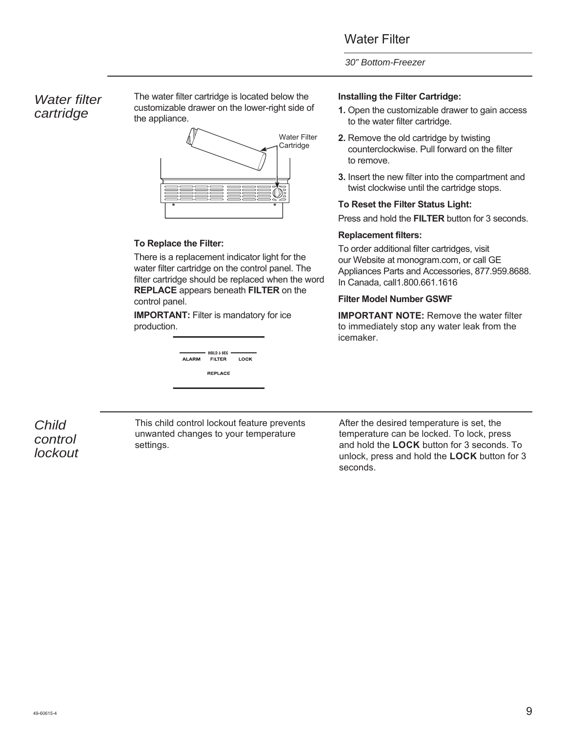## Water filter cartridge

The water filter cartridge is located below the customizable drawer on the lower-right side of the appliance.

Water Filter Cartridge

**To Replace the Filter:**

There is a replacement indicator light for the water filter cartridge on the control panel. The filter cartridge should be replaced when the word **REPLACE** appears beneath **FILTER** on the control panel.

**IMPORTANT:** Filter is mandatory for ice production.

HOLD 3 SEC
ALARM FILTER LOCK
REPLACE

**Installing the Filter Cartridge:**

1. Open the customizable drawer to gain access to the water filter cartridge.
2. Remove the old cartridge by twisting counterclockwise. Pull forward on the filter to remove.
3. Insert the new filter into the compartment and twist clockwise until the cartridge stops.

**To Reset the Filter Status Light:**

Press and hold the **FILTER** button for 3 seconds.

**Replacement filters:**

To order additional filter cartridges, visit our Website at monogram.com, or call GE Appliances Parts and Accessories, 877.959.8688. In Canada, call1.800.661.1616

**Filter Model Number GSWF**

**IMPORTANT NOTE:** Remove the water filter to immediately stop any water leak from the icemaker.

## Child control lockout

This child control lockout feature prevents unwanted changes to your temperature settings.

After the desired temperature is set, the temperature can be locked. To lock, press and hold the **LOCK** button for 3 seconds. To unlock, press and hold the **LOCK** button for 3 seconds.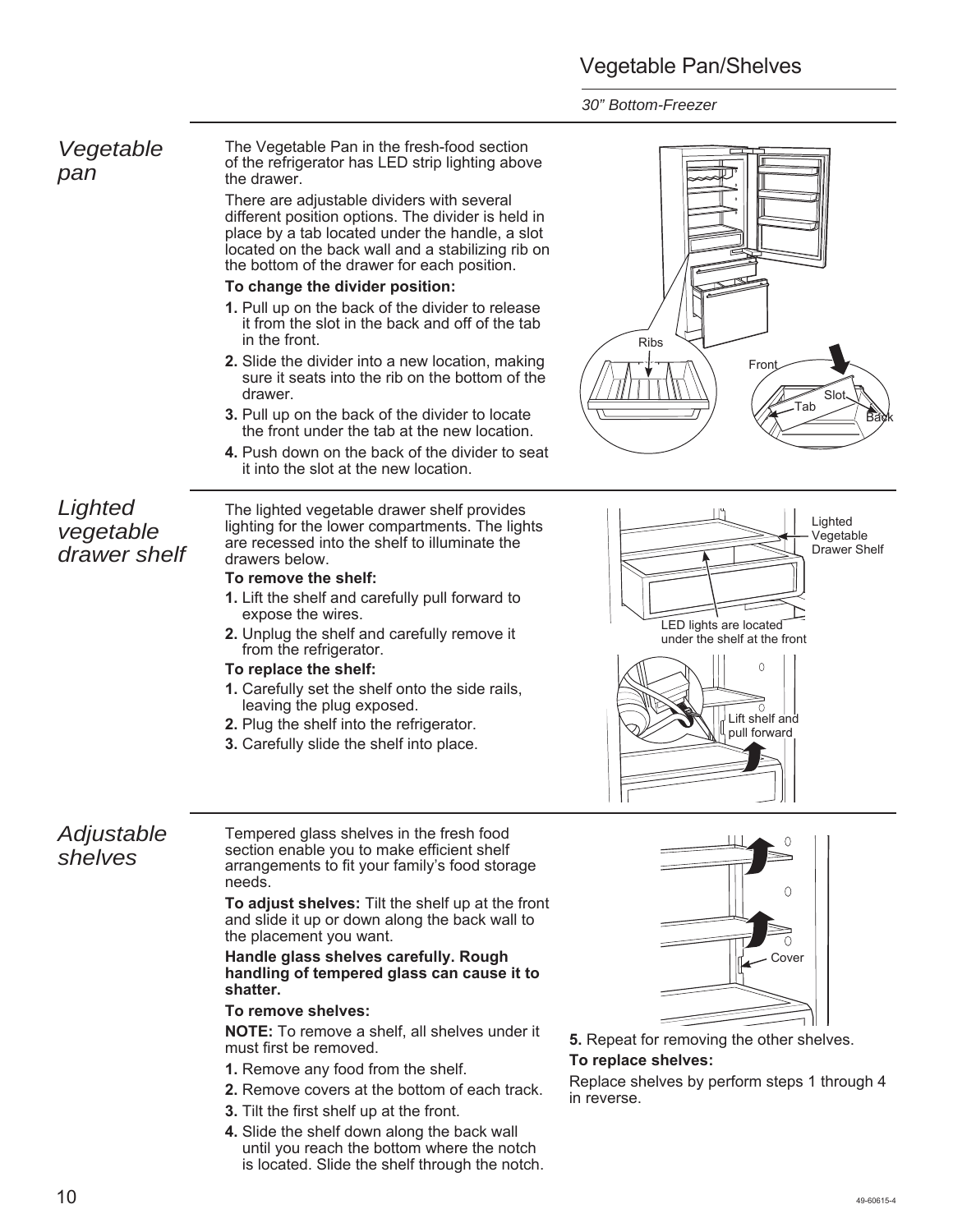# Vegetable Pan/Shelves

*30" Bottom-Freezer*

## *Vegetable pan*

The Vegetable Pan in the fresh-food section of the refrigerator has LED strip lighting above the drawer.

There are adjustable dividers with several different position options. The divider is held in place by a tab located under the handle, a slot located on the back wall and a stabilizing rib on the bottom of the drawer for each position.

**To change the divider position:**

1. Pull up on the back of the divider to release it from the slot in the back and off of the tab in the front.
2. Slide the divider into a new location, making sure it seats into the rib on the bottom of the drawer.
3. Pull up on the back of the divider to locate the front under the tab at the new location.
4. Push down on the back of the divider to seat it into the slot at the new location.

## *Lighted vegetable drawer shelf*

The lighted vegetable drawer shelf provides lighting for the lower compartments. The lights are recessed into the shelf to illuminate the drawers below.

**To remove the shelf:**

1. Lift the shelf and carefully pull forward to expose the wires.
2. Unplug the shelf and carefully remove it from the refrigerator.

**To replace the shelf:**

1. Carefully set the shelf onto the side rails, leaving the plug exposed.
2. Plug the shelf into the refrigerator.
3. Carefully slide the shelf into place.

## *Adjustable shelves*

Tempered glass shelves in the fresh food section enable you to make efficient shelf arrangements to fit your family's food storage needs.

**To adjust shelves:** Tilt the shelf up at the front and slide it up or down along the back wall to the placement you want.

**Handle glass shelves carefully. Rough handling of tempered glass can cause it to shatter.**

**To remove shelves:**

**NOTE:** To remove a shelf, all shelves under it must first be removed.

1. Remove any food from the shelf.
2. Remove covers at the bottom of each track.
3. Tilt the first shelf up at the front.
4. Slide the shelf down along the back wall until you reach the bottom where the notch is located. Slide the shelf through the notch.
5. Repeat for removing the other shelves.

**To replace shelves:**

Replace shelves by perform steps 1 through 4 in reverse.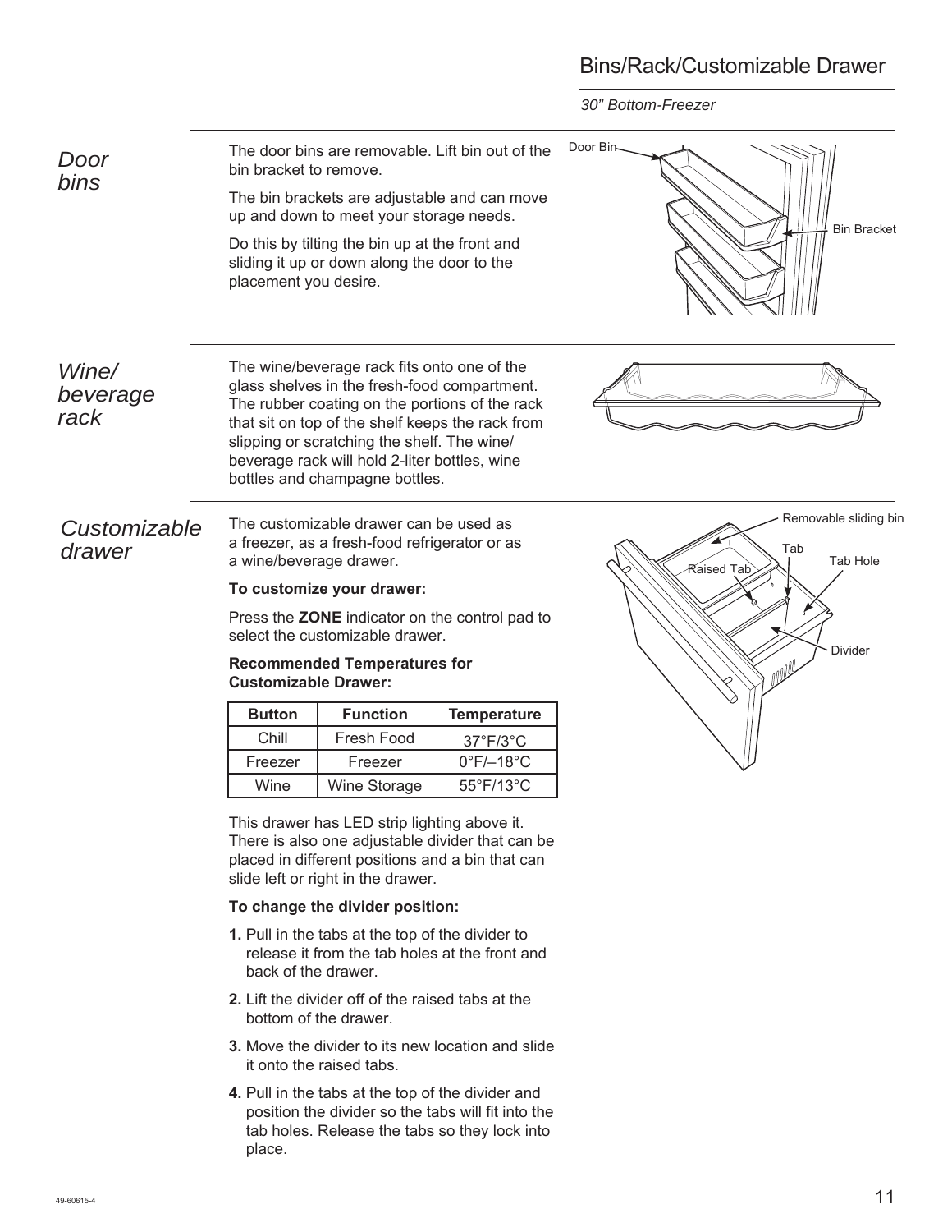# Bins/Rack/Customizable Drawer

*30" Bottom-Freezer*

## *Door bins*

The door bins are removable. Lift bin out of the bin bracket to remove.

The bin brackets are adjustable and can move up and down to meet your storage needs.

Do this by tilting the bin up at the front and sliding it up or down along the door to the placement you desire.

Door Bin

Bin Bracket

## *Wine/beverage rack*

The wine/beverage rack fits onto one of the glass shelves in the fresh-food compartment. The rubber coating on the portions of the rack that sit on top of the shelf keeps the rack from slipping or scratching the shelf. The wine/beverage rack will hold 2-liter bottles, wine bottles and champagne bottles.

## *Customizable drawer*

The customizable drawer can be used as a freezer, as a fresh-food refrigerator or as a wine/beverage drawer.

**To customize your drawer:**

Press the **ZONE** indicator on the control pad to select the customizable drawer.

**Recommended Temperatures for Customizable Drawer:**

| Button | Function | Temperature |
|---|---|---|
| Chill | Fresh Food | 37°F/3°C |
| Freezer | Freezer | 0°F/–18°C |
| Wine | Wine Storage | 55°F/13°C |

This drawer has LED strip lighting above it. There is also one adjustable divider that can be placed in different positions and a bin that can slide left or right in the drawer.

**To change the divider position:**

1. Pull in the tabs at the top of the divider to release it from the tab holes at the front and back of the drawer.
2. Lift the divider off of the raised tabs at the bottom of the drawer.
3. Move the divider to its new location and slide it onto the raised tabs.
4. Pull in the tabs at the top of the divider and position the divider so the tabs will fit into the tab holes. Release the tabs so they lock into place.

Removable sliding bin

Tab

Tab Hole

Raised Tab

Divider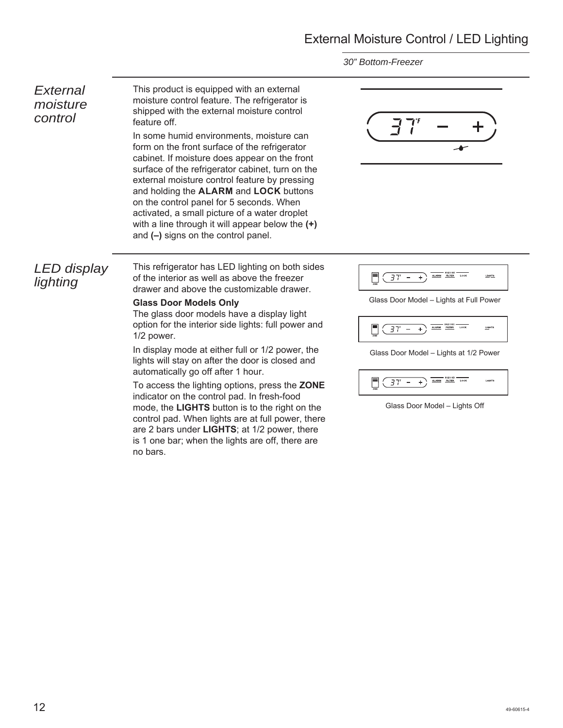# External Moisture Control / LED Lighting

*30" Bottom-Freezer*

## *External moisture control*

This product is equipped with an external moisture control feature. The refrigerator is shipped with the external moisture control feature off.

In some humid environments, moisture can form on the front surface of the refrigerator cabinet. If moisture does appear on the front surface of the refrigerator cabinet, turn on the external moisture control feature by pressing and holding the **ALARM** and **LOCK** buttons on the control panel for 5 seconds. When activated, a small picture of a water droplet with a line through it will appear below the **(+)** and **(–)** signs on the control panel.

## *LED display lighting*

This refrigerator has LED lighting on both sides of the interior as well as above the freezer drawer and above the customizable drawer.

**Glass Door Models Only**

The glass door models have a display light option for the interior side lights: full power and 1/2 power.

In display mode at either full or 1/2 power, the lights will stay on after the door is closed and automatically go off after 1 hour.

To access the lighting options, press the **ZONE** indicator on the control pad. In fresh-food mode, the **LIGHTS** button is to the right on the control pad. When lights are at full power, there are 2 bars under **LIGHTS**; at 1/2 power, there is 1 one bar; when the lights are off, there are no bars.

Glass Door Model – Lights at Full Power

Glass Door Model – Lights at 1/2 Power

Glass Door Model – Lights Off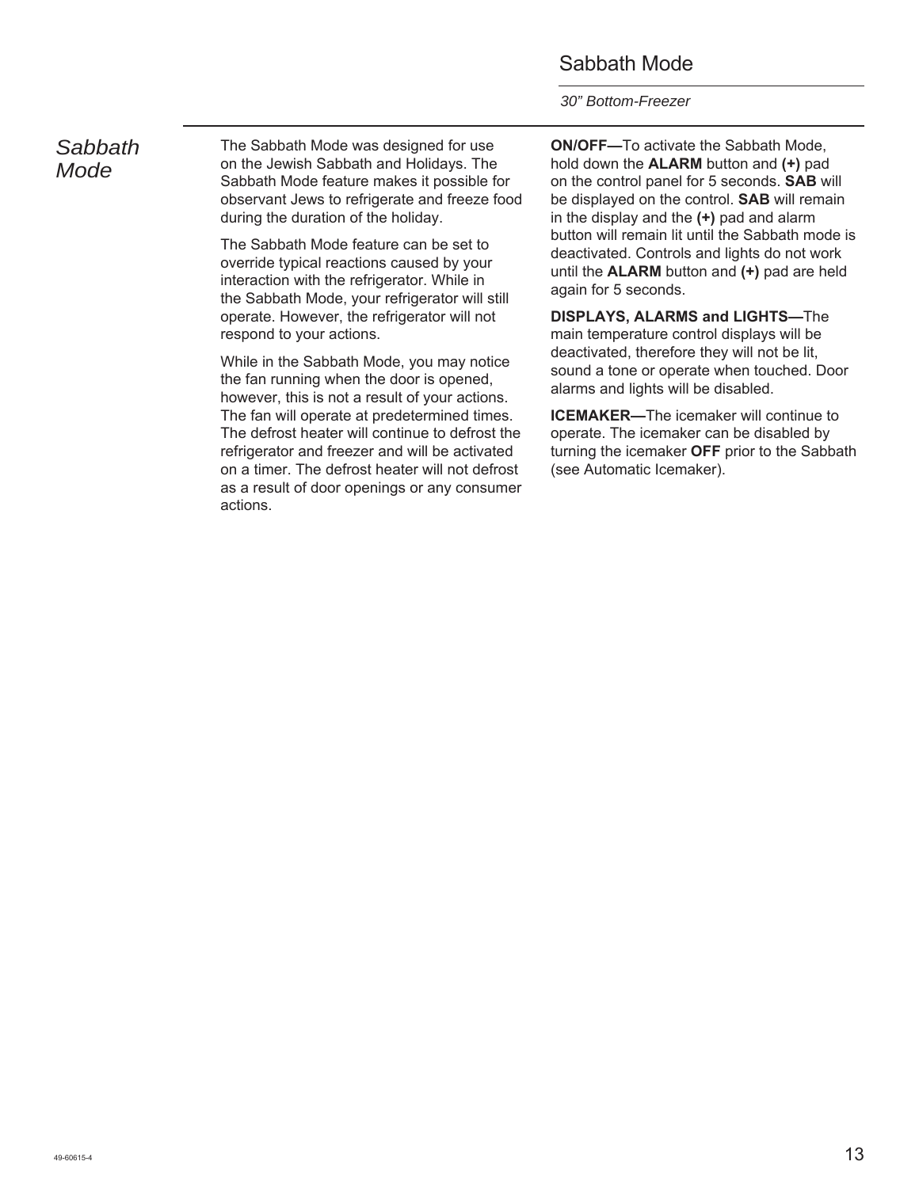# Sabbath Mode

*30" Bottom-Freezer*

## *Sabbath Mode*

The Sabbath Mode was designed for use on the Jewish Sabbath and Holidays. The Sabbath Mode feature makes it possible for observant Jews to refrigerate and freeze food during the duration of the holiday.

The Sabbath Mode feature can be set to override typical reactions caused by your interaction with the refrigerator. While in the Sabbath Mode, your refrigerator will still operate. However, the refrigerator will not respond to your actions.

While in the Sabbath Mode, you may notice the fan running when the door is opened, however, this is not a result of your actions. The fan will operate at predetermined times. The defrost heater will continue to defrost the refrigerator and freezer and will be activated on a timer. The defrost heater will not defrost as a result of door openings or any consumer actions.

**ON/OFF—**To activate the Sabbath Mode, hold down the **ALARM** button and **(+)** pad on the control panel for 5 seconds. **SAB** will be displayed on the control. **SAB** will remain in the display and the **(+)** pad and alarm button will remain lit until the Sabbath mode is deactivated. Controls and lights do not work until the **ALARM** button and **(+)** pad are held again for 5 seconds.

**DISPLAYS, ALARMS and LIGHTS—**The main temperature control displays will be deactivated, therefore they will not be lit, sound a tone or operate when touched. Door alarms and lights will be disabled.

**ICEMAKER—**The icemaker will continue to operate. The icemaker can be disabled by turning the icemaker **OFF** prior to the Sabbath (see Automatic Icemaker).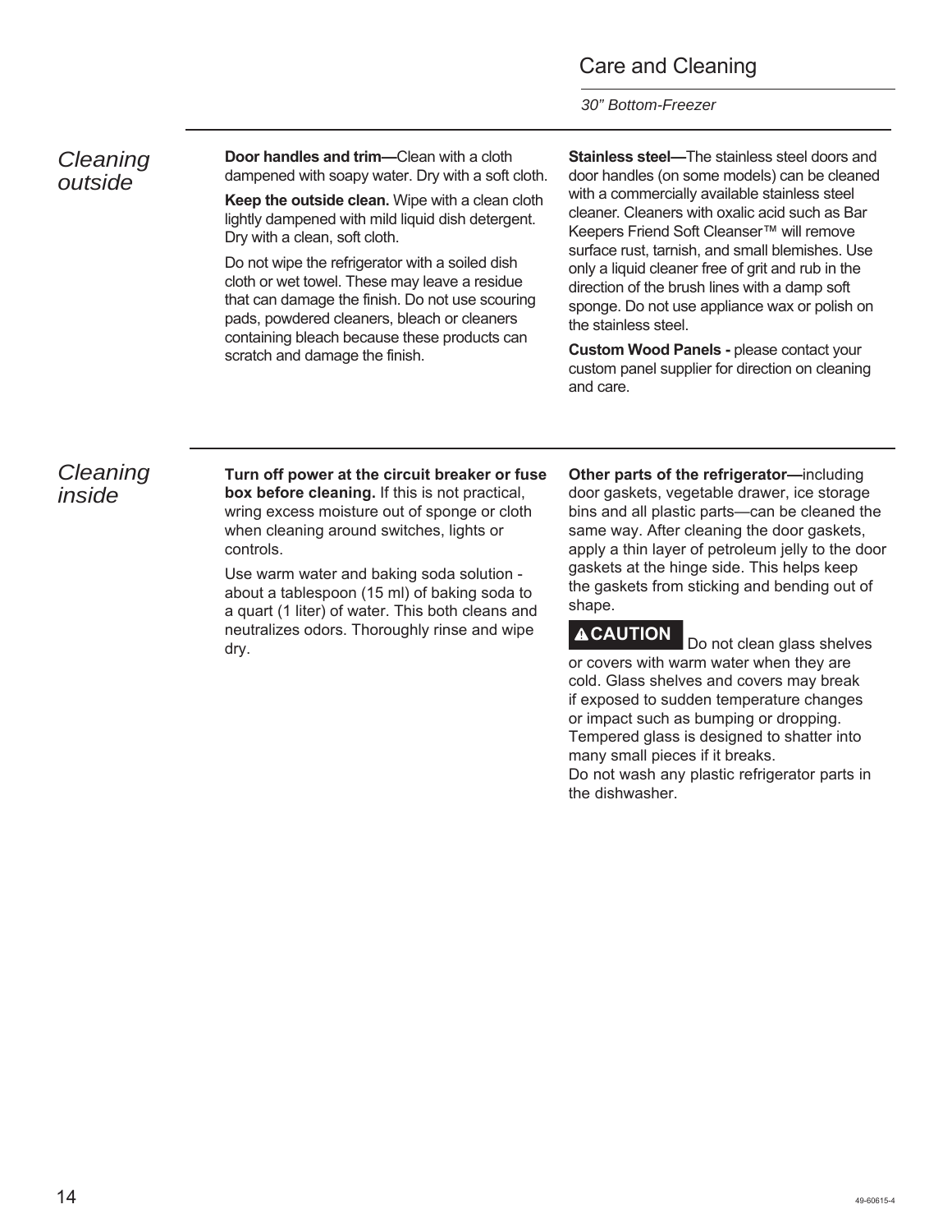## Cleaning outside

**Door handles and trim—**Clean with a cloth dampened with soapy water. Dry with a soft cloth.

**Keep the outside clean.** Wipe with a clean cloth lightly dampened with mild liquid dish detergent. Dry with a clean, soft cloth.

Do not wipe the refrigerator with a soiled dish cloth or wet towel. These may leave a residue that can damage the finish. Do not use scouring pads, powdered cleaners, bleach or cleaners containing bleach because these products can scratch and damage the finish.

**Stainless steel—**The stainless steel doors and door handles (on some models) can be cleaned with a commercially available stainless steel cleaner. Cleaners with oxalic acid such as Bar Keepers Friend Soft Cleanser™ will remove surface rust, tarnish, and small blemishes. Use only a liquid cleaner free of grit and rub in the direction of the brush lines with a damp soft sponge. Do not use appliance wax or polish on the stainless steel.

**Custom Wood Panels -** please contact your custom panel supplier for direction on cleaning and care.

## Cleaning inside

**Turn off power at the circuit breaker or fuse box before cleaning.** If this is not practical, wring excess moisture out of sponge or cloth when cleaning around switches, lights or controls.

Use warm water and baking soda solution - about a tablespoon (15 ml) of baking soda to a quart (1 liter) of water. This both cleans and neutralizes odors. Thoroughly rinse and wipe dry.

**Other parts of the refrigerator—**including door gaskets, vegetable drawer, ice storage bins and all plastic parts—can be cleaned the same way. After cleaning the door gaskets, apply a thin layer of petroleum jelly to the door gaskets at the hinge side. This helps keep the gaskets from sticking and bending out of shape.

**⚠CAUTION** Do not clean glass shelves or covers with warm water when they are cold. Glass shelves and covers may break if exposed to sudden temperature changes or impact such as bumping or dropping. Tempered glass is designed to shatter into many small pieces if it breaks.
Do not wash any plastic refrigerator parts in the dishwasher.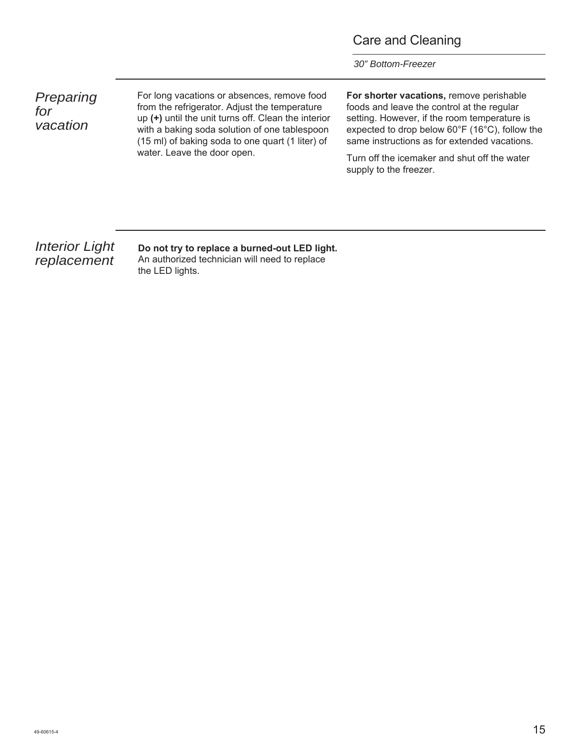## Preparing for vacation

For long vacations or absences, remove food from the refrigerator. Adjust the temperature up **(+)** until the unit turns off. Clean the interior with a baking soda solution of one tablespoon (15 ml) of baking soda to one quart (1 liter) of water. Leave the door open.

**For shorter vacations,** remove perishable foods and leave the control at the regular setting. However, if the room temperature is expected to drop below 60°F (16°C), follow the same instructions as for extended vacations.

Turn off the icemaker and shut off the water supply to the freezer.

## Interior Light replacement

**Do not try to replace a burned-out LED light.** An authorized technician will need to replace the LED lights.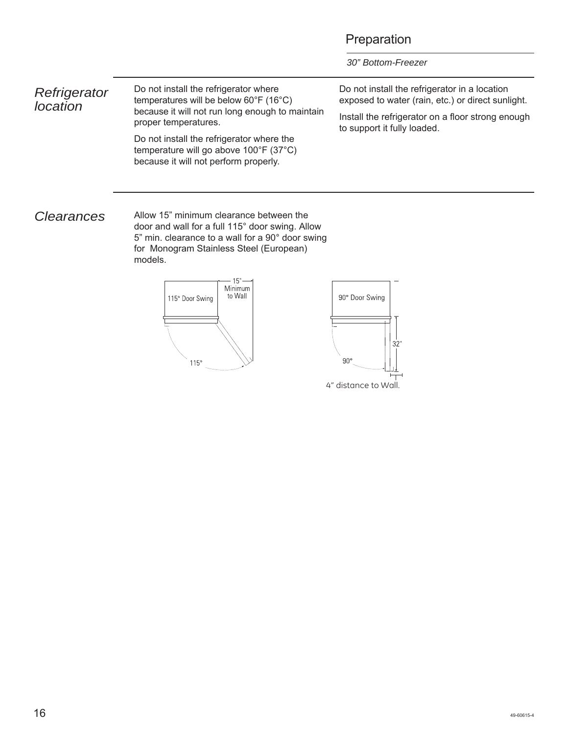## Preparation

*30" Bottom-Freezer*

### *Refrigerator location*

Do not install the refrigerator where temperatures will be below 60°F (16°C) because it will not run long enough to maintain proper temperatures.

Do not install the refrigerator where the temperature will go above 100°F (37°C) because it will not perform properly.

Do not install the refrigerator in a location exposed to water (rain, etc.) or direct sunlight.

Install the refrigerator on a floor strong enough to support it fully loaded.

### *Clearances*

Allow 15" minimum clearance between the door and wall for a full 115° door swing. Allow 5" min. clearance to a wall for a 90° door swing for Monogram Stainless Steel (European) models.

115° Door Swing

15" Minimum to Wall

115°

90° Door Swing

32"

90°

4" distance to Wall.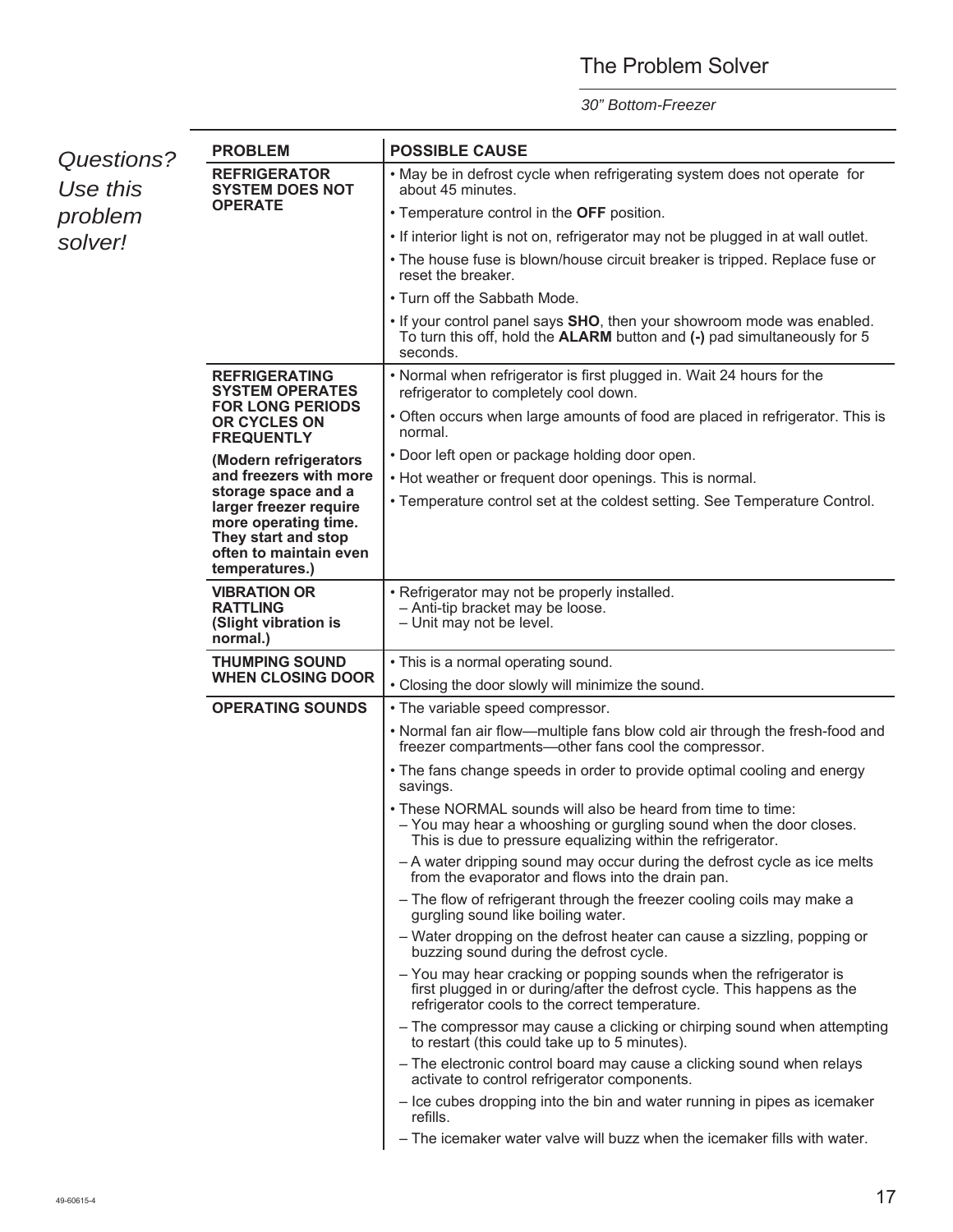# The Problem Solver

*30" Bottom-Freezer*

*Questions? Use this problem solver!*

| PROBLEM | POSSIBLE CAUSE |
| --- | --- |
| **REFRIGERATOR SYSTEM DOES NOT OPERATE** | • May be in defrost cycle when refrigerating system does not operate for about 45 minutes.<br>• Temperature control in the **OFF** position.<br>• If interior light is not on, refrigerator may not be plugged in at wall outlet.<br>• The house fuse is blown/house circuit breaker is tripped. Replace fuse or reset the breaker.<br>• Turn off the Sabbath Mode.<br>• If your control panel says **SHO**, then your showroom mode was enabled. To turn this off, hold the **ALARM** button and **(-)** pad simultaneously for 5 seconds. |
| **REFRIGERATING SYSTEM OPERATES FOR LONG PERIODS OR CYCLES ON FREQUENTLY**<br>**(Modern refrigerators and freezers with more storage space and a larger freezer require more operating time. They start and stop often to maintain even temperatures.)** | • Normal when refrigerator is first plugged in. Wait 24 hours for the refrigerator to completely cool down.<br>• Often occurs when large amounts of food are placed in refrigerator. This is normal.<br>• Door left open or package holding door open.<br>• Hot weather or frequent door openings. This is normal.<br>• Temperature control set at the coldest setting. See Temperature Control. |
| **VIBRATION OR RATTLING (Slight vibration is normal.)** | • Refrigerator may not be properly installed.<br>– Anti-tip bracket may be loose.<br>– Unit may not be level. |
| **THUMPING SOUND WHEN CLOSING DOOR** | • This is a normal operating sound.<br>• Closing the door slowly will minimize the sound. |
| **OPERATING SOUNDS** | • The variable speed compressor.<br>• Normal fan air flow—multiple fans blow cold air through the fresh-food and freezer compartments—other fans cool the compressor.<br>• The fans change speeds in order to provide optimal cooling and energy savings.<br>• These NORMAL sounds will also be heard from time to time:<br>– You may hear a whooshing or gurgling sound when the door closes. This is due to pressure equalizing within the refrigerator.<br>– A water dripping sound may occur during the defrost cycle as ice melts from the evaporator and flows into the drain pan.<br>– The flow of refrigerant through the freezer cooling coils may make a gurgling sound like boiling water.<br>– Water dropping on the defrost heater can cause a sizzling, popping or buzzing sound during the defrost cycle.<br>– You may hear cracking or popping sounds when the refrigerator is first plugged in or during/after the defrost cycle. This happens as the refrigerator cools to the correct temperature.<br>– The compressor may cause a clicking or chirping sound when attempting to restart (this could take up to 5 minutes).<br>– The electronic control board may cause a clicking sound when relays activate to control refrigerator components.<br>– Ice cubes dropping into the bin and water running in pipes as icemaker refills.<br>– The icemaker water valve will buzz when the icemaker fills with water. |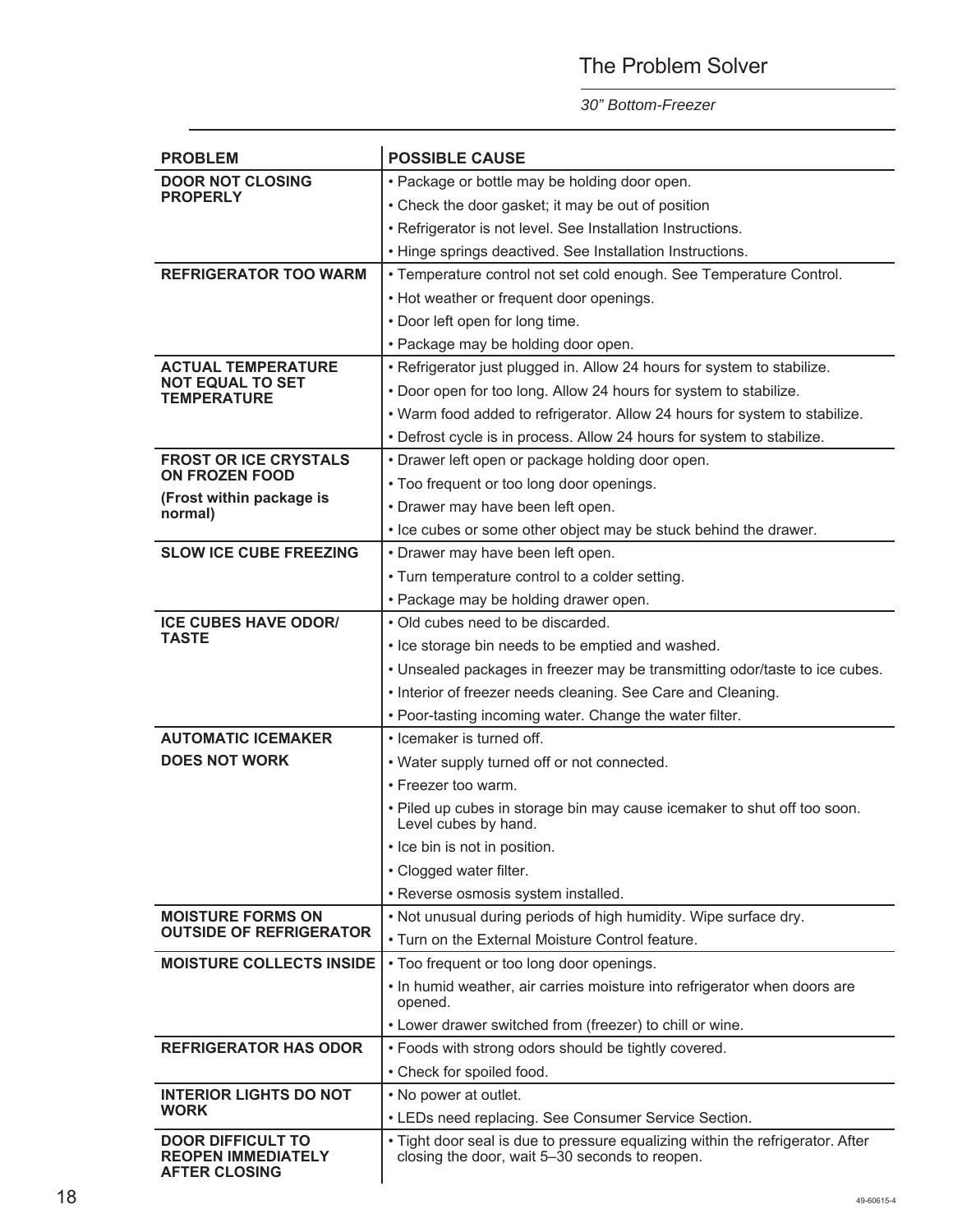# The Problem Solver

*30" Bottom-Freezer*

| PROBLEM | POSSIBLE CAUSE |
|---|---|
| **DOOR NOT CLOSING PROPERLY** | • Package or bottle may be holding door open.<br>• Check the door gasket; it may be out of position<br>• Refrigerator is not level. See Installation Instructions.<br>• Hinge springs deactived. See Installation Instructions. |
| **REFRIGERATOR TOO WARM** | • Temperature control not set cold enough. See Temperature Control.<br>• Hot weather or frequent door openings.<br>• Door left open for long time.<br>• Package may be holding door open. |
| **ACTUAL TEMPERATURE NOT EQUAL TO SET TEMPERATURE** | • Refrigerator just plugged in. Allow 24 hours for system to stabilize.<br>• Door open for too long. Allow 24 hours for system to stabilize.<br>• Warm food added to refrigerator. Allow 24 hours for system to stabilize.<br>• Defrost cycle is in process. Allow 24 hours for system to stabilize. |
| **FROST OR ICE CRYSTALS ON FROZEN FOOD**<br>**(Frost within package is normal)** | • Drawer left open or package holding door open.<br>• Too frequent or too long door openings.<br>• Drawer may have been left open.<br>• Ice cubes or some other object may be stuck behind the drawer. |
| **SLOW ICE CUBE FREEZING** | • Drawer may have been left open.<br>• Turn temperature control to a colder setting.<br>• Package may be holding drawer open. |
| **ICE CUBES HAVE ODOR/ TASTE** | • Old cubes need to be discarded.<br>• Ice storage bin needs to be emptied and washed.<br>• Unsealed packages in freezer may be transmitting odor/taste to ice cubes.<br>• Interior of freezer needs cleaning. See Care and Cleaning.<br>• Poor-tasting incoming water. Change the water filter. |
| **AUTOMATIC ICEMAKER DOES NOT WORK** | • Icemaker is turned off.<br>• Water supply turned off or not connected.<br>• Freezer too warm.<br>• Piled up cubes in storage bin may cause icemaker to shut off too soon. Level cubes by hand.<br>• Ice bin is not in position.<br>• Clogged water filter.<br>• Reverse osmosis system installed. |
| **MOISTURE FORMS ON OUTSIDE OF REFRIGERATOR** | • Not unusual during periods of high humidity. Wipe surface dry.<br>• Turn on the External Moisture Control feature. |
| **MOISTURE COLLECTS INSIDE** | • Too frequent or too long door openings.<br>• In humid weather, air carries moisture into refrigerator when doors are opened.<br>• Lower drawer switched from (freezer) to chill or wine. |
| **REFRIGERATOR HAS ODOR** | • Foods with strong odors should be tightly covered.<br>• Check for spoiled food. |
| **INTERIOR LIGHTS DO NOT WORK** | • No power at outlet.<br>• LEDs need replacing. See Consumer Service Section. |
| **DOOR DIFFICULT TO REOPEN IMMEDIATELY AFTER CLOSING** | • Tight door seal is due to pressure equalizing within the refrigerator. After closing the door, wait 5–30 seconds to reopen. |

49-60615-4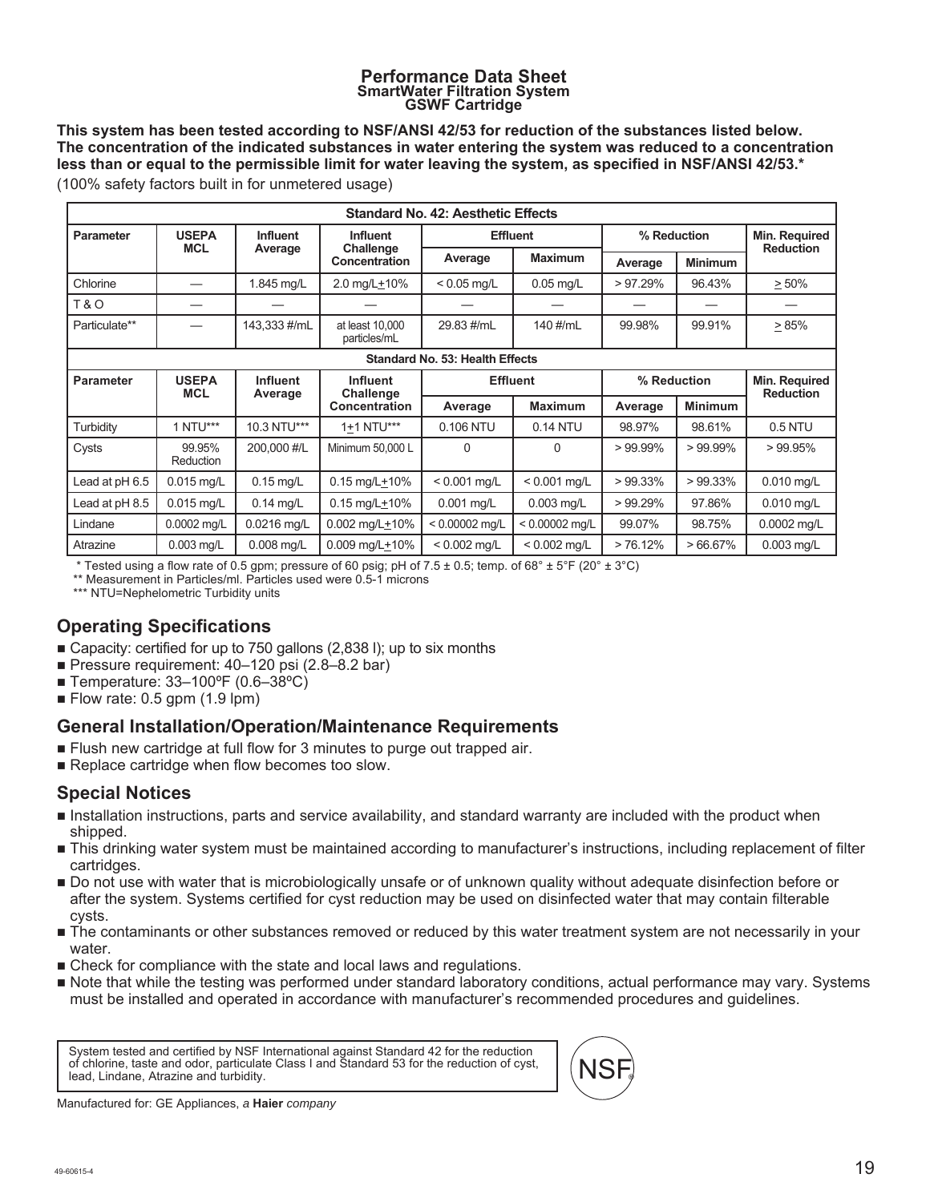# Performance Data Sheet
## SmartWater Filtration System
### GSWF Cartridge

**This system has been tested according to NSF/ANSI 42/53 for reduction of the substances listed below. The concentration of the indicated substances in water entering the system was reduced to a concentration less than or equal to the permissible limit for water leaving the system, as specified in NSF/ANSI 42/53.***

(100% safety factors built in for unmetered usage)

| Standard No. 42: Aesthetic Effects | | | | | | | | |
|---|---|---|---|---|---|---|---|---|
| **Parameter** | **USEPA MCL** | **Influent Average** | **Influent Challenge Concentration** | **Effluent** | | **% Reduction** | | **Min. Required Reduction** |
| | | | | **Average** | **Maximum** | **Average** | **Minimum** | |
| Chlorine | — | 1.845 mg/L | 2.0 mg/L±10% | < 0.05 mg/L | 0.05 mg/L | > 97.29% | 96.43% | ≥ 50% |
| T & O | — | — | — | — | — | — | — | — |
| Particulate** | — | 143,333 #/mL | at least 10,000 particles/mL | 29.83 #/mL | 140 #/mL | 99.98% | 99.91% | ≥ 85% |
| **Standard No. 53: Health Effects** | | | | | | | | |
| **Parameter** | **USEPA MCL** | **Influent Average** | **Influent Challenge Concentration** | **Effluent** | | **% Reduction** | | **Min. Required Reduction** |
| | | | | **Average** | **Maximum** | **Average** | **Minimum** | |
| Turbidity | 1 NTU*** | 10.3 NTU*** | 1±1 NTU*** | 0.106 NTU | 0.14 NTU | 98.97% | 98.61% | 0.5 NTU |
| Cysts | 99.95% Reduction | 200,000 #/L | Minimum 50,000 L | 0 | 0 | > 99.99% | > 99.99% | > 99.95% |
| Lead at pH 6.5 | 0.015 mg/L | 0.15 mg/L | 0.15 mg/L±10% | < 0.001 mg/L | < 0.001 mg/L | > 99.33% | > 99.33% | 0.010 mg/L |
| Lead at pH 8.5 | 0.015 mg/L | 0.14 mg/L | 0.15 mg/L±10% | 0.001 mg/L | 0.003 mg/L | > 99.29% | 97.86% | 0.010 mg/L |
| Lindane | 0.0002 mg/L | 0.0216 mg/L | 0.002 mg/L±10% | < 0.00002 mg/L | < 0.00002 mg/L | 99.07% | 98.75% | 0.0002 mg/L |
| Atrazine | 0.003 mg/L | 0.008 mg/L | 0.009 mg/L±10% | < 0.002 mg/L | < 0.002 mg/L | > 76.12% | > 66.67% | 0.003 mg/L |

\* Tested using a flow rate of 0.5 gpm; pressure of 60 psig; pH of 7.5 ± 0.5; temp. of 68° ± 5°F (20° ± 3°C)

** Measurement in Particles/ml. Particles used were 0.5-1 microns

*** NTU=Nephelometric Turbidity units

## Operating Specifications

- Capacity: certified for up to 750 gallons (2,838 l); up to six months
- Pressure requirement: 40–120 psi (2.8–8.2 bar)
- Temperature: 33–100ºF (0.6–38ºC)
- Flow rate: 0.5 gpm (1.9 lpm)

## General Installation/Operation/Maintenance Requirements

- Flush new cartridge at full flow for 3 minutes to purge out trapped air.
- Replace cartridge when flow becomes too slow.

## Special Notices

- Installation instructions, parts and service availability, and standard warranty are included with the product when shipped.
- This drinking water system must be maintained according to manufacturer's instructions, including replacement of filter cartridges.
- Do not use with water that is microbiologically unsafe or of unknown quality without adequate disinfection before or after the system. Systems certified for cyst reduction may be used on disinfected water that may contain filterable cysts.
- The contaminants or other substances removed or reduced by this water treatment system are not necessarily in your water.
- Check for compliance with the state and local laws and regulations.
- Note that while the testing was performed under standard laboratory conditions, actual performance may vary. Systems must be installed and operated in accordance with manufacturer's recommended procedures and guidelines.

System tested and certified by NSF International against Standard 42 for the reduction of chlorine, taste and odor, particulate Class I and Standard 53 for the reduction of cyst, lead, Lindane, Atrazine and turbidity.

NSF®

Manufactured for: GE Appliances, *a* **Haier** *company*

49-60615-4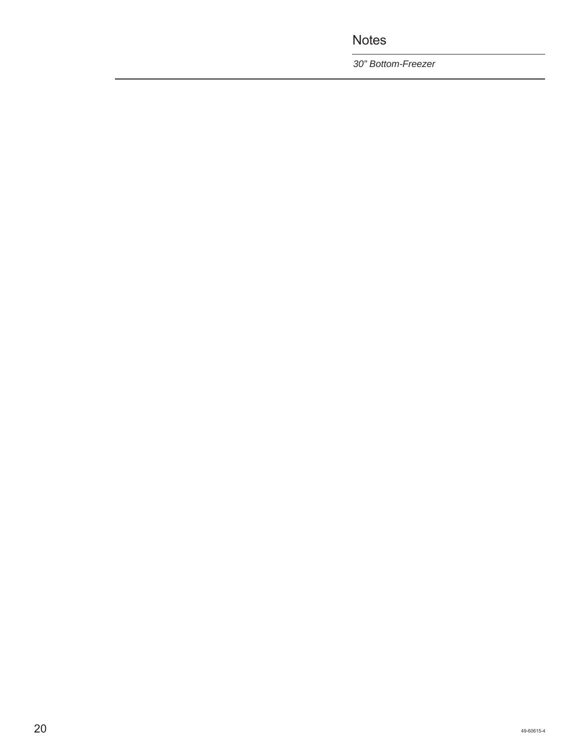# Notes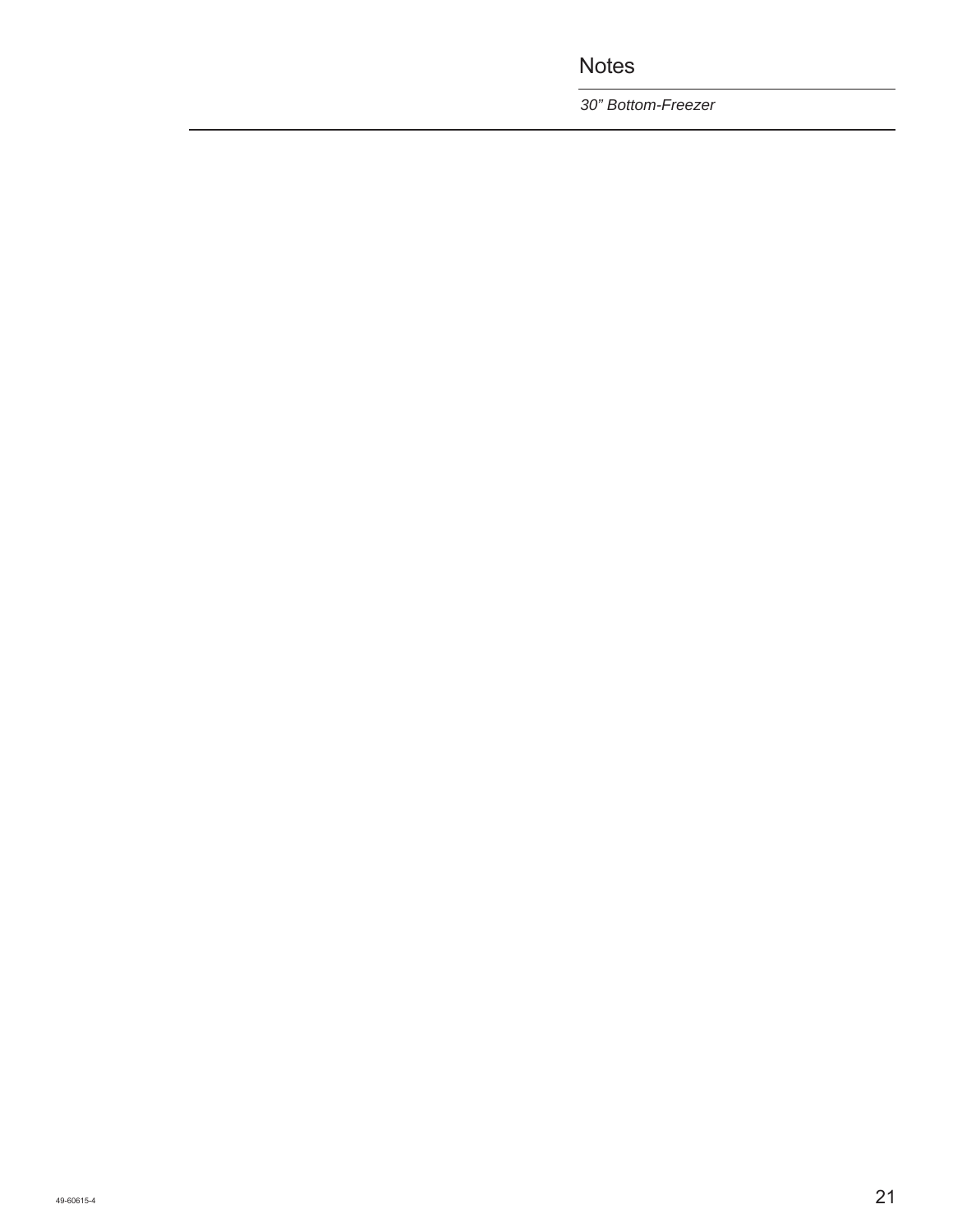# Notes

*30" Bottom-Freezer*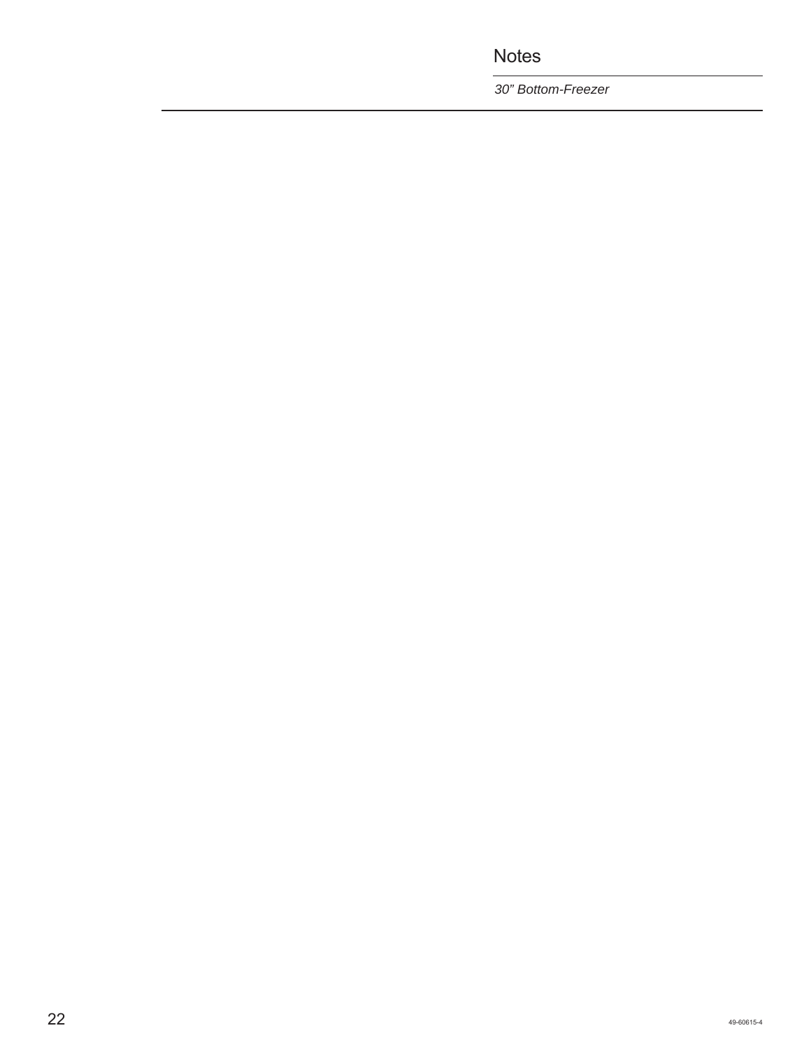# Notes

*30" Bottom-Freezer*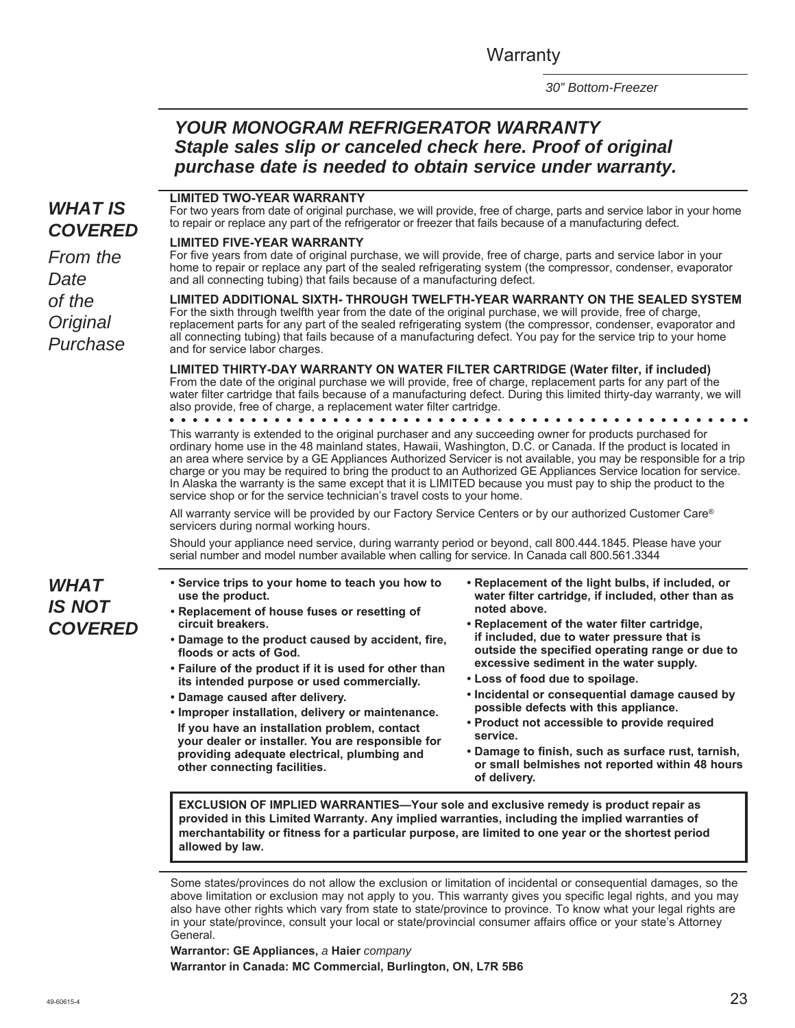## *YOUR MONOGRAM REFRIGERATOR WARRANTY*
## *Staple sales slip or canceled check here. Proof of original purchase date is needed to obtain service under warranty.*

### *WHAT IS COVERED*

*From the Date of the Original Purchase*

**LIMITED TWO-YEAR WARRANTY**
For two years from date of original purchase, we will provide, free of charge, parts and service labor in your home to repair or replace any part of the refrigerator or freezer that fails because of a manufacturing defect.

**LIMITED FIVE-YEAR WARRANTY**
For five years from date of original purchase, we will provide, free of charge, parts and service labor in your home to repair or replace any part of the sealed refrigerating system (the compressor, condenser, evaporator and all connecting tubing) that fails because of a manufacturing defect.

**LIMITED ADDITIONAL SIXTH- THROUGH TWELFTH-YEAR WARRANTY ON THE SEALED SYSTEM**
For the sixth through twelfth year from the date of the original purchase, we will provide, free of charge, replacement parts for any part of the sealed refrigerating system (the compressor, condenser, evaporator and all connecting tubing) that fails because of a manufacturing defect. You pay for the service trip to your home and for service labor charges.

**LIMITED THIRTY-DAY WARRANTY ON WATER FILTER CARTRIDGE (Water filter, if included)**
From the date of the original purchase we will provide, free of charge, replacement parts for any part of the water filter cartridge that fails because of a manufacturing defect. During this limited thirty-day warranty, we will also provide, free of charge, a replacement water filter cartridge.

This warranty is extended to the original purchaser and any succeeding owner for products purchased for ordinary home use in the 48 mainland states, Hawaii, Washington, D.C. or Canada. If the product is located in an area where service by a GE Appliances Authorized Servicer is not available, you may be responsible for a trip charge or you may be required to bring the product to an Authorized GE Appliances Service location for service. In Alaska the warranty is the same except that it is LIMITED because you must pay to ship the product to the service shop or for the service technician's travel costs to your home.

All warranty service will be provided by our Factory Service Centers or by our authorized Customer Care® servicers during normal working hours.

Should your appliance need service, during warranty period or beyond, call 800.444.1845. Please have your serial number and model number available when calling for service. In Canada call 800.561.3344

### *WHAT IS NOT COVERED*

- **Service trips to your home to teach you how to use the product.**
- **Replacement of house fuses or resetting of circuit breakers.**
- **Damage to the product caused by accident, fire, floods or acts of God.**
- **Failure of the product if it is used for other than its intended purpose or used commercially.**
- **Damage caused after delivery.**
- **Improper installation, delivery or maintenance.**
  **If you have an installation problem, contact your dealer or installer. You are responsible for providing adequate electrical, plumbing and other connecting facilities.**
- **Replacement of the light bulbs, if included, or water filter cartridge, if included, other than as noted above.**
- **Replacement of the water filter cartridge, if included, due to water pressure that is outside the specified operating range or due to excessive sediment in the water supply.**
- **Loss of food due to spoilage.**
- **Incidental or consequential damage caused by possible defects with this appliance.**
- **Product not accessible to provide required service.**
- **Damage to finish, such as surface rust, tarnish, or small belmishes not reported within 48 hours of delivery.**

**EXCLUSION OF IMPLIED WARRANTIES—Your sole and exclusive remedy is product repair as provided in this Limited Warranty. Any implied warranties, including the implied warranties of merchantability or fitness for a particular purpose, are limited to one year or the shortest period allowed by law.**

Some states/provinces do not allow the exclusion or limitation of incidental or consequential damages, so the above limitation or exclusion may not apply to you. This warranty gives you specific legal rights, and you may also have other rights which vary from state to state/province to province. To know what your legal rights are in your state/province, consult your local or state/provincial consumer affairs office or your state's Attorney General.

**Warrantor: GE Appliances,** *a* **Haier** *company*

**Warrantor in Canada: MC Commercial, Burlington, ON, L7R 5B6**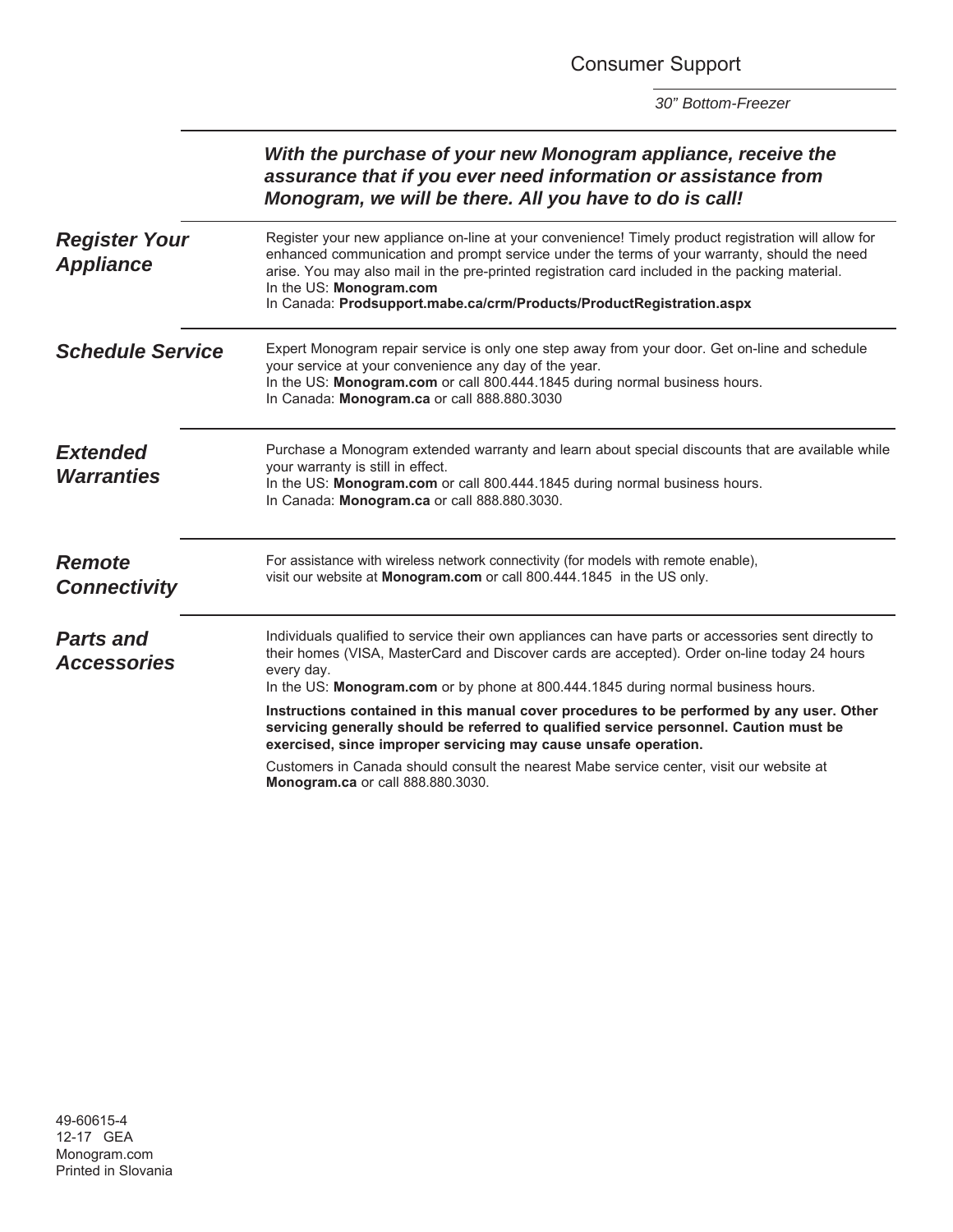# Consumer Support

*30" Bottom-Freezer*

***With the purchase of your new Monogram appliance, receive the assurance that if you ever need information or assistance from Monogram, we will be there. All you have to do is call!***

## *Register Your Appliance*

Register your new appliance on-line at your convenience! Timely product registration will allow for enhanced communication and prompt service under the terms of your warranty, should the need arise. You may also mail in the pre-printed registration card included in the packing material.
In the US: **Monogram.com**
In Canada: **Prodsupport.mabe.ca/crm/Products/ProductRegistration.aspx**

## *Schedule Service*

Expert Monogram repair service is only one step away from your door. Get on-line and schedule your service at your convenience any day of the year.
In the US: **Monogram.com** or call 800.444.1845 during normal business hours.
In Canada: **Monogram.ca** or call 888.880.3030

## *Extended Warranties*

Purchase a Monogram extended warranty and learn about special discounts that are available while your warranty is still in effect.
In the US: **Monogram.com** or call 800.444.1845 during normal business hours.
In Canada: **Monogram.ca** or call 888.880.3030.

## *Remote Connectivity*

For assistance with wireless network connectivity (for models with remote enable), visit our website at **Monogram.com** or call 800.444.1845 in the US only.

## *Parts and Accessories*

Individuals qualified to service their own appliances can have parts or accessories sent directly to their homes (VISA, MasterCard and Discover cards are accepted). Order on-line today 24 hours every day.
In the US: **Monogram.com** or by phone at 800.444.1845 during normal business hours.

**Instructions contained in this manual cover procedures to be performed by any user. Other servicing generally should be referred to qualified service personnel. Caution must be exercised, since improper servicing may cause unsafe operation.**

Customers in Canada should consult the nearest Mabe service center, visit our website at **Monogram.ca** or call 888.880.3030.

49-60615-4
12-17 GEA
Monogram.com
Printed in Slovania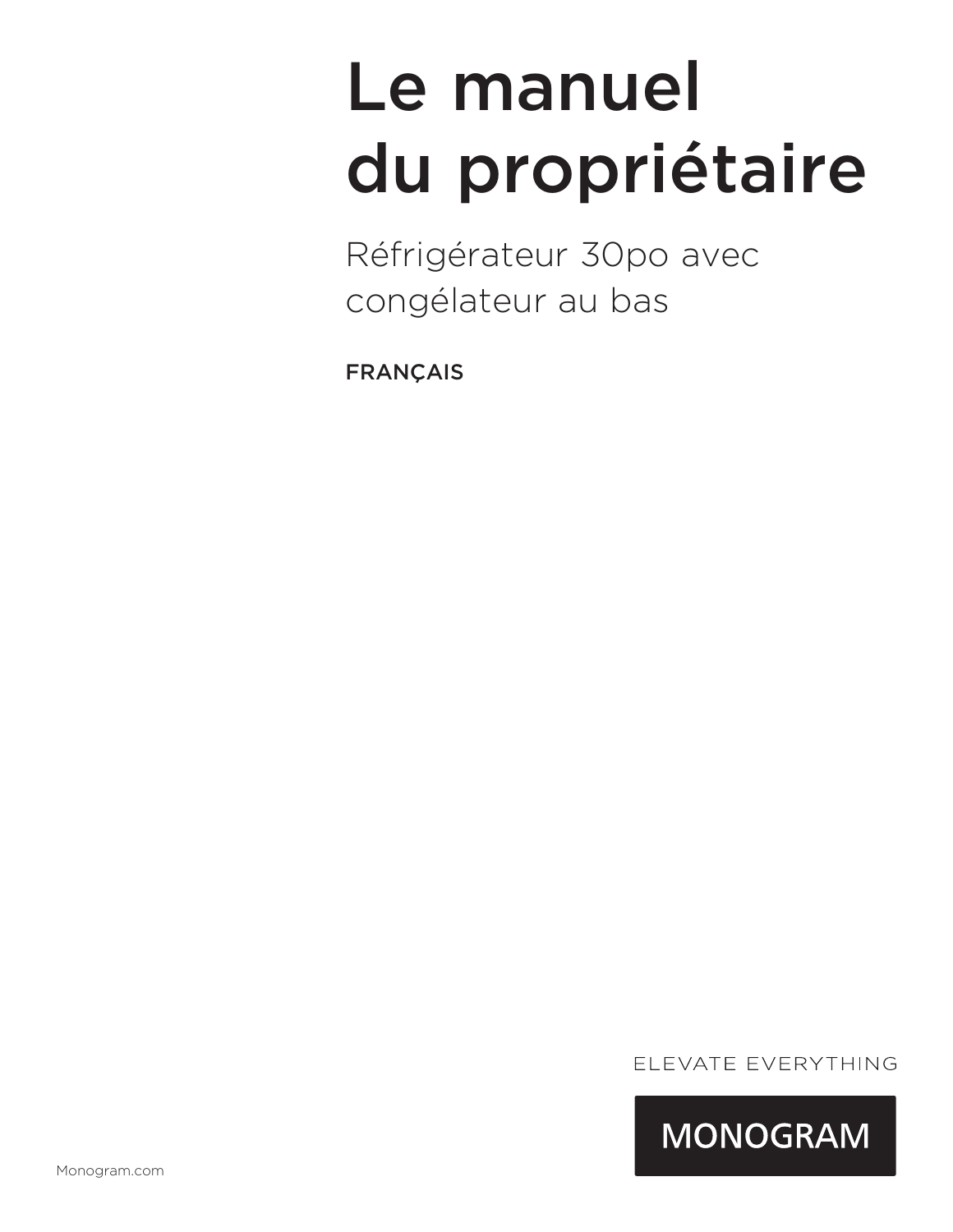# Le manuel du propriétaire

Réfrigérateur 30po avec congélateur au bas

FRANÇAIS

ELEVATE EVERYTHING

MONOGRAM

Monogram.com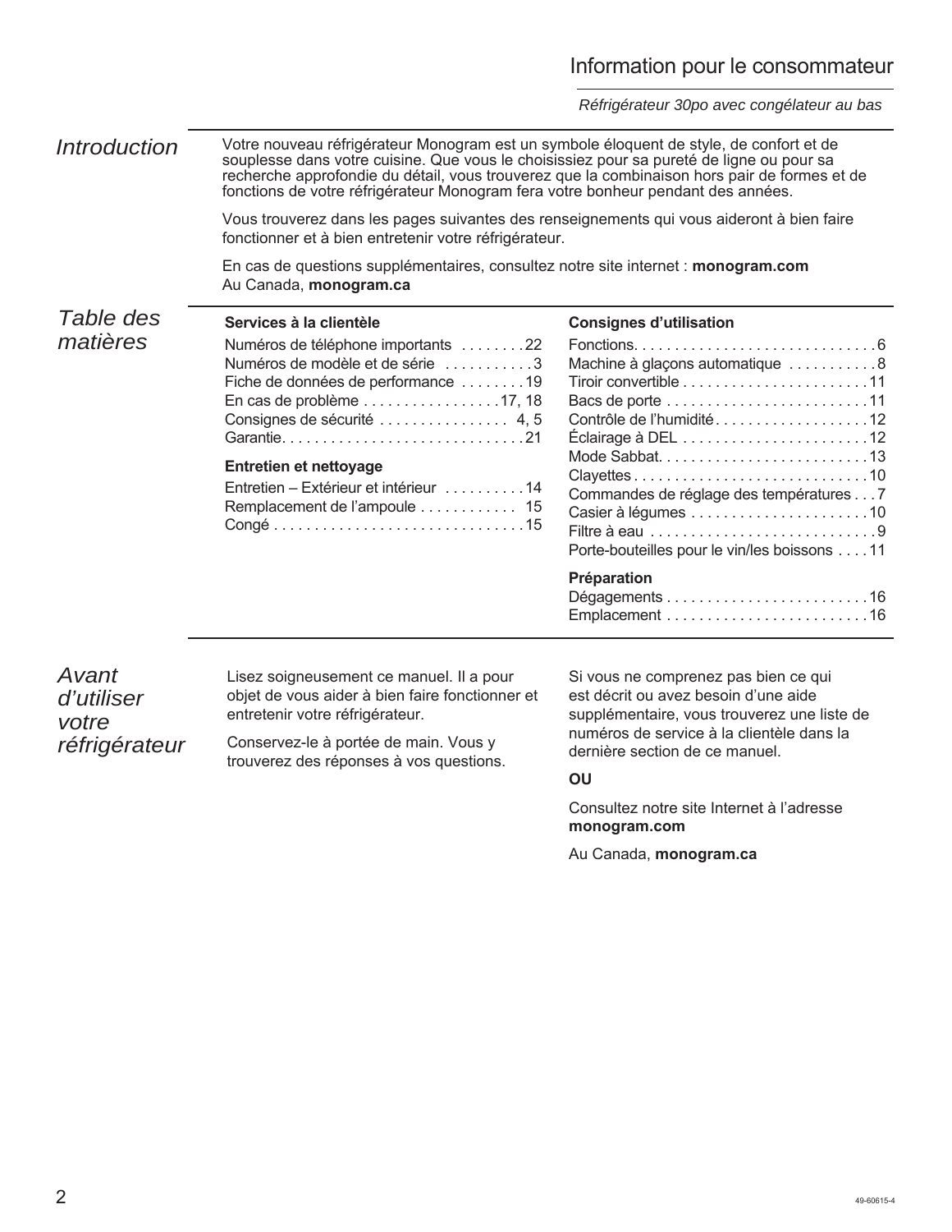# Information pour le consommateur

*Réfrigérateur 30po avec congélateur au bas*

## *Introduction*

Votre nouveau réfrigérateur Monogram est un symbole éloquent de style, de confort et de souplesse dans votre cuisine. Que vous le choisissiez pour sa pureté de ligne ou pour sa recherche approfondie du détail, vous trouverez que la combinaison hors pair de formes et de fonctions de votre réfrigérateur Monogram fera votre bonheur pendant des années.

Vous trouverez dans les pages suivantes des renseignements qui vous aideront à bien faire fonctionner et à bien entretenir votre réfrigérateur.

En cas de questions supplémentaires, consultez notre site internet : **monogram.com**
Au Canada, **monogram.ca**

## *Table des matières*

**Services à la clientèle**

Numéros de téléphone importants . . . . . . . . 22
Numéros de modèle et de série . . . . . . . . . . . 3
Fiche de données de performance . . . . . . . . 19
En cas de problème . . . . . . . . . . . . . . . . . 17, 18
Consignes de sécurité . . . . . . . . . . . . . . . . 4, 5
Garantie. . . . . . . . . . . . . . . . . . . . . . . . . . . . . 21

**Entretien et nettoyage**

Entretien – Extérieur et intérieur . . . . . . . . . . 14
Remplacement de l'ampoule . . . . . . . . . . . . 15
Congé . . . . . . . . . . . . . . . . . . . . . . . . . . . . . . 15

**Consignes d'utilisation**

Fonctions. . . . . . . . . . . . . . . . . . . . . . . . . . . . . 6
Machine à glaçons automatique . . . . . . . . . . . 8
Tiroir convertible . . . . . . . . . . . . . . . . . . . . . . 11
Bacs de porte . . . . . . . . . . . . . . . . . . . . . . . . . 11
Contrôle de l'humidité. . . . . . . . . . . . . . . . . . . 12
Éclairage à DEL . . . . . . . . . . . . . . . . . . . . . . . 12
Mode Sabbat. . . . . . . . . . . . . . . . . . . . . . . . . . 13
Clayettes . . . . . . . . . . . . . . . . . . . . . . . . . . . . . 10
Commandes de réglage des températures . . . 7
Casier à légumes . . . . . . . . . . . . . . . . . . . . . . 10
Filtre à eau . . . . . . . . . . . . . . . . . . . . . . . . . . . . 9
Porte-bouteilles pour le vin/les boissons . . . . 11

**Préparation**

Dégagements . . . . . . . . . . . . . . . . . . . . . . . . . 16
Emplacement . . . . . . . . . . . . . . . . . . . . . . . . . 16

## *Avant d'utiliser votre réfrigérateur*

Lisez soigneusement ce manuel. Il a pour objet de vous aider à bien faire fonctionner et entretenir votre réfrigérateur.

Conservez-le à portée de main. Vous y trouverez des réponses à vos questions.

Si vous ne comprenez pas bien ce qui est décrit ou avez besoin d'une aide supplémentaire, vous trouverez une liste de numéros de service à la clientèle dans la dernière section de ce manuel.

**OU**

Consultez notre site Internet à l'adresse **monogram.com**

Au Canada, **monogram.ca**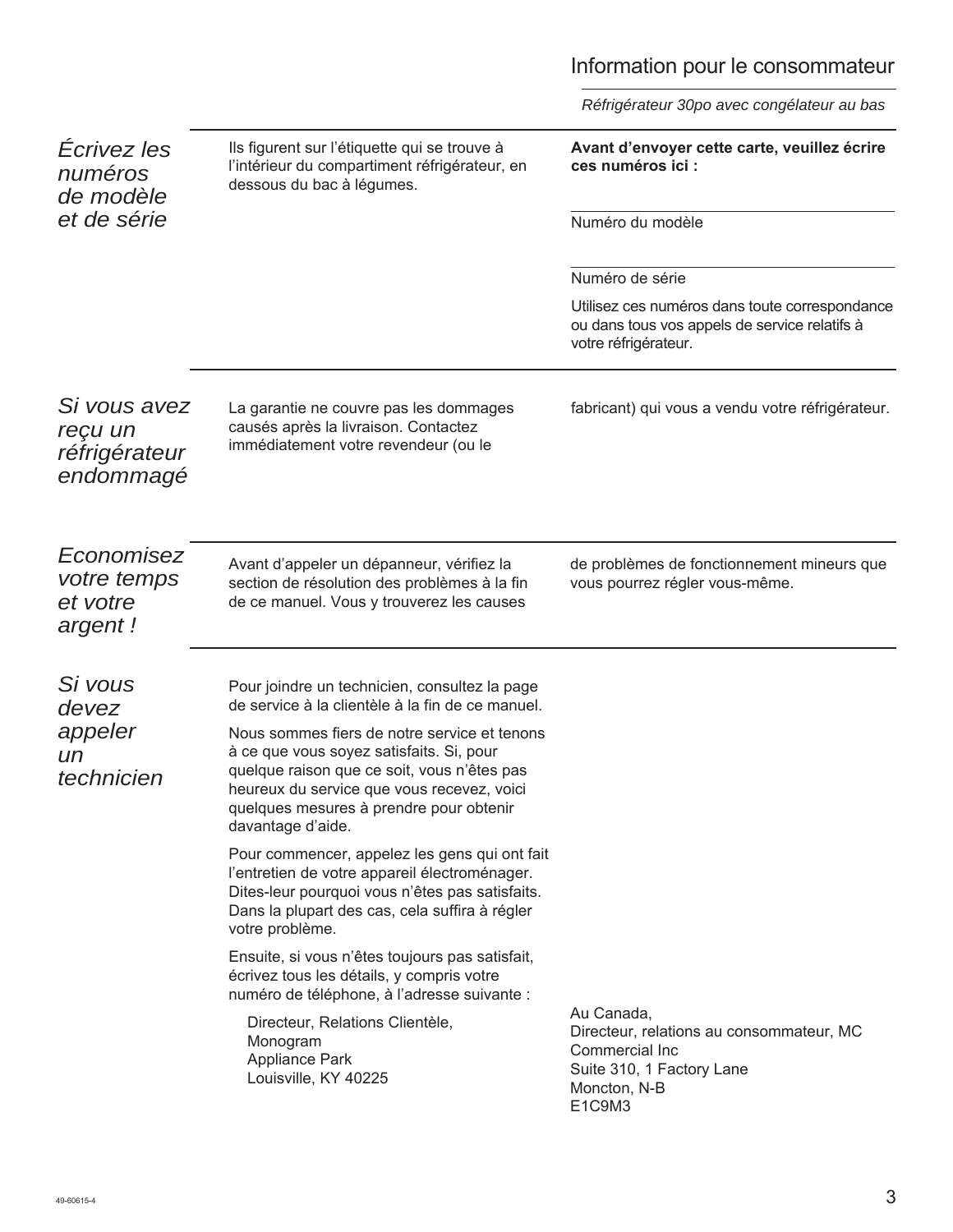# Information pour le consommateur

*Réfrigérateur 30po avec congélateur au bas*

## *Écrivez les numéros de modèle et de série*

Ils figurent sur l'étiquette qui se trouve à l'intérieur du compartiment réfrigérateur, en dessous du bac à légumes.

**Avant d'envoyer cette carte, veuillez écrire ces numéros ici :**

Numéro du modèle

Numéro de série

Utilisez ces numéros dans toute correspondance ou dans tous vos appels de service relatifs à votre réfrigérateur.

## *Si vous avez reçu un réfrigérateur endommagé*

La garantie ne couvre pas les dommages causés après la livraison. Contactez immédiatement votre revendeur (ou le fabricant) qui vous a vendu votre réfrigérateur.

## *Economisez votre temps et votre argent !*

Avant d'appeler un dépanneur, vérifiez la section de résolution des problèmes à la fin de ce manuel. Vous y trouverez les causes de problèmes de fonctionnement mineurs que vous pourrez régler vous-même.

## *Si vous devez appeler un technicien*

Pour joindre un technicien, consultez la page de service à la clientèle à la fin de ce manuel.

Nous sommes fiers de notre service et tenons à ce que vous soyez satisfaits. Si, pour quelque raison que ce soit, vous n'êtes pas heureux du service que vous recevez, voici quelques mesures à prendre pour obtenir davantage d'aide.

Pour commencer, appelez les gens qui ont fait l'entretien de votre appareil électroménager. Dites-leur pourquoi vous n'êtes pas satisfaits. Dans la plupart des cas, cela suffira à régler votre problème.

Ensuite, si vous n'êtes toujours pas satisfait, écrivez tous les détails, y compris votre numéro de téléphone, à l'adresse suivante :

Directeur, Relations Clientèle,
Monogram
Appliance Park
Louisville, KY 40225

Au Canada,
Directeur, relations au consommateur, MC Commercial Inc
Suite 310, 1 Factory Lane
Moncton, N-B
E1C9M3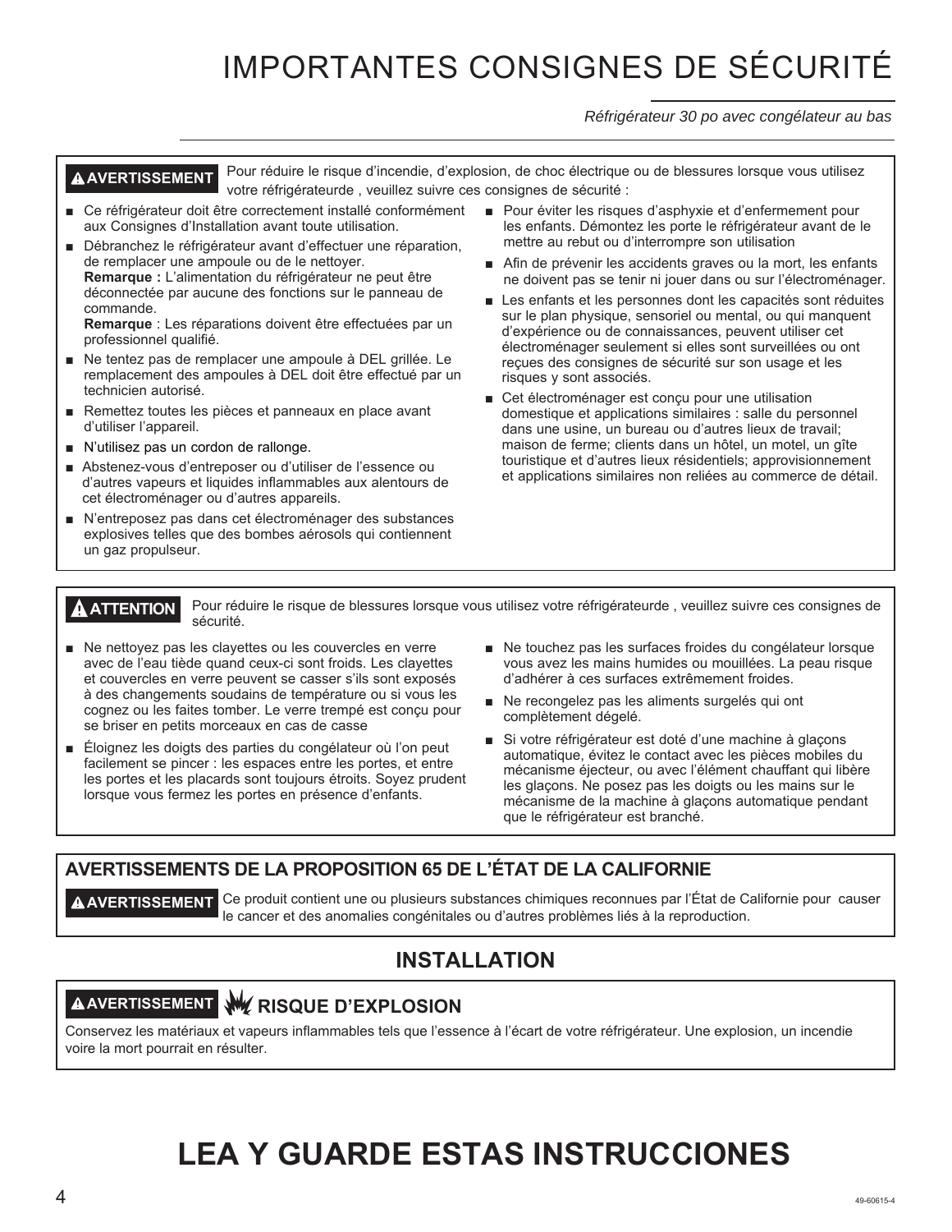# IMPORTANTES CONSIGNES DE SÉCURITÉ

*Réfrigérateur 30 po avec congélateur au bas*

**⚠ AVERTISSEMENT** Pour réduire le risque d'incendie, d'explosion, de choc électrique ou de blessures lorsque vous utilisez votre réfrigérateurde , veuillez suivre ces consignes de sécurité :

- Ce réfrigérateur doit être correctement installé conformément aux Consignes d'Installation avant toute utilisation.
- Débranchez le réfrigérateur avant d'effectuer une réparation, de remplacer une ampoule ou de le nettoyer.
  **Remarque :** L'alimentation du réfrigérateur ne peut être déconnectée par aucune des fonctions sur le panneau de commande.
  **Remarque** : Les réparations doivent être effectuées par un professionnel qualifié.
- Ne tentez pas de remplacer une ampoule à DEL grillée. Le remplacement des ampoules à DEL doit être effectué par un technicien autorisé.
- Remettez toutes les pièces et panneaux en place avant d'utiliser l'appareil.
- N'utilisez pas un cordon de rallonge.
- Abstenez-vous d'entreposer ou d'utiliser de l'essence ou d'autres vapeurs et liquides inflammables aux alentours de cet électroménager ou d'autres appareils.
- N'entreposez pas dans cet électroménager des substances explosives telles que des bombes aérosols qui contiennent un gaz propulseur.
- Pour éviter les risques d'asphyxie et d'enfermement pour les enfants. Démontez les porte le réfrigérateur avant de le mettre au rebut ou d'interrompre son utilisation
- Afin de prévenir les accidents graves ou la mort, les enfants ne doivent pas se tenir ni jouer dans ou sur l'électroménager.
- Les enfants et les personnes dont les capacités sont réduites sur le plan physique, sensoriel ou mental, ou qui manquent d'expérience ou de connaissances, peuvent utiliser cet électroménager seulement si elles sont surveillées ou ont reçues des consignes de sécurité sur son usage et les risques y sont associés.
- Cet électroménager est conçu pour une utilisation domestique et applications similaires : salle du personnel dans une usine, un bureau ou d'autres lieux de travail; maison de ferme; clients dans un hôtel, un motel, un gîte touristique et d'autres lieux résidentiels; approvisionnement et applications similaires non reliées au commerce de détail.

**⚠ ATTENTION** Pour réduire le risque de blessures lorsque vous utilisez votre réfrigérateurde , veuillez suivre ces consignes de sécurité.

- Ne nettoyez pas les clayettes ou les couvercles en verre avec de l'eau tiède quand ceux-ci sont froids. Les clayettes et couvercles en verre peuvent se casser s'ils sont exposés à des changements soudains de température ou si vous les cognez ou les faites tomber. Le verre trempé est conçu pour se briser en petits morceaux en cas de casse
- Éloignez les doigts des parties du congélateur où l'on peut facilement se pincer : les espaces entre les portes, et entre les portes et les placards sont toujours étroits. Soyez prudent lorsque vous fermez les portes en présence d'enfants.
- Ne touchez pas les surfaces froides du congélateur lorsque vous avez les mains humides ou mouillées. La peau risque d'adhérer à ces surfaces extrêmement froides.
- Ne recongelez pas les aliments surgelés qui ont complètement dégelé.
- Si votre réfrigérateur est doté d'une machine à glaçons automatique, évitez le contact avec les pièces mobiles du mécanisme éjecteur, ou avec l'élément chauffant qui libère les glaçons. Ne posez pas les doigts ou les mains sur le mécanisme de la machine à glaçons automatique pendant que le réfrigérateur est branché.

## AVERTISSEMENTS DE LA PROPOSITION 65 DE L'ÉTAT DE LA CALIFORNIE

**⚠ AVERTISSEMENT** Ce produit contient une ou plusieurs substances chimiques reconnues par l'État de Californie pour causer le cancer et des anomalies congénitales ou d'autres problèmes liés à la reproduction.

## INSTALLATION

**⚠ AVERTISSEMENT** **RISQUE D'EXPLOSION**

Conservez les matériaux et vapeurs inflammables tels que l'essence à l'écart de votre réfrigérateur. Une explosion, un incendie voire la mort pourrait en résulter.

# LEA Y GUARDE ESTAS INSTRUCCIONES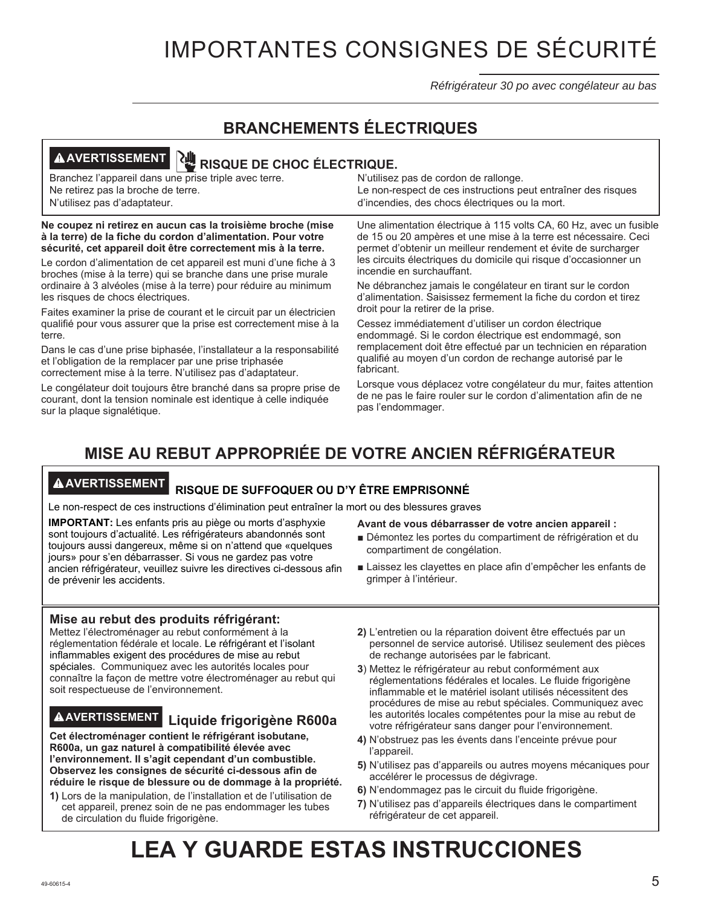# IMPORTANTES CONSIGNES DE SÉCURITÉ

*Réfrigérateur 30 po avec congélateur au bas*

## BRANCHEMENTS ÉLECTRIQUES

**⚠AVERTISSEMENT** **RISQUE DE CHOC ÉLECTRIQUE.**

Branchez l'appareil dans une prise triple avec terre.
Ne retirez pas la broche de terre.
N'utilisez pas d'adaptateur.
N'utilisez pas de cordon de rallonge.
Le non-respect de ces instructions peut entraîner des risques d'incendies, des chocs électriques ou la mort.

**Ne coupez ni retirez en aucun cas la troisième broche (mise à la terre) de la fiche du cordon d'alimentation. Pour votre sécurité, cet appareil doit être correctement mis à la terre.**

Le cordon d'alimentation de cet appareil est muni d'une fiche à 3 broches (mise à la terre) qui se branche dans une prise murale ordinaire à 3 alvéoles (mise à la terre) pour réduire au minimum les risques de chocs électriques.

Faites examiner la prise de courant et le circuit par un électricien qualifié pour vous assurer que la prise est correctement mise à la terre.

Dans le cas d'une prise biphasée, l'installateur a la responsabilité et l'obligation de la remplacer par une prise triphasée correctement mise à la terre. N'utilisez pas d'adaptateur.

Le congélateur doit toujours être branché dans sa propre prise de courant, dont la tension nominale est identique à celle indiquée sur la plaque signalétique.

Une alimentation électrique à 115 volts CA, 60 Hz, avec un fusible de 15 ou 20 ampères et une mise à la terre est nécessaire. Ceci permet d'obtenir un meilleur rendement et évite de surcharger les circuits électriques du domicile qui risque d'occasionner un incendie en surchauffant.

Ne débranchez jamais le congélateur en tirant sur le cordon d'alimentation. Saisissez fermement la fiche du cordon et tirez droit pour la retirer de la prise.

Cessez immédiatement d'utiliser un cordon électrique endommagé. Si le cordon électrique est endommagé, son remplacement doit être effectué par un technicien en réparation qualifié au moyen d'un cordon de rechange autorisé par le fabricant.

Lorsque vous déplacez votre congélateur du mur, faites attention de ne pas le faire rouler sur le cordon d'alimentation afin de ne pas l'endommager.

## MISE AU REBUT APPROPRIÉE DE VOTRE ANCIEN RÉFRIGÉRATEUR

**⚠AVERTISSEMENT** **RISQUE DE SUFFOQUER OU D'Y ÊTRE EMPRISONNÉ**

Le non-respect de ces instructions d'élimination peut entraîner la mort ou des blessures graves

**IMPORTANT:** Les enfants pris au piège ou morts d'asphyxie sont toujours d'actualité. Les réfrigérateurs abandonnés sont toujours aussi dangereux, même si on n'attend que «quelques jours» pour s'en débarrasser. Si vous ne gardez pas votre ancien réfrigérateur, veuillez suivre les directives ci-dessous afin de prévenir les accidents.

**Avant de vous débarrasser de votre ancien appareil :**

- Démontez les portes du compartiment de réfrigération et du compartiment de congélation.
- Laissez les clayettes en place afin d'empêcher les enfants de grimper à l'intérieur.

### Mise au rebut des produits réfrigérant:

Mettez l'électroménager au rebut conformément à la réglementation fédérale et locale. Le réfrigérant et l'isolant inflammables exigent des procédures de mise au rebut spéciales. Communiquez avec les autorités locales pour connaître la façon de mettre votre électroménager au rebut qui soit respectueuse de l'environnement.

**⚠AVERTISSEMENT** **Liquide frigorigène R600a**

**Cet électroménager contient le réfrigérant isobutane, R600a, un gaz naturel à compatibilité élevée avec l'environnement. Il s'agit cependant d'un combustible. Observez les consignes de sécurité ci-dessous afin de réduire le risque de blessure ou de dommage à la propriété.**

1) Lors de la manipulation, de l'installation et de l'utilisation de cet appareil, prenez soin de ne pas endommager les tubes de circulation du fluide frigorigène.
2) L'entretien ou la réparation doivent être effectués par un personnel de service autorisé. Utilisez seulement des pièces de rechange autorisées par le fabricant.
3) Mettez le réfrigérateur au rebut conformément aux réglementations fédérales et locales. Le fluide frigorigène inflammable et le matériel isolant utilisés nécessitent des procédures de mise au rebut spéciales. Communiquez avec les autorités locales compétentes pour la mise au rebut de votre réfrigérateur sans danger pour l'environnement.
4) N'obstruez pas les évents dans l'enceinte prévue pour l'appareil.
5) N'utilisez pas d'appareils ou autres moyens mécaniques pour accélérer le processus de dégivrage.
6) N'endommagez pas le circuit du fluide frigorigène.
7) N'utilisez pas d'appareils électriques dans le compartiment réfrigérateur de cet appareil.

# LEA Y GUARDE ESTAS INSTRUCCIONES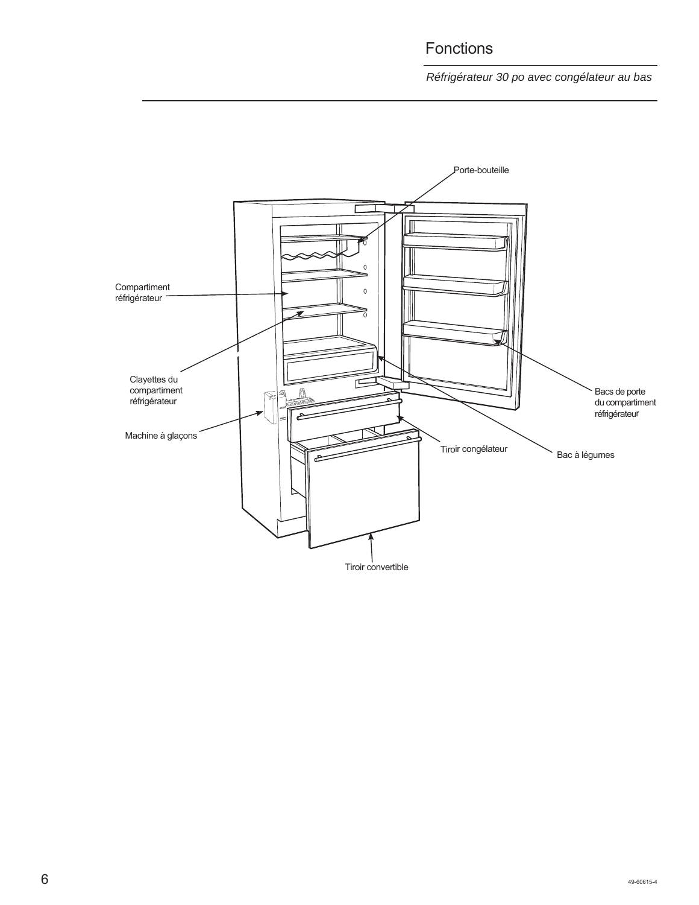# Fonctions

*Réfrigérateur 30 po avec congélateur au bas*

Porte-bouteille

Compartiment réfrigérateur

Clayettes du compartiment réfrigérateur

Machine à glaçons

Tiroir congélateur

Bac à légumes

Bacs de porte du compartiment réfrigérateur

Tiroir convertible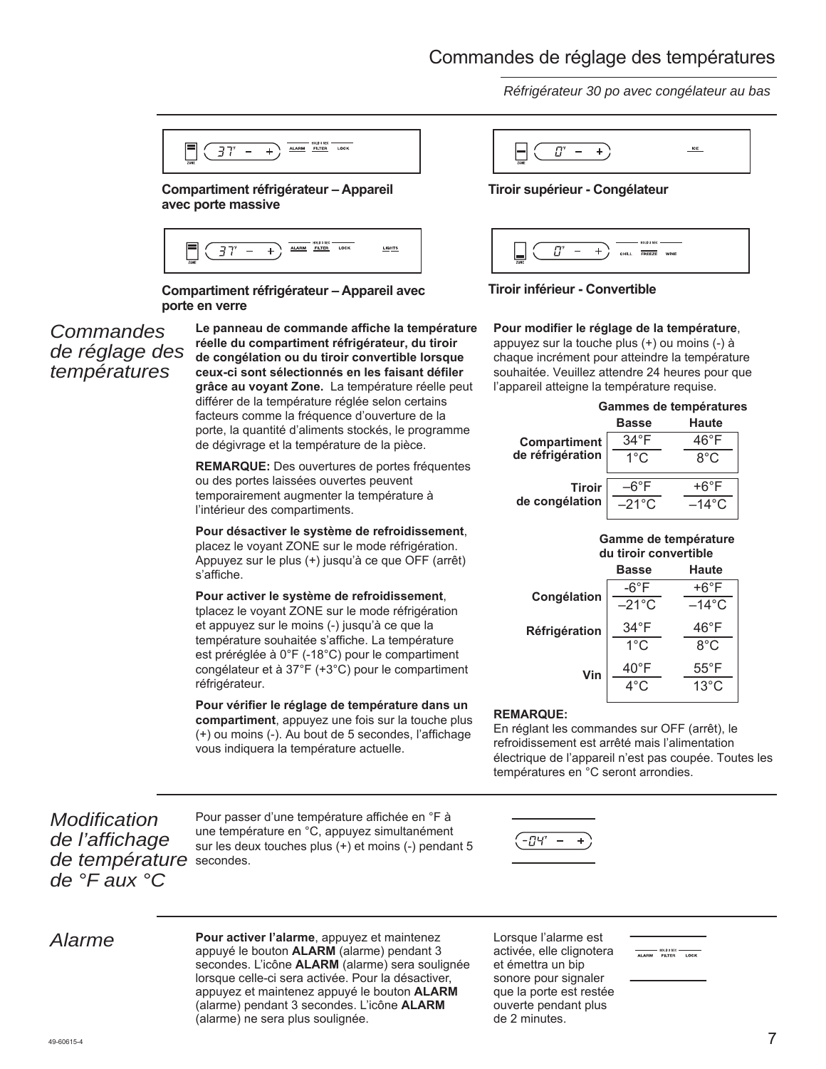# Commandes de réglage des températures

*Réfrigérateur 30 po avec congélateur au bas*

**Compartiment réfrigérateur – Appareil avec porte massive**

**Tiroir supérieur - Congélateur**

**Compartiment réfrigérateur – Appareil avec porte en verre**

**Tiroir inférieur - Convertible**

## *Commandes de réglage des températures*

**Le panneau de commande affiche la température réelle du compartiment réfrigérateur, du tiroir de congélation ou du tiroir convertible lorsque ceux-ci sont sélectionnés en les faisant défiler grâce au voyant Zone.** La température réelle peut différer de la température réglée selon certains facteurs comme la fréquence d'ouverture de la porte, la quantité d'aliments stockés, le programme de dégivrage et la température de la pièce.

**REMARQUE:** Des ouvertures de portes fréquentes ou des portes laissées ouvertes peuvent temporairement augmenter la température à l'intérieur des compartiments.

**Pour désactiver le système de refroidissement**, placez le voyant ZONE sur le mode réfrigération. Appuyez sur le plus (+) jusqu'à ce que OFF (arrêt) s'affiche.

**Pour activer le système de refroidissement**, tplacez le voyant ZONE sur le mode réfrigération et appuyez sur le moins (-) jusqu'à ce que la température souhaitée s'affiche. La température est préréglée à 0°F (-18°C) pour le compartiment congélateur et à 37°F (+3°C) pour le compartiment réfrigérateur.

**Pour vérifier le réglage de température dans un compartiment**, appuyez une fois sur la touche plus (+) ou moins (-). Au bout de 5 secondes, l'affichage vous indiquera la température actuelle.

**Pour modifier le réglage de la température**, appuyez sur la touche plus (+) ou moins (-) à chaque incrément pour atteindre la température souhaitée. Veuillez attendre 24 heures pour que l'appareil atteigne la température requise.

**Gammes de températures**

| | Basse | Haute |
|---|---|---|
| **Compartiment de réfrigération** | 34°F / 1°C | 46°F / 8°C |
| **Tiroir de congélation** | –6°F / –21°C | +6°F / –14°C |

**Gamme de température du tiroir convertible**

| | Basse | Haute |
|---|---|---|
| **Congélation** | -6°F / –21°C | +6°F / –14°C |
| **Réfrigération** | 34°F / 1°C | 46°F / 8°C |
| **Vin** | 40°F / 4°C | 55°F / 13°C |

**REMARQUE:**
En réglant les commandes sur OFF (arrêt), le refroidissement est arrêté mais l'alimentation électrique de l'appareil n'est pas coupée. Toutes les températures en °C seront arrondies.

## *Modification de l'affichage de température de °F aux °C*

Pour passer d'une température affichée en °F à une température en °C, appuyez simultanément sur les deux touches plus (+) et moins (-) pendant 5 secondes.

## *Alarme*

**Pour activer l'alarme**, appuyez et maintenez appuyé le bouton **ALARM** (alarme) pendant 3 secondes. L'icône **ALARM** (alarme) sera soulignée lorsque celle-ci sera activée. Pour la désactiver, appuyez et maintenez appuyé le bouton **ALARM** (alarme) pendant 3 secondes. L'icône **ALARM** (alarme) ne sera plus soulignée.

Lorsque l'alarme est activée, elle clignotera et émettra un bip sonore pour signaler que la porte est restée ouverte pendant plus de 2 minutes.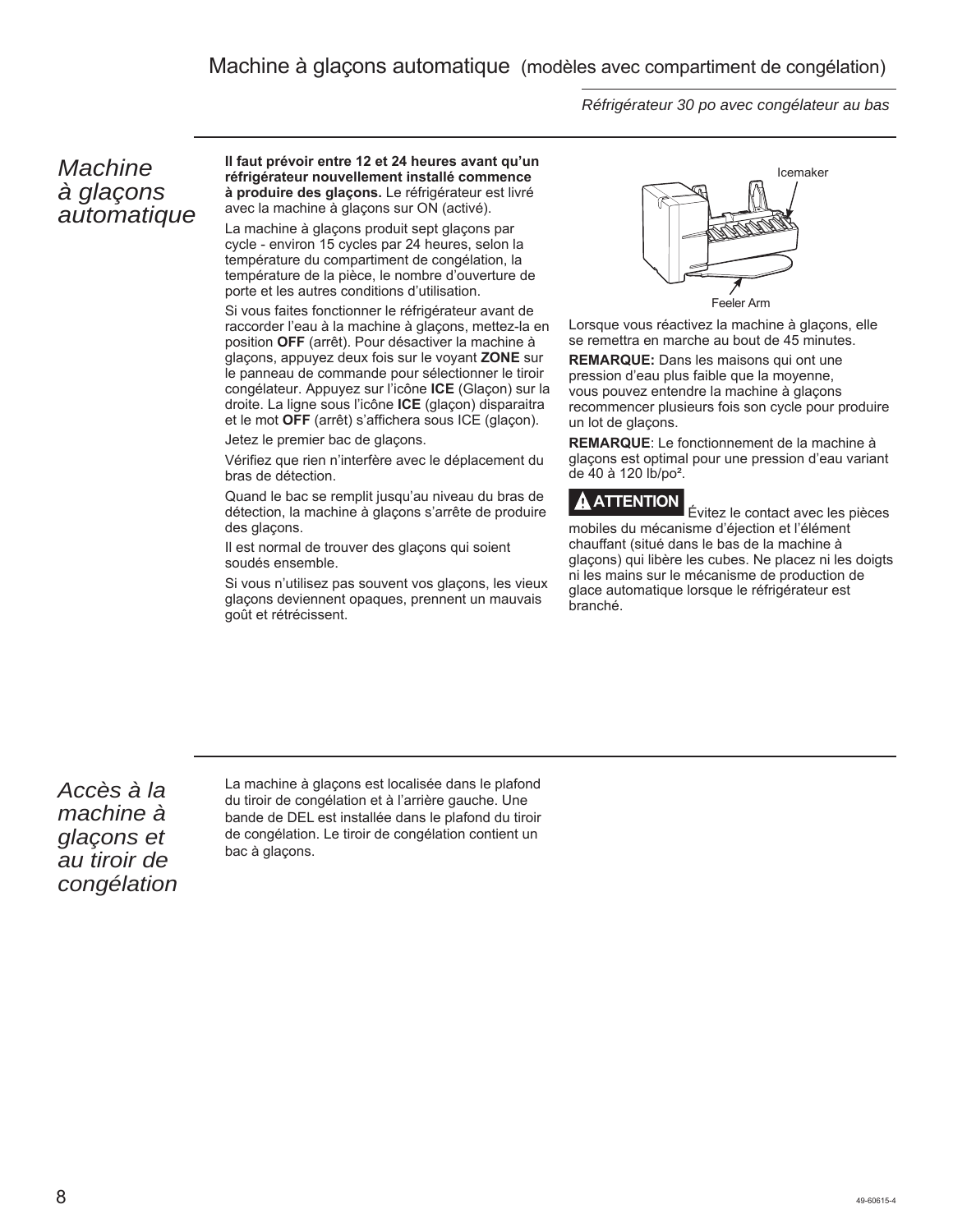# Machine à glaçons automatique (modèles avec compartiment de congélation)

*Réfrigérateur 30 po avec congélateur au bas*

## *Machine à glaçons automatique*

**Il faut prévoir entre 12 et 24 heures avant qu'un réfrigérateur nouvellement installé commence à produire des glaçons.** Le réfrigérateur est livré avec la machine à glaçons sur ON (activé).

La machine à glaçons produit sept glaçons par cycle - environ 15 cycles par 24 heures, selon la température du compartiment de congélation, la température de la pièce, le nombre d'ouverture de porte et les autres conditions d'utilisation.

Si vous faites fonctionner le réfrigérateur avant de raccorder l'eau à la machine à glaçons, mettez-la en position **OFF** (arrêt). Pour désactiver la machine à glaçons, appuyez deux fois sur le voyant **ZONE** sur le panneau de commande pour sélectionner le tiroir congélateur. Appuyez sur l'icône **ICE** (Glaçon) sur la droite. La ligne sous l'icône **ICE** (glaçon) disparaitra et le mot **OFF** (arrêt) s'affichera sous ICE (glaçon).

Jetez le premier bac de glaçons.

Vérifiez que rien n'interfère avec le déplacement du bras de détection.

Quand le bac se remplit jusqu'au niveau du bras de détection, la machine à glaçons s'arrête de produire des glaçons.

Il est normal de trouver des glaçons qui soient soudés ensemble.

Si vous n'utilisez pas souvent vos glaçons, les vieux glaçons deviennent opaques, prennent un mauvais goût et rétrécissent.

Icemaker

Feeler Arm

Lorsque vous réactivez la machine à glaçons, elle se remettra en marche au bout de 45 minutes.

**REMARQUE:** Dans les maisons qui ont une pression d'eau plus faible que la moyenne, vous pouvez entendre la machine à glaçons recommencer plusieurs fois son cycle pour produire un lot de glaçons.

**REMARQUE**: Le fonctionnement de la machine à glaçons est optimal pour une pression d'eau variant de 40 à 120 lb/po².

**⚠ ATTENTION** Évitez le contact avec les pièces mobiles du mécanisme d'éjection et l'élément chauffant (situé dans le bas de la machine à glaçons) qui libère les cubes. Ne placez ni les doigts ni les mains sur le mécanisme de production de glace automatique lorsque le réfrigérateur est branché.

## *Accès à la machine à glaçons et au tiroir de congélation*

La machine à glaçons est localisée dans le plafond du tiroir de congélation et à l'arrière gauche. Une bande de DEL est installée dans le plafond du tiroir de congélation. Le tiroir de congélation contient un bac à glaçons.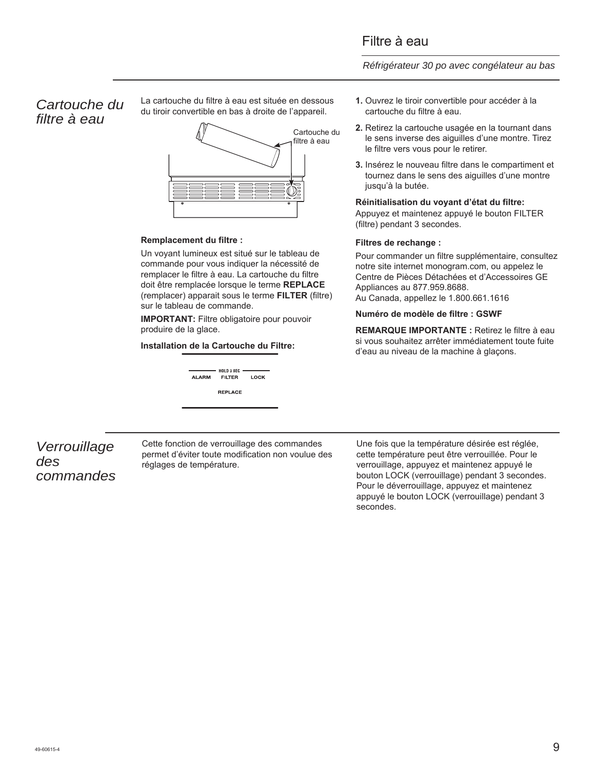# Filtre à eau

*Réfrigérateur 30 po avec congélateur au bas*

## *Cartouche du filtre à eau*

La cartouche du filtre à eau est située en dessous du tiroir convertible en bas à droite de l'appareil.

Cartouche du filtre à eau

**Remplacement du filtre :**

Un voyant lumineux est situé sur le tableau de commande pour vous indiquer la nécessité de remplacer le filtre à eau. La cartouche du filtre doit être remplacée lorsque le terme **REPLACE** (remplacer) apparait sous le terme **FILTER** (filtre) sur le tableau de commande.

**IMPORTANT:** Filtre obligatoire pour pouvoir produire de la glace.

**Installation de la Cartouche du Filtre:**

HOLD 3 SEC
ALARM FILTER LOCK
REPLACE

1. Ouvrez le tiroir convertible pour accéder à la cartouche du filtre à eau.
2. Retirez la cartouche usagée en la tournant dans le sens inverse des aiguilles d'une montre. Tirez le filtre vers vous pour le retirer.
3. Insérez le nouveau filtre dans le compartiment et tournez dans le sens des aiguilles d'une montre jusqu'à la butée.

**Réinitialisation du voyant d'état du filtre:**
Appuyez et maintenez appuyé le bouton FILTER (filtre) pendant 3 secondes.

**Filtres de rechange :**

Pour commander un filtre supplémentaire, consultez notre site internet monogram.com, ou appelez le Centre de Pièces Détachées et d'Accessoires GE Appliances au 877.959.8688.
Au Canada, appellez le 1.800.661.1616

**Numéro de modèle de filtre : GSWF**

**REMARQUE IMPORTANTE :** Retirez le filtre à eau si vous souhaitez arrêter immédiatement toute fuite d'eau au niveau de la machine à glaçons.

## *Verrouillage des commandes*

Cette fonction de verrouillage des commandes permet d'éviter toute modification non voulue des réglages de température.

Une fois que la température désirée est réglée, cette température peut être verrouillée. Pour le verrouillage, appuyez et maintenez appuyé le bouton LOCK (verrouillage) pendant 3 secondes. Pour le déverrouillage, appuyez et maintenez appuyé le bouton LOCK (verrouillage) pendant 3 secondes.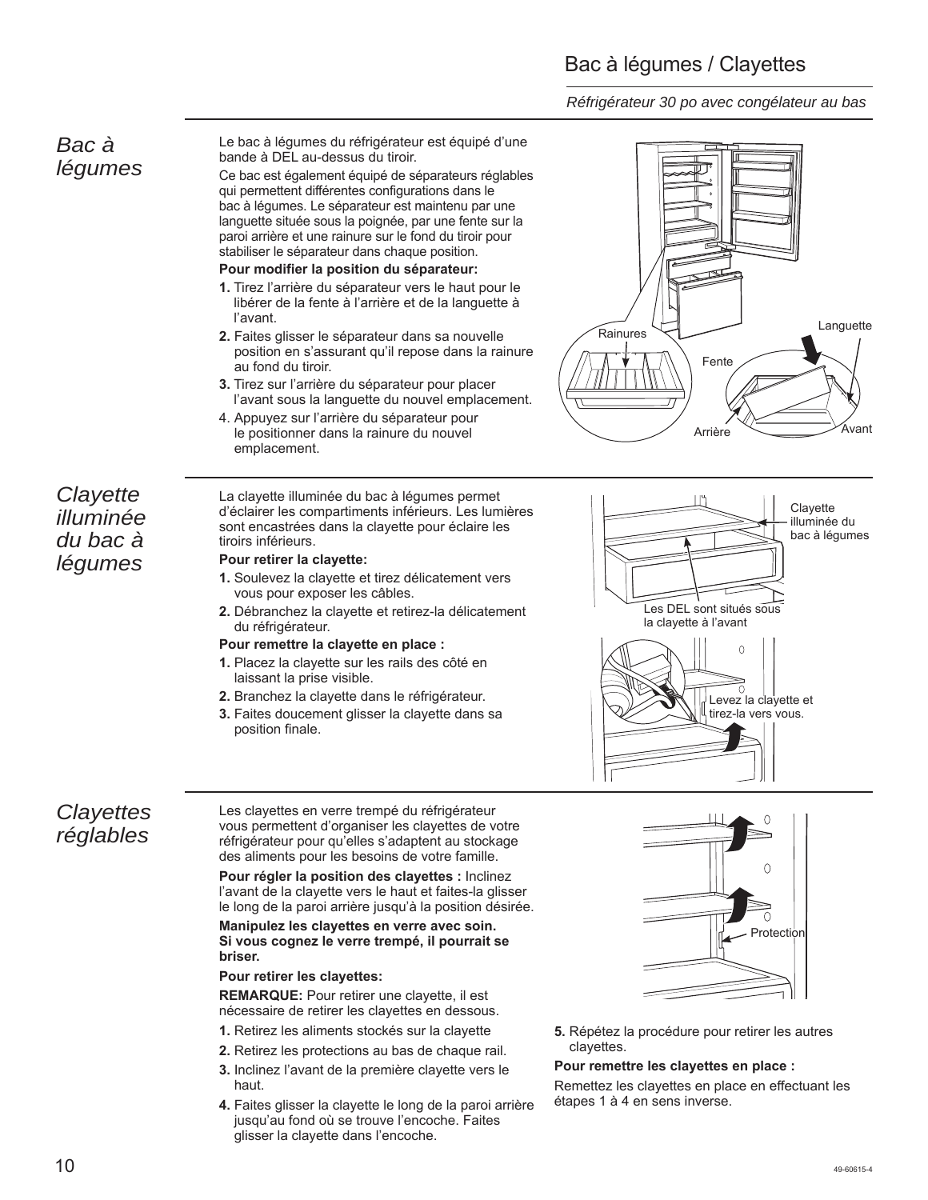# Bac à légumes / Clayettes

*Réfrigérateur 30 po avec congélateur au bas*

## *Bac à légumes*

Le bac à légumes du réfrigérateur est équipé d'une bande à DEL au-dessus du tiroir.

Ce bac est également équipé de séparateurs réglables qui permettent différentes configurations dans le bac à légumes. Le séparateur est maintenu par une languette située sous la poignée, par une fente sur la paroi arrière et une rainure sur le fond du tiroir pour stabiliser le séparateur dans chaque position.

**Pour modifier la position du séparateur:**

**1.** Tirez l'arrière du séparateur vers le haut pour le libérer de la fente à l'arrière et de la languette à l'avant.

**2.** Faites glisser le séparateur dans sa nouvelle position en s'assurant qu'il repose dans la rainure au fond du tiroir.

**3.** Tirez sur l'arrière du séparateur pour placer l'avant sous la languette du nouvel emplacement.

4. Appuyez sur l'arrière du séparateur pour le positionner dans la rainure du nouvel emplacement.

Rainures

Languette

Fente

Arrière

Avant

## *Clayette illuminée du bac à légumes*

La clayette illuminée du bac à légumes permet d'éclairer les compartiments inférieurs. Les lumières sont encastrées dans la clayette pour éclaire les tiroirs inférieurs.

**Pour retirer la clayette:**

**1.** Soulevez la clayette et tirez délicatement vers vous pour exposer les câbles.

**2.** Débranchez la clayette et retirez-la délicatement du réfrigérateur.

**Pour remettre la clayette en place :**

**1.** Placez la clayette sur les rails des côté en laissant la prise visible.

**2.** Branchez la clayette dans le réfrigérateur.

**3.** Faites doucement glisser la clayette dans sa position finale.

Clayette illuminée du bac à légumes

Les DEL sont situés sous la clayette à l'avant

Levez la clayette et tirez-la vers vous.

## *Clayettes réglables*

Les clayettes en verre trempé du réfrigérateur vous permettent d'organiser les clayettes de votre réfrigérateur pour qu'elles s'adaptent au stockage des aliments pour les besoins de votre famille.

**Pour régler la position des clayettes :** Inclinez l'avant de la clayette vers le haut et faites-la glisser le long de la paroi arrière jusqu'à la position désirée.

**Manipulez les clayettes en verre avec soin. Si vous cognez le verre trempé, il pourrait se briser.**

**Pour retirer les clayettes:**

**REMARQUE:** Pour retirer une clayette, il est nécessaire de retirer les clayettes en dessous.

**1.** Retirez les aliments stockés sur la clayette

**2.** Retirez les protections au bas de chaque rail.

**3.** Inclinez l'avant de la première clayette vers le haut.

**4.** Faites glisser la clayette le long de la paroi arrière jusqu'au fond où se trouve l'encoche. Faites glisser la clayette dans l'encoche.

Protection

**5.** Répétez la procédure pour retirer les autres clayettes.

**Pour remettre les clayettes en place :**

Remettez les clayettes en place en effectuant les étapes 1 à 4 en sens inverse.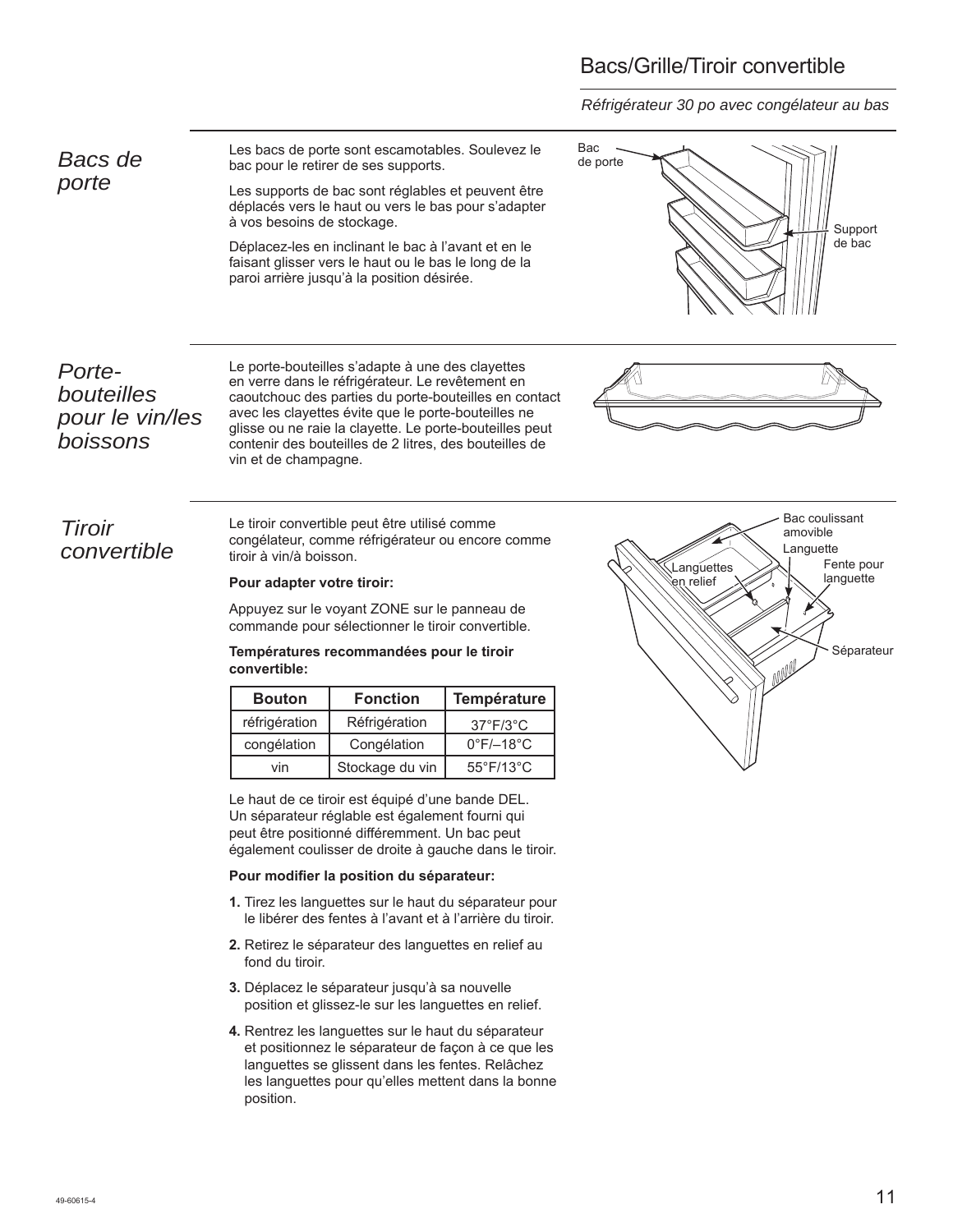# Bacs/Grille/Tiroir convertible

*Réfrigérateur 30 po avec congélateur au bas*

## *Bacs de porte*

Les bacs de porte sont escamotables. Soulevez le bac pour le retirer de ses supports.

Les supports de bac sont réglables et peuvent être déplacés vers le haut ou vers le bas pour s'adapter à vos besoins de stockage.

Déplacez-les en inclinant le bac à l'avant et en le faisant glisser vers le haut ou le bas le long de la paroi arrière jusqu'à la position désirée.

Bac de porte

Support de bac

## *Porte-bouteilles pour le vin/les boissons*

Le porte-bouteilles s'adapte à une des clayettes en verre dans le réfrigérateur. Le revêtement en caoutchouc des parties du porte-bouteilles en contact avec les clayettes évite que le porte-bouteilles ne glisse ou ne raie la clayette. Le porte-bouteilles peut contenir des bouteilles de 2 litres, des bouteilles de vin et de champagne.

## *Tiroir convertible*

Le tiroir convertible peut être utilisé comme congélateur, comme réfrigérateur ou encore comme tiroir à vin/à boisson.

**Pour adapter votre tiroir:**

Appuyez sur le voyant ZONE sur le panneau de commande pour sélectionner le tiroir convertible.

**Températures recommandées pour le tiroir convertible:**

| Bouton | Fonction | Température |
|---|---|---|
| réfrigération | Réfrigération | 37°F/3°C |
| congélation | Congélation | 0°F/–18°C |
| vin | Stockage du vin | 55°F/13°C |

Le haut de ce tiroir est équipé d'une bande DEL. Un séparateur réglable est également fourni qui peut être positionné différemment. Un bac peut également coulisser de droite à gauche dans le tiroir.

**Pour modifier la position du séparateur:**

1. Tirez les languettes sur le haut du séparateur pour le libérer des fentes à l'avant et à l'arrière du tiroir.
2. Retirez le séparateur des languettes en relief au fond du tiroir.
3. Déplacez le séparateur jusqu'à sa nouvelle position et glissez-le sur les languettes en relief.
4. Rentrez les languettes sur le haut du séparateur et positionnez le séparateur de façon à ce que les languettes se glissent dans les fentes. Relâchez les languettes pour qu'elles mettent dans la bonne position.

Bac coulissant amovible

Languette

Fente pour languette

Languettes en relief

Séparateur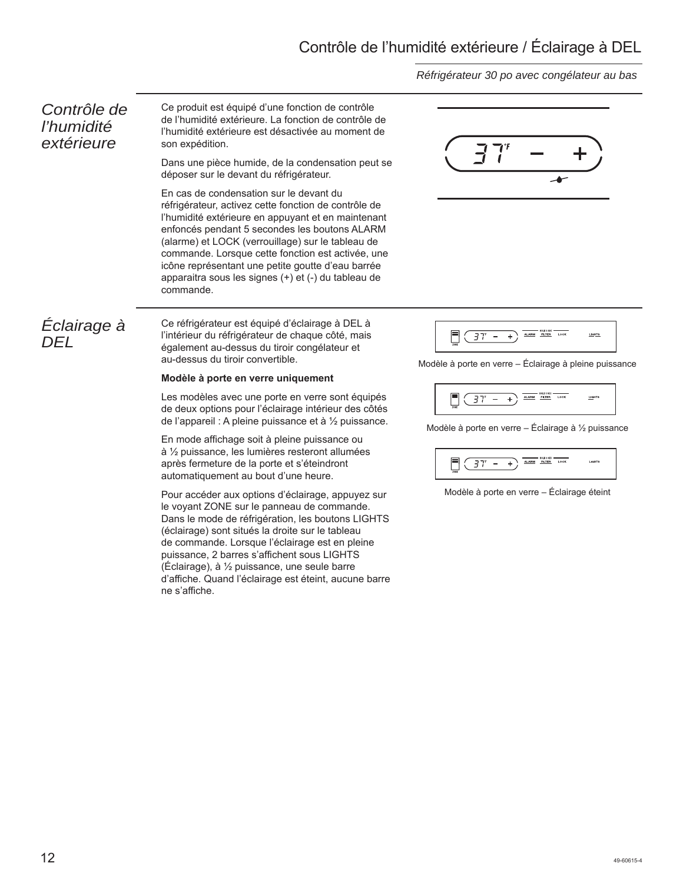# Contrôle de l'humidité extérieure / Éclairage à DEL

*Réfrigérateur 30 po avec congélateur au bas*

## *Contrôle de l'humidité extérieure*

Ce produit est équipé d'une fonction de contrôle de l'humidité extérieure. La fonction de contrôle de l'humidité extérieure est désactivée au moment de son expédition.

Dans une pièce humide, de la condensation peut se déposer sur le devant du réfrigérateur.

En cas de condensation sur le devant du réfrigérateur, activez cette fonction de contrôle de l'humidité extérieure en appuyant et en maintenant enfoncés pendant 5 secondes les boutons ALARM (alarme) et LOCK (verrouillage) sur le tableau de commande. Lorsque cette fonction est activée, une icône représentant une petite goutte d'eau barrée apparaitra sous les signes (+) et (-) du tableau de commande.

## *Éclairage à DEL*

Ce réfrigérateur est équipé d'éclairage à DEL à l'intérieur du réfrigérateur de chaque côté, mais également au-dessus du tiroir congélateur et au-dessus du tiroir convertible.

**Modèle à porte en verre uniquement**

Les modèles avec une porte en verre sont équipés de deux options pour l'éclairage intérieur des côtés de l'appareil : A pleine puissance et à ½ puissance.

En mode affichage soit à pleine puissance ou à ½ puissance, les lumières resteront allumées après fermeture de la porte et s'éteindront automatiquement au bout d'une heure.

Pour accéder aux options d'éclairage, appuyez sur le voyant ZONE sur le panneau de commande. Dans le mode de réfrigération, les boutons LIGHTS (éclairage) sont situés la droite sur le tableau de commande. Lorsque l'éclairage est en pleine puissance, 2 barres s'affichent sous LIGHTS (Éclairage), à ½ puissance, une seule barre d'affiche. Quand l'éclairage est éteint, aucune barre ne s'affiche.

Modèle à porte en verre – Éclairage à pleine puissance

Modèle à porte en verre – Éclairage à ½ puissance

Modèle à porte en verre – Éclairage éteint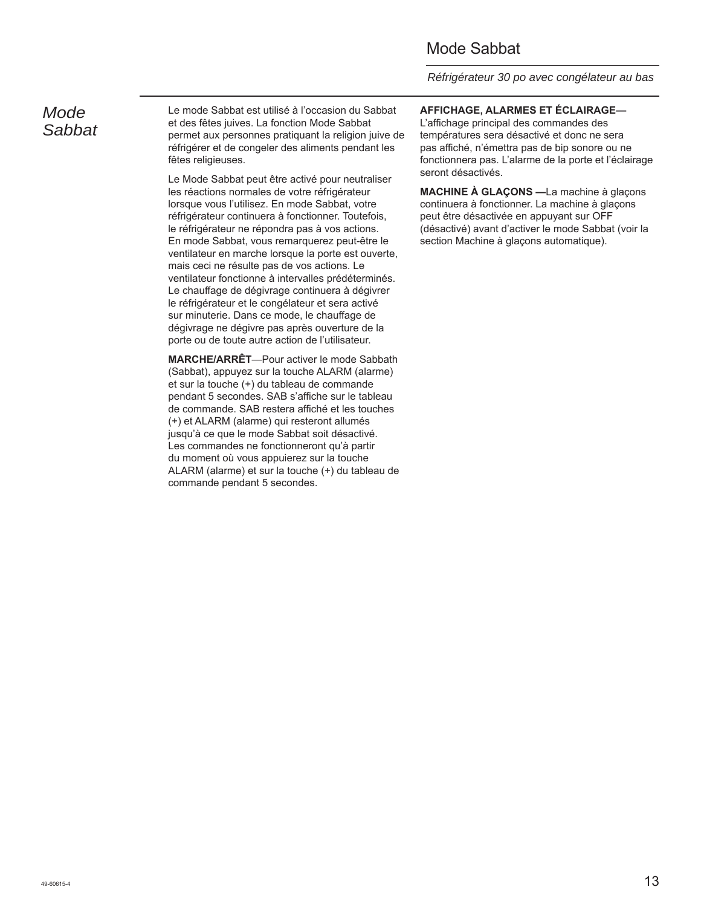# Mode Sabbat

*Réfrigérateur 30 po avec congélateur au bas*

## *Mode Sabbat*

Le mode Sabbat est utilisé à l'occasion du Sabbat et des fêtes juives. La fonction Mode Sabbat permet aux personnes pratiquant la religion juive de réfrigérer et de congeler des aliments pendant les fêtes religieuses.

Le Mode Sabbat peut être activé pour neutraliser les réactions normales de votre réfrigérateur lorsque vous l'utilisez. En mode Sabbat, votre réfrigérateur continuera à fonctionner. Toutefois, le réfrigérateur ne répondra pas à vos actions. En mode Sabbat, vous remarquerez peut-être le ventilateur en marche lorsque la porte est ouverte, mais ceci ne résulte pas de vos actions. Le ventilateur fonctionne à intervalles prédéterminés. Le chauffage de dégivrage continuera à dégivrer le réfrigérateur et le congélateur et sera activé sur minuterie. Dans ce mode, le chauffage de dégivrage ne dégivre pas après ouverture de la porte ou de toute autre action de l'utilisateur.

**MARCHE/ARRÊT**—Pour activer le mode Sabbath (Sabbat), appuyez sur la touche ALARM (alarme) et sur la touche (+) du tableau de commande pendant 5 secondes. SAB s'affiche sur le tableau de commande. SAB restera affiché et les touches (+) et ALARM (alarme) qui resteront allumés jusqu'à ce que le mode Sabbat soit désactivé. Les commandes ne fonctionneront qu'à partir du moment où vous appuierez sur la touche ALARM (alarme) et sur la touche (+) du tableau de commande pendant 5 secondes.

**AFFICHAGE, ALARMES ET ÉCLAIRAGE—** L'affichage principal des commandes des températures sera désactivé et donc ne sera pas affiché, n'émettra pas de bip sonore ou ne fonctionnera pas. L'alarme de la porte et l'éclairage seront désactivés.

**MACHINE À GLAÇONS —**La machine à glaçons continuera à fonctionner. La machine à glaçons peut être désactivée en appuyant sur OFF (désactivé) avant d'activer le mode Sabbat (voir la section Machine à glaçons automatique).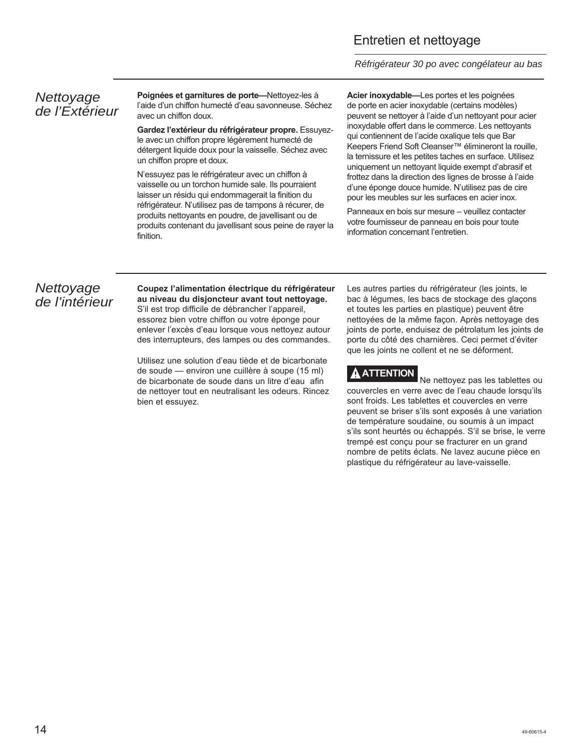# Entretien et nettoyage

*Réfrigérateur 30 po avec congélateur au bas*

## *Nettoyage de l'Extérieur*

**Poignées et garnitures de porte—**Nettoyez-les à l'aide d'un chiffon humecté d'eau savonneuse. Séchez avec un chiffon doux.

**Gardez l'extérieur du réfrigérateur propre.** Essuyez-le avec un chiffon propre légèrement humecté de détergent liquide doux pour la vaisselle. Séchez avec un chiffon propre et doux.

N'essuyez pas le réfrigérateur avec un chiffon à vaisselle ou un torchon humide sale. Ils pourraient laisser un résidu qui endommagerait la finition du réfrigérateur. N'utilisez pas de tampons à récurer, de produits nettoyants en poudre, de javellisant ou de produits contenant du javellisant sous peine de rayer la finition.

**Acier inoxydable—**Les portes et les poignées de porte en acier inoxydable (certains modèles) peuvent se nettoyer à l'aide d'un nettoyant pour acier inoxydable offert dans le commerce. Les nettoyants qui contiennent de l'acide oxalique tels que Bar Keepers Friend Soft Cleanser™ élimineront la rouille, la ternissure et les petites taches en surface. Utilisez uniquement un nettoyant liquide exempt d'abrasif et frottez dans la direction des lignes de brosse à l'aide d'une éponge douce humide. N'utilisez pas de cire pour les meubles sur les surfaces en acier inox.

Panneaux en bois sur mesure – veuillez contacter votre fournisseur de panneau en bois pour toute information concernant l'entretien.

## *Nettoyage de l'intérieur*

**Coupez l'alimentation électrique du réfrigérateur au niveau du disjoncteur avant tout nettoyage.** S'il est trop difficile de débrancher l'appareil, essorez bien votre chiffon ou votre éponge pour enlever l'excès d'eau lorsque vous nettoyez autour des interrupteurs, des lampes ou des commandes.

Utilisez une solution d'eau tiède et de bicarbonate de soude — environ une cuillère à soupe (15 ml) de bicarbonate de soude dans un litre d'eau afin de nettoyer tout en neutralisant les odeurs. Rincez bien et essuyez.

Les autres parties du réfrigérateur (les joints, le bac à légumes, les bacs de stockage des glaçons et toutes les parties en plastique) peuvent être nettoyées de la même façon. Après nettoyage des joints de porte, enduisez de pétrolatum les joints de porte du côté des charnières. Ceci permet d'éviter que les joints ne collent et ne se déforment.

**ATTENTION** Ne nettoyez pas les tablettes ou couvercles en verre avec de l'eau chaude lorsqu'ils sont froids. Les tablettes et couvercles en verre peuvent se briser s'ils sont exposés à une variation de température soudaine, ou soumis à un impact s'ils sont heurtés ou échappés. S'il se brise, le verre trempé est conçu pour se fracturer en un grand nombre de petits éclats. Ne lavez aucune pièce en plastique du réfrigérateur au lave-vaisselle.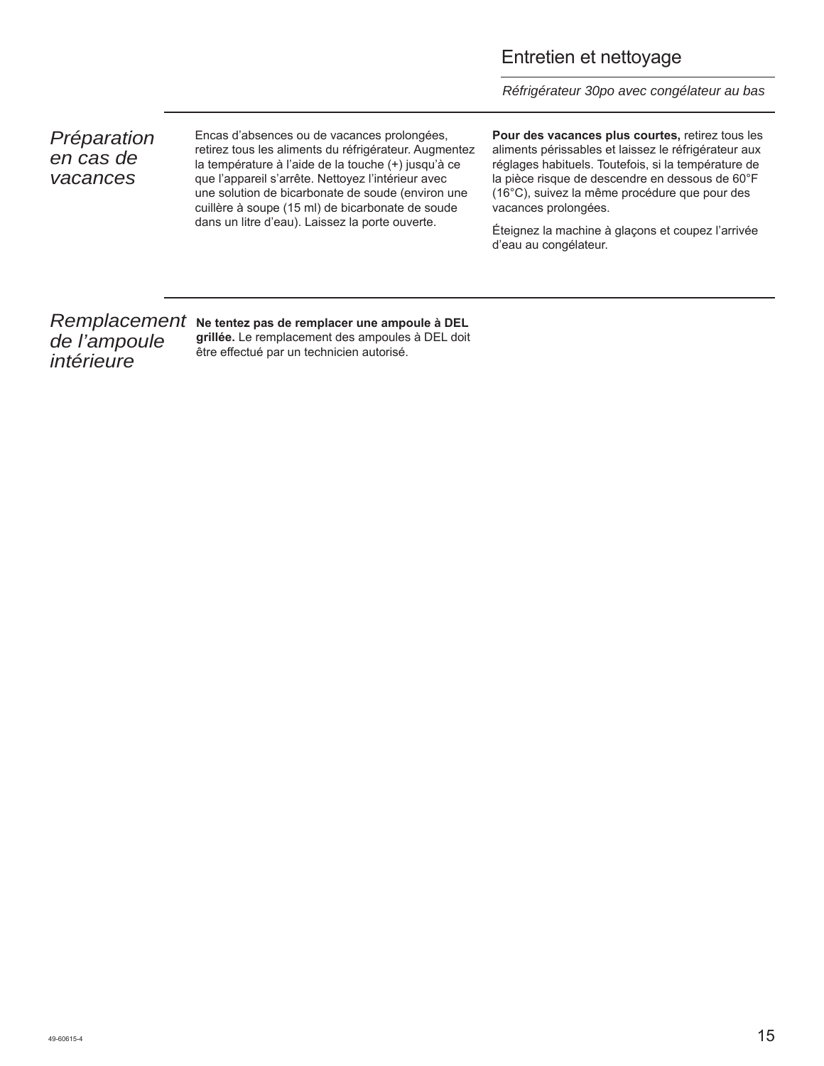## Préparation en cas de vacances

Encas d'absences ou de vacances prolongées, retirez tous les aliments du réfrigérateur. Augmentez la température à l'aide de la touche (+) jusqu'à ce que l'appareil s'arrête. Nettoyez l'intérieur avec une solution de bicarbonate de soude (environ une cuillère à soupe (15 ml) de bicarbonate de soude dans un litre d'eau). Laissez la porte ouverte.

**Pour des vacances plus courtes,** retirez tous les aliments périssables et laissez le réfrigérateur aux réglages habituels. Toutefois, si la température de la pièce risque de descendre en dessous de 60°F (16°C), suivez la même procédure que pour des vacances prolongées.

Éteignez la machine à glaçons et coupez l'arrivée d'eau au congélateur.

## Remplacement de l'ampoule intérieure

**Ne tentez pas de remplacer une ampoule à DEL grillée.** Le remplacement des ampoules à DEL doit être effectué par un technicien autorisé.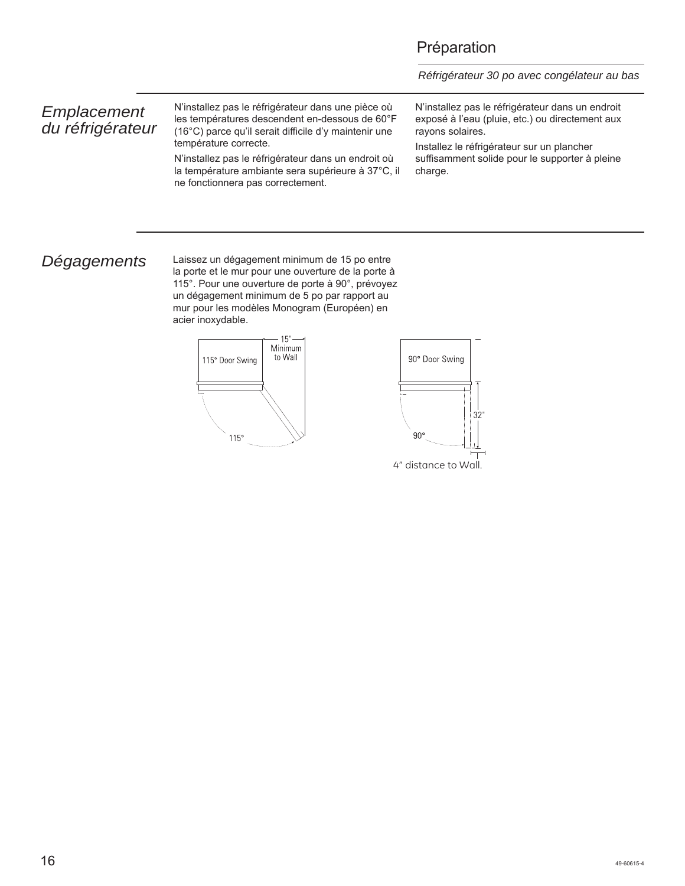# Préparation

*Réfrigérateur 30 po avec congélateur au bas*

## *Emplacement du réfrigérateur*

N'installez pas le réfrigérateur dans une pièce où les températures descendent en-dessous de 60°F (16°C) parce qu'il serait difficile d'y maintenir une température correcte.

N'installez pas le réfrigérateur dans un endroit où la température ambiante sera supérieure à 37°C, il ne fonctionnera pas correctement.

N'installez pas le réfrigérateur dans un endroit exposé à l'eau (pluie, etc.) ou directement aux rayons solaires.

Installez le réfrigérateur sur un plancher suffisamment solide pour le supporter à pleine charge.

## *Dégagements*

Laissez un dégagement minimum de 15 po entre la porte et le mur pour une ouverture de la porte à 115°. Pour une ouverture de porte à 90°, prévoyez un dégagement minimum de 5 po par rapport au mur pour les modèles Monogram (Européen) en acier inoxydable.

115° Door Swing — 15" Minimum to Wall — 115°

90° Door Swing — 32" — 90° — 4" distance to Wall.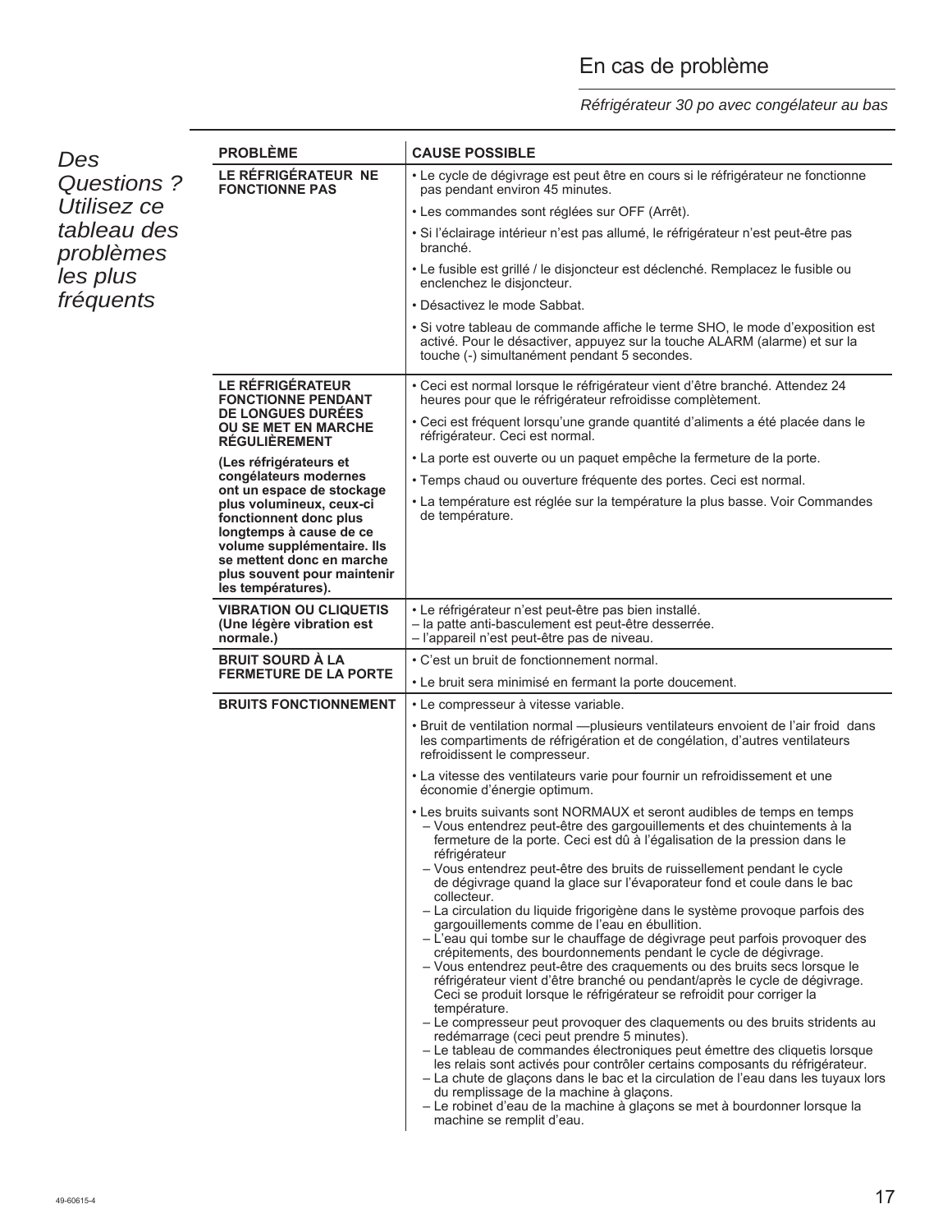# En cas de problème

*Réfrigérateur 30 po avec congélateur au bas*

*Des Questions ? Utilisez ce tableau des problèmes les plus fréquents*

| PROBLÈME | CAUSE POSSIBLE |
|---|---|
| **LE RÉFRIGÉRATEUR NE FONCTIONNE PAS** | • Le cycle de dégivrage est peut être en cours si le réfrigérateur ne fonctionne pas pendant environ 45 minutes.<br>• Les commandes sont réglées sur OFF (Arrêt).<br>• Si l'éclairage intérieur n'est pas allumé, le réfrigérateur n'est peut-être pas branché.<br>• Le fusible est grillé / le disjoncteur est déclenché. Remplacez le fusible ou enclenchez le disjoncteur.<br>• Désactivez le mode Sabbat.<br>• Si votre tableau de commande affiche le terme SHO, le mode d'exposition est activé. Pour le désactiver, appuyez sur la touche ALARM (alarme) et sur la touche (-) simultanément pendant 5 secondes. |
| **LE RÉFRIGÉRATEUR FONCTIONNE PENDANT DE LONGUES DURÉES OU SE MET EN MARCHE RÉGULIÈREMENT**<br><br>**(Les réfrigérateurs et congélateurs modernes ont un espace de stockage plus volumineux, ceux-ci fonctionnent donc plus longtemps à cause de ce volume supplémentaire. Ils se mettent donc en marche plus souvent pour maintenir les températures).** | • Ceci est normal lorsque le réfrigérateur vient d'être branché. Attendez 24 heures pour que le réfrigérateur refroidisse complètement.<br>• Ceci est fréquent lorsqu'une grande quantité d'aliments a été placée dans le réfrigérateur. Ceci est normal.<br>• La porte est ouverte ou un paquet empêche la fermeture de la porte.<br>• Temps chaud ou ouverture fréquente des portes. Ceci est normal.<br>• La température est réglée sur la température la plus basse. Voir Commandes de température. |
| **VIBRATION OU CLIQUETIS (Une légère vibration est normale.)** | • Le réfrigérateur n'est peut-être pas bien installé.<br>– la patte anti-basculement est peut-être desserrée.<br>– l'appareil n'est peut-être pas de niveau. |
| **BRUIT SOURD À LA FERMETURE DE LA PORTE** | • C'est un bruit de fonctionnement normal.<br>• Le bruit sera minimisé en fermant la porte doucement. |
| **BRUITS FONCTIONNEMENT** | • Le compresseur à vitesse variable.<br>• Bruit de ventilation normal —plusieurs ventilateurs envoient de l'air froid dans les compartiments de réfrigération et de congélation, d'autres ventilateurs refroidissent le compresseur.<br>• La vitesse des ventilateurs varie pour fournir un refroidissement et une économie d'énergie optimum.<br>• Les bruits suivants sont NORMAUX et seront audibles de temps en temps<br>– Vous entendrez peut-être des gargouillements et des chuintements à la fermeture de la porte. Ceci est dû à l'égalisation de la pression dans le réfrigérateur<br>– Vous entendrez peut-être des bruits de ruissellement pendant le cycle de dégivrage quand la glace sur l'évaporateur fond et coule dans le bac collecteur.<br>– La circulation du liquide frigorigène dans le système provoque parfois des gargouillements comme de l'eau en ébullition.<br>– L'eau qui tombe sur le chauffage de dégivrage peut parfois provoquer des crépitements, des bourdonnements pendant le cycle de dégivrage.<br>– Vous entendrez peut-être des craquements ou des bruits secs lorsque le réfrigérateur vient d'être branché ou pendant/après le cycle de dégivrage. Ceci se produit lorsque le réfrigérateur se refroidit pour corriger la température.<br>– Le compresseur peut provoquer des claquements ou des bruits stridents au redémarrage (ceci peut prendre 5 minutes).<br>– Le tableau de commandes électroniques peut émettre des cliquetis lorsque les relais sont activés pour contrôler certains composants du réfrigérateur.<br>– La chute de glaçons dans le bac et la circulation de l'eau dans les tuyaux lors du remplissage de la machine à glaçons.<br>– Le robinet d'eau de la machine à glaçons se met à bourdonner lorsque la machine se remplit d'eau. |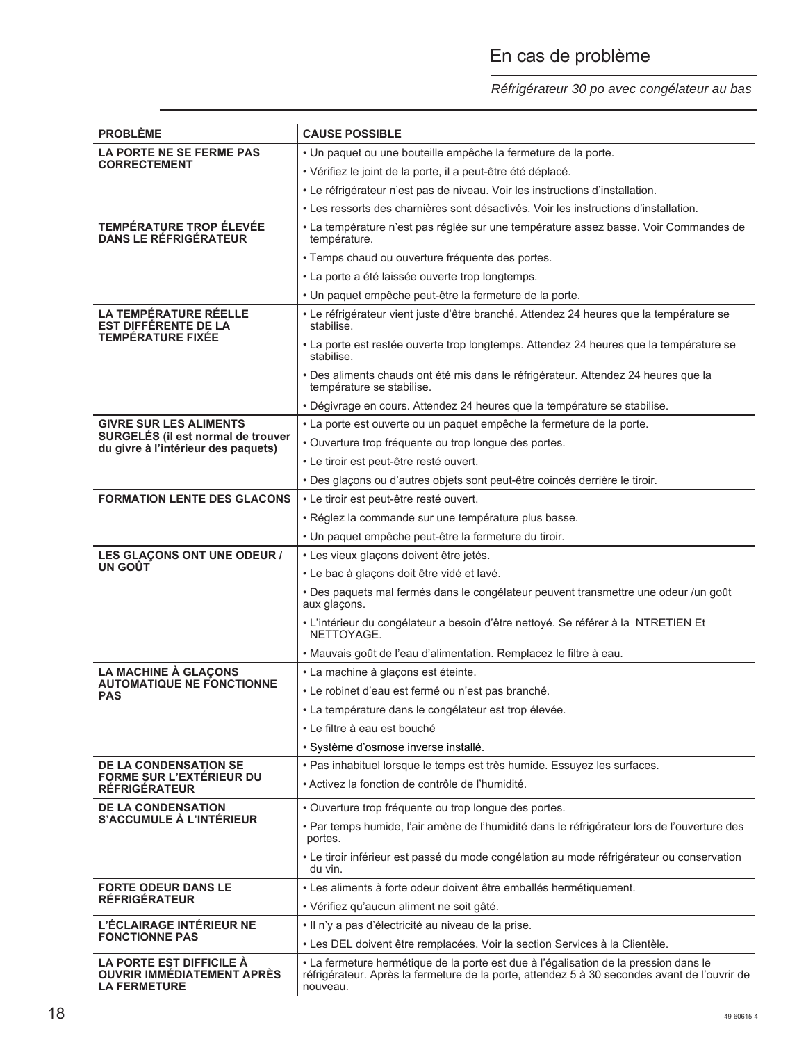# En cas de problème

*Réfrigérateur 30 po avec congélateur au bas*

| PROBLÈME | CAUSE POSSIBLE |
|---|---|
| **LA PORTE NE SE FERME PAS CORRECTEMENT** | • Un paquet ou une bouteille empêche la fermeture de la porte.<br>• Vérifiez le joint de la porte, il a peut-être été déplacé.<br>• Le réfrigérateur n'est pas de niveau. Voir les instructions d'installation.<br>• Les ressorts des charnières sont désactivés. Voir les instructions d'installation. |
| **TEMPÉRATURE TROP ÉLEVÉE DANS LE RÉFRIGÉRATEUR** | • La température n'est pas réglée sur une température assez basse. Voir Commandes de température.<br>• Temps chaud ou ouverture fréquente des portes.<br>• La porte a été laissée ouverte trop longtemps.<br>• Un paquet empêche peut-être la fermeture de la porte. |
| **LA TEMPÉRATURE RÉELLE EST DIFFÉRENTE DE LA TEMPÉRATURE FIXÉE** | • Le réfrigérateur vient juste d'être branché. Attendez 24 heures que la température se stabilise.<br>• La porte est restée ouverte trop longtemps. Attendez 24 heures que la température se stabilise.<br>• Des aliments chauds ont été mis dans le réfrigérateur. Attendez 24 heures que la température se stabilise.<br>• Dégivrage en cours. Attendez 24 heures que la température se stabilise. |
| **GIVRE SUR LES ALIMENTS SURGELÉS (il est normal de trouver du givre à l'intérieur des paquets)** | • La porte est ouverte ou un paquet empêche la fermeture de la porte.<br>• Ouverture trop fréquente ou trop longue des portes.<br>• Le tiroir est peut-être resté ouvert.<br>• Des glaçons ou d'autres objets sont peut-être coincés derrière le tiroir. |
| **FORMATION LENTE DES GLACONS** | • Le tiroir est peut-être resté ouvert.<br>• Réglez la commande sur une température plus basse.<br>• Un paquet empêche peut-être la fermeture du tiroir. |
| **LES GLAÇONS ONT UNE ODEUR / UN GOÛT** | • Les vieux glaçons doivent être jetés.<br>• Le bac à glaçons doit être vidé et lavé.<br>• Des paquets mal fermés dans le congélateur peuvent transmettre une odeur /un goût aux glaçons.<br>• L'intérieur du congélateur a besoin d'être nettoyé. Se référer à la NTRETIEN Et NETTOYAGE.<br>• Mauvais goût de l'eau d'alimentation. Remplacez le filtre à eau. |
| **LA MACHINE À GLAÇONS AUTOMATIQUE NE FONCTIONNE PAS** | • La machine à glaçons est éteinte.<br>• Le robinet d'eau est fermé ou n'est pas branché.<br>• La température dans le congélateur est trop élevée.<br>• Le filtre à eau est bouché<br>• Système d'osmose inverse installé. |
| **DE LA CONDENSATION SE FORME SUR L'EXTÉRIEUR DU RÉFRIGÉRATEUR** | • Pas inhabituel lorsque le temps est très humide. Essuyez les surfaces.<br>• Activez la fonction de contrôle de l'humidité. |
| **DE LA CONDENSATION S'ACCUMULE À L'INTÉRIEUR** | • Ouverture trop fréquente ou trop longue des portes.<br>• Par temps humide, l'air amène de l'humidité dans le réfrigérateur lors de l'ouverture des portes.<br>• Le tiroir inférieur est passé du mode congélation au mode réfrigérateur ou conservation du vin. |
| **FORTE ODEUR DANS LE RÉFRIGÉRATEUR** | • Les aliments à forte odeur doivent être emballés hermétiquement.<br>• Vérifiez qu'aucun aliment ne soit gâté. |
| **L'ÉCLAIRAGE INTÉRIEUR NE FONCTIONNE PAS** | • Il n'y a pas d'électricité au niveau de la prise.<br>• Les DEL doivent être remplacées. Voir la section Services à la Clientèle. |
| **LA PORTE EST DIFFICILE À OUVRIR IMMÉDIATEMENT APRÈS LA FERMETURE** | • La fermeture hermétique de la porte est due à l'égalisation de la pression dans le réfrigérateur. Après la fermeture de la porte, attendez 5 à 30 secondes avant de l'ouvrir de nouveau. |

49-60615-4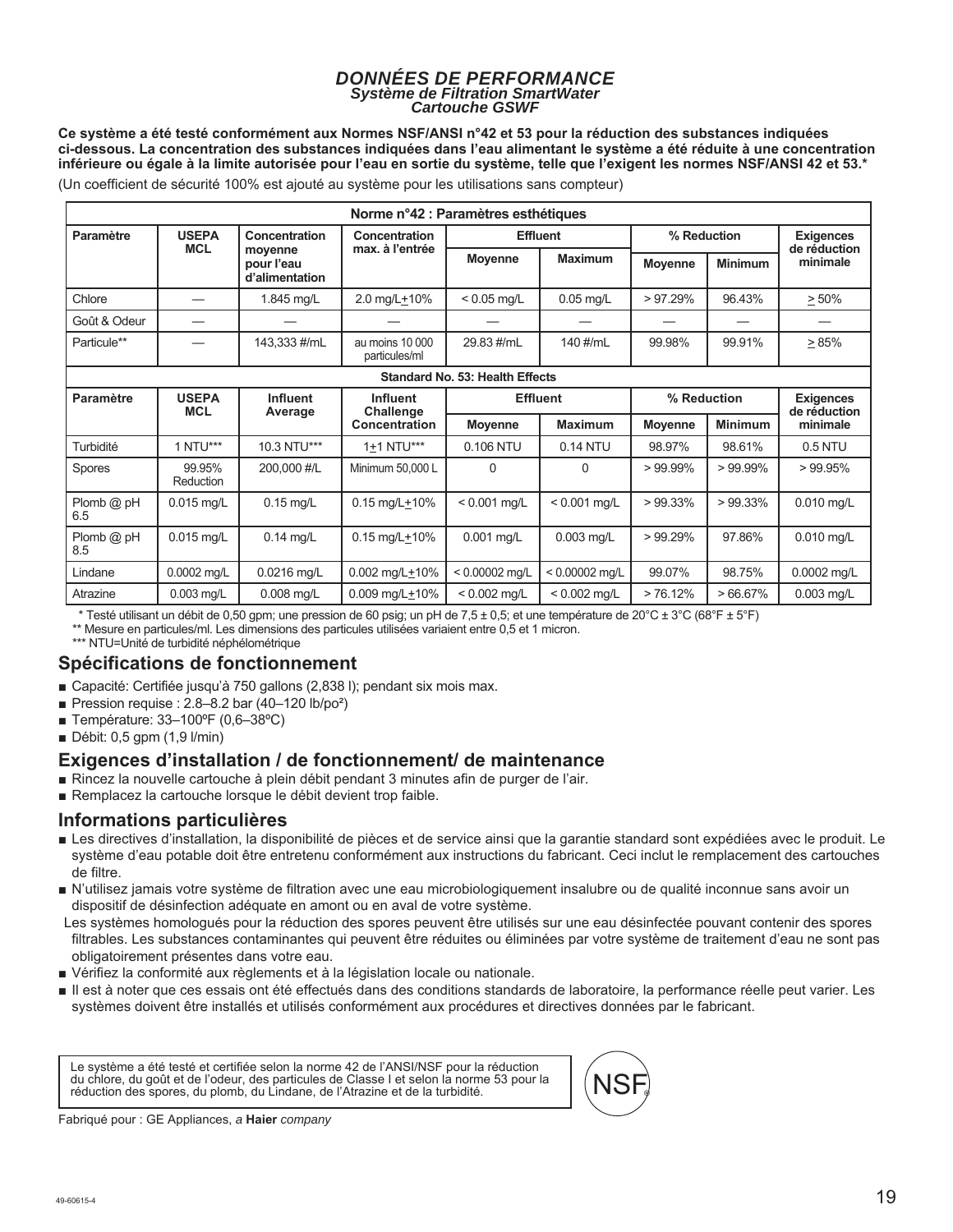# *DONNÉES DE PERFORMANCE*

***Système de Filtration SmartWater***
***Cartouche GSWF***

**Ce système a été testé conformément aux Normes NSF/ANSI n°42 et 53 pour la réduction des substances indiquées ci-dessous. La concentration des substances indiquées dans l'eau alimentant le système a été réduite à une concentration inférieure ou égale à la limite autorisée pour l'eau en sortie du système, telle que l'exigent les normes NSF/ANSI 42 et 53.***

(Un coefficient de sécurité 100% est ajouté au système pour les utilisations sans compteur)

| Norme n°42 : Paramètres esthétiques | | | | | | | | |
|---|---|---|---|---|---|---|---|---|
| **Paramètre** | **USEPA MCL** | **Concentration moyenne pour l'eau d'alimentation** | **Concentration max. à l'entrée** | **Effluent** | | **% Reduction** | | **Exigences de réduction minimale** |
| | | | | **Moyenne** | **Maximum** | **Moyenne** | **Minimum** | |
| Chlore | — | 1.845 mg/L | 2.0 mg/L±10% | < 0.05 mg/L | 0.05 mg/L | > 97.29% | 96.43% | ≥ 50% |
| Goût & Odeur | — | — | — | — | — | — | — | — |
| Particule** | — | 143,333 #/mL | au moins 10 000 particules/ml | 29.83 #/mL | 140 #/mL | 99.98% | 99.91% | ≥ 85% |
| **Standard No. 53: Health Effects** | | | | | | | | |
| **Paramètre** | **USEPA MCL** | **Influent Average** | **Influent Challenge Concentration** | **Effluent** | | **% Reduction** | | **Exigences de réduction minimale** |
| | | | | **Moyenne** | **Maximum** | **Moyenne** | **Minimum** | |
| Turbidité | 1 NTU*** | 10.3 NTU*** | 1±1 NTU*** | 0.106 NTU | 0.14 NTU | 98.97% | 98.61% | 0.5 NTU |
| Spores | 99.95% Reduction | 200,000 #/L | Minimum 50,000 L | 0 | 0 | > 99.99% | > 99.99% | > 99.95% |
| Plomb @ pH 6.5 | 0.015 mg/L | 0.15 mg/L | 0.15 mg/L±10% | < 0.001 mg/L | < 0.001 mg/L | > 99.33% | > 99.33% | 0.010 mg/L |
| Plomb @ pH 8.5 | 0.015 mg/L | 0.14 mg/L | 0.15 mg/L±10% | 0.001 mg/L | 0.003 mg/L | > 99.29% | 97.86% | 0.010 mg/L |
| Lindane | 0.0002 mg/L | 0.0216 mg/L | 0.002 mg/L±10% | < 0.00002 mg/L | < 0.00002 mg/L | 99.07% | 98.75% | 0.0002 mg/L |
| Atrazine | 0.003 mg/L | 0.008 mg/L | 0.009 mg/L±10% | < 0.002 mg/L | < 0.002 mg/L | > 76.12% | > 66.67% | 0.003 mg/L |

\* Testé utilisant un débit de 0,50 gpm; une pression de 60 psig; un pH de 7,5 ± 0,5; et une température de 20°C ± 3°C (68°F ± 5°F)

** Mesure en particules/ml. Les dimensions des particules utilisées variaient entre 0,5 et 1 micron.

*** NTU=Unité de turbidité néphélométrique

## Spécifications de fonctionnement

- Capacité: Certifiée jusqu'à 750 gallons (2,838 l); pendant six mois max.
- Pression requise : 2.8–8.2 bar (40–120 lb/po²)
- Température: 33–100ºF (0,6–38ºC)
- Débit: 0,5 gpm (1,9 l/min)

## Exigences d'installation / de fonctionnement/ de maintenance

- Rincez la nouvelle cartouche à plein débit pendant 3 minutes afin de purger de l'air.
- Remplacez la cartouche lorsque le débit devient trop faible.

## Informations particulières

- Les directives d'installation, la disponibilité de pièces et de service ainsi que la garantie standard sont expédiées avec le produit. Le système d'eau potable doit être entretenu conformément aux instructions du fabricant. Ceci inclut le remplacement des cartouches de filtre.
- N'utilisez jamais votre système de filtration avec une eau microbiologiquement insalubre ou de qualité inconnue sans avoir un dispositif de désinfection adéquate en amont ou en aval de votre système.

  Les systèmes homologués pour la réduction des spores peuvent être utilisés sur une eau désinfectée pouvant contenir des spores filtrables. Les substances contaminantes qui peuvent être réduites ou éliminées par votre système de traitement d'eau ne sont pas obligatoirement présentes dans votre eau.
- Vérifiez la conformité aux règlements et à la législation locale ou nationale.
- Il est à noter que ces essais ont été effectués dans des conditions standards de laboratoire, la performance réelle peut varier. Les systèmes doivent être installés et utilisés conformément aux procédures et directives données par le fabricant.

Le système a été testé et certifiée selon la norme 42 de l'ANSI/NSF pour la réduction du chlore, du goût et de l'odeur, des particules de Classe I et selon la norme 53 pour la réduction des spores, du plomb, du Lindane, de l'Atrazine et de la turbidité.

NSF®

Fabriqué pour : GE Appliances, *a* **Haier** *company*

49-60615-4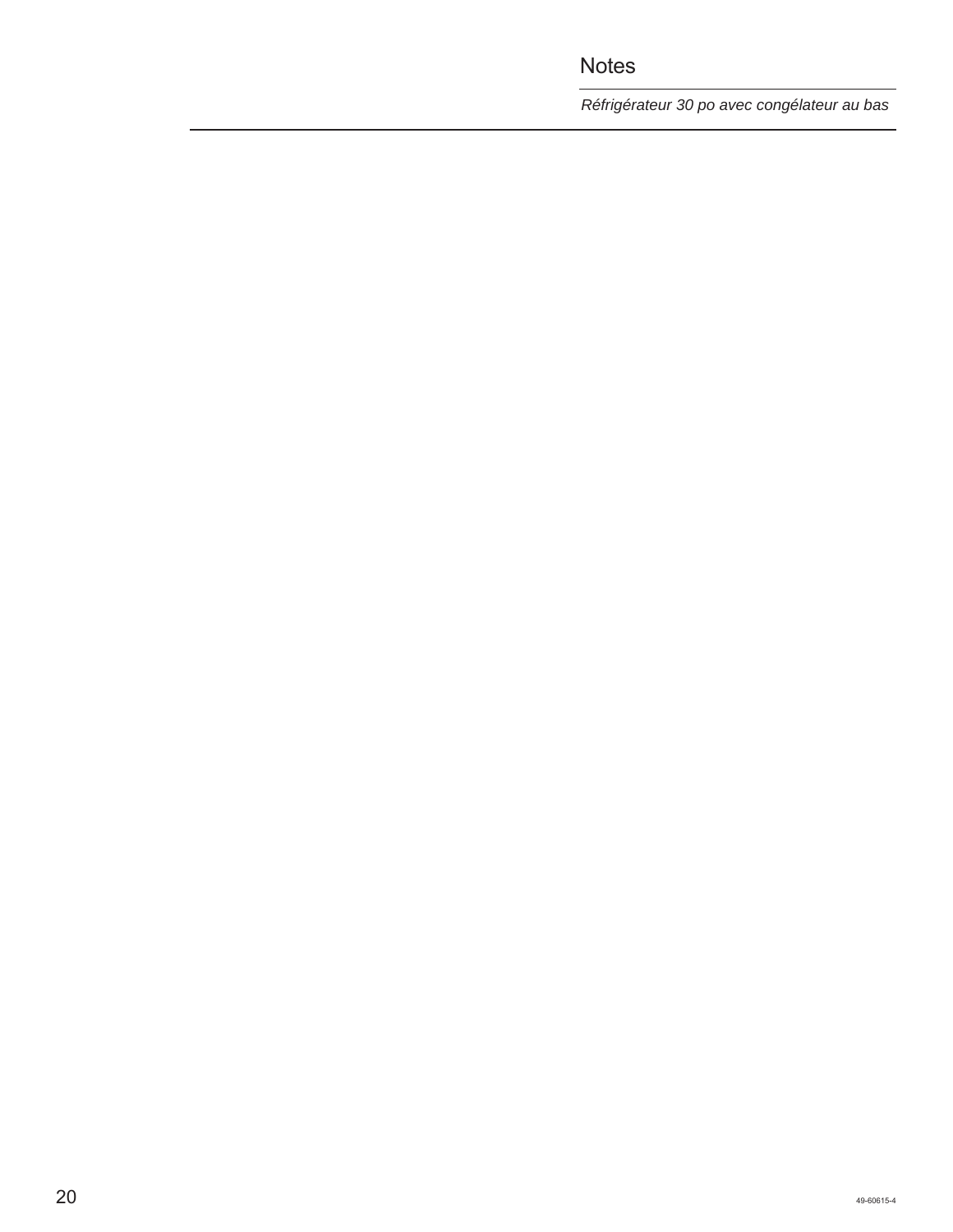# Notes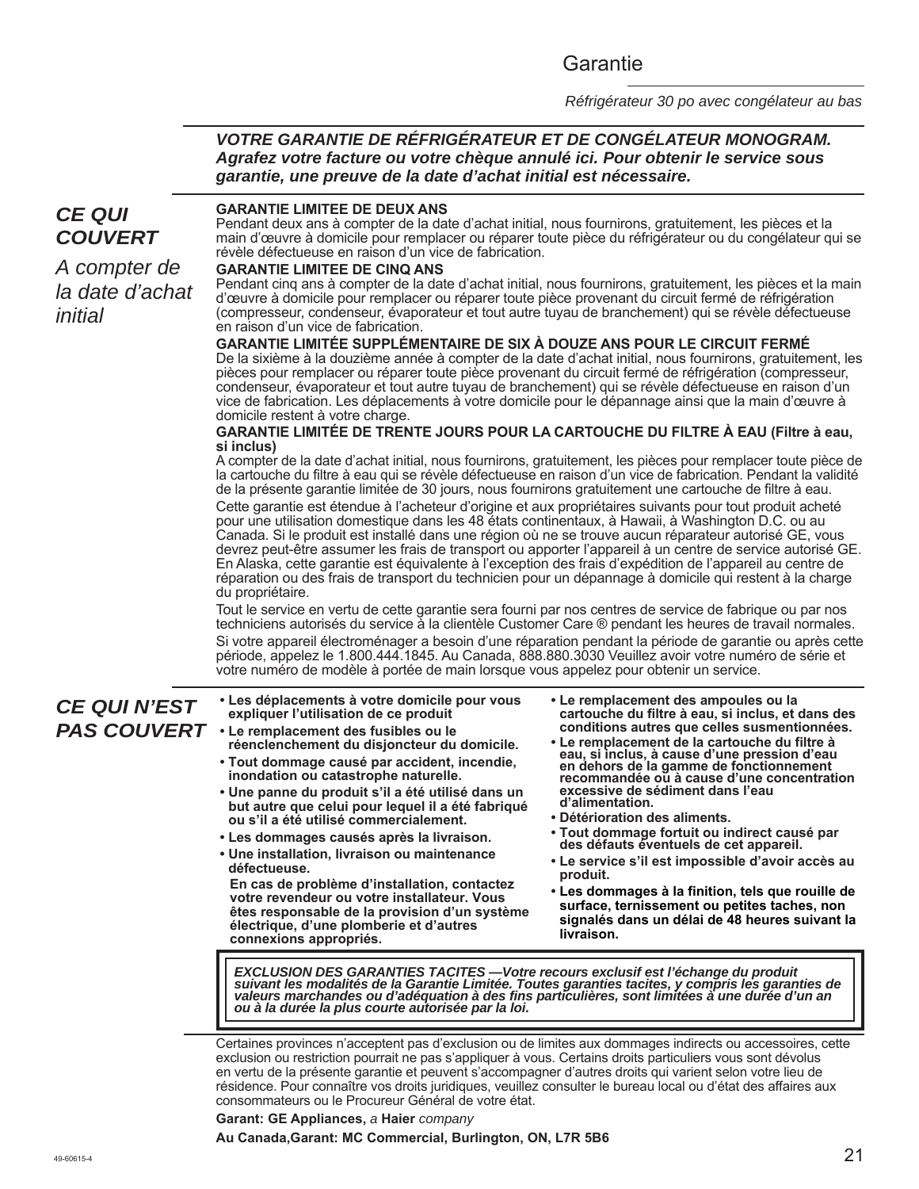# Garantie

*Réfrigérateur 30 po avec congélateur au bas*

***VOTRE GARANTIE DE RÉFRIGÉRATEUR ET DE CONGÉLATEUR MONOGRAM. Agrafez votre facture ou votre chèque annulé ici. Pour obtenir le service sous garantie, une preuve de la date d'achat initial est nécessaire.***

## *CE QUI COUVERT*

*A compter de la date d'achat initial*

**GARANTIE LIMITEE DE DEUX ANS**
Pendant deux ans à compter de la date d'achat initial, nous fournirons, gratuitement, les pièces et la main d'œuvre à domicile pour remplacer ou réparer toute pièce du réfrigérateur ou du congélateur qui se révèle défectueuse en raison d'un vice de fabrication.

**GARANTIE LIMITEE DE CINQ ANS**
Pendant cinq ans à compter de la date d'achat initial, nous fournirons, gratuitement, les pièces et la main d'œuvre à domicile pour remplacer ou réparer toute pièce provenant du circuit fermé de réfrigération (compresseur, condenseur, évaporateur et tout autre tuyau de branchement) qui se révèle défectueuse en raison d'un vice de fabrication.

**GARANTIE LIMITÉE SUPPLÉMENTAIRE DE SIX À DOUZE ANS POUR LE CIRCUIT FERMÉ**
De la sixième à la douzième année à compter de la date d'achat initial, nous fournirons, gratuitement, les pièces pour remplacer ou réparer toute pièce provenant du circuit fermé de réfrigération (compresseur, condenseur, évaporateur et tout autre tuyau de branchement) qui se révèle défectueuse en raison d'un vice de fabrication. Les déplacements à votre domicile pour le dépannage ainsi que la main d'œuvre à domicile restent à votre charge.

**GARANTIE LIMITÉE DE TRENTE JOURS POUR LA CARTOUCHE DU FILTRE À EAU (Filtre à eau, si inclus)**
A compter de la date d'achat initial, nous fournirons, gratuitement, les pièces pour remplacer toute pièce de la cartouche du filtre à eau qui se révèle défectueuse en raison d'un vice de fabrication. Pendant la validité de la présente garantie limitée de 30 jours, nous fournirons gratuitement une cartouche de filtre à eau.

Cette garantie est étendue à l'acheteur d'origine et aux propriétaires suivants pour tout produit acheté pour une utilisation domestique dans les 48 états continentaux, à Hawaii, à Washington D.C. ou au Canada. Si le produit est installé dans une région où ne se trouve aucun réparateur autorisé GE, vous devrez peut-être assumer les frais de transport ou apporter l'appareil à un centre de service autorisé GE. En Alaska, cette garantie est équivalente à l'exception des frais d'expédition de l'appareil au centre de réparation ou des frais de transport du technicien pour un dépannage à domicile qui restent à la charge du propriétaire.

Tout le service en vertu de cette garantie sera fourni par nos centres de service de fabrique ou par nos techniciens autorisés du service à la clientèle Customer Care ® pendant les heures de travail normales.

Si votre appareil électroménager a besoin d'une réparation pendant la période de garantie ou après cette période, appelez le 1.800.444.1845. Au Canada, 888.880.3030 Veuillez avoir votre numéro de série et votre numéro de modèle à portée de main lorsque vous appelez pour obtenir un service.

## *CE QUI N'EST PAS COUVERT*

- **Les déplacements à votre domicile pour vous expliquer l'utilisation de ce produit**
- **Le remplacement des fusibles ou le réenclenchement du disjoncteur du domicile.**
- **Tout dommage causé par accident, incendie, inondation ou catastrophe naturelle.**
- **Une panne du produit s'il a été utilisé dans un but autre que celui pour lequel il a été fabriqué ou s'il a été utilisé commercialement.**
- **Les dommages causés après la livraison.**
- **Une installation, livraison ou maintenance défectueuse.**
  **En cas de problème d'installation, contactez votre revendeur ou votre installateur. Vous êtes responsable de la provision d'un système électrique, d'une plomberie et d'autres connexions appropriés.**
- **Le remplacement des ampoules ou la cartouche du filtre à eau, si inclus, et dans des conditions autres que celles susmentionnées.**
- **Le remplacement de la cartouche du filtre à eau, si inclus, à cause d'une pression d'eau en dehors de la gamme de fonctionnement recommandée ou à cause d'une concentration excessive de sédiment dans l'eau d'alimentation.**
- **Détérioration des aliments.**
- **Tout dommage fortuit ou indirect causé par des défauts éventuels de cet appareil.**
- **Le service s'il est impossible d'avoir accès au produit.**
- **Les dommages à la finition, tels que rouille de surface, ternissement ou petites taches, non signalés dans un délai de 48 heures suivant la livraison.**

***EXCLUSION DES GARANTIES TACITES —Votre recours exclusif est l'échange du produit suivant les modalités de la Garantie Limitée. Toutes garanties tacites, y compris les garanties de valeurs marchandes ou d'adéquation à des fins particulières, sont limitées à une durée d'un an ou à la durée la plus courte autorisée par la loi.***

Certaines provinces n'acceptent pas d'exclusion ou de limites aux dommages indirects ou accessoires, cette exclusion ou restriction pourrait ne pas s'appliquer à vous. Certains droits particuliers vous sont dévolus en vertu de la présente garantie et peuvent s'accompagner d'autres droits qui varient selon votre lieu de résidence. Pour connaître vos droits juridiques, veuillez consulter le bureau local ou d'état des affaires aux consommateurs ou le Procureur Général de votre état.

**Garant: GE Appliances,** *a* **Haier** *company*

**Au Canada,Garant: MC Commercial, Burlington, ON, L7R 5B6**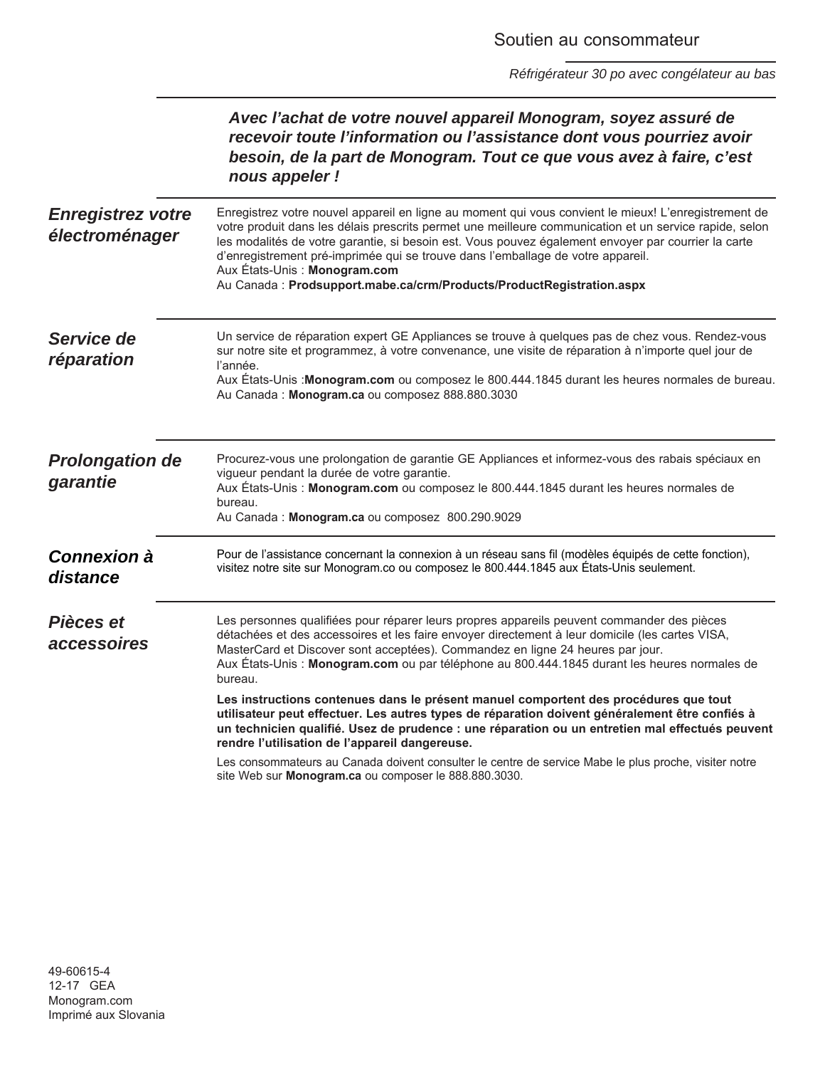# Soutien au consommateur

*Réfrigérateur 30 po avec congélateur au bas*

***Avec l'achat de votre nouvel appareil Monogram, soyez assuré de recevoir toute l'information ou l'assistance dont vous pourriez avoir besoin, de la part de Monogram. Tout ce que vous avez à faire, c'est nous appeler !***

## *Enregistrez votre électroménager*

Enregistrez votre nouvel appareil en ligne au moment qui vous convient le mieux! L'enregistrement de votre produit dans les délais prescrits permet une meilleure communication et un service rapide, selon les modalités de votre garantie, si besoin est. Vous pouvez également envoyer par courrier la carte d'enregistrement pré-imprimée qui se trouve dans l'emballage de votre appareil.
Aux États-Unis : **Monogram.com**
Au Canada : **Prodsupport.mabe.ca/crm/Products/ProductRegistration.aspx**

## *Service de réparation*

Un service de réparation expert GE Appliances se trouve à quelques pas de chez vous. Rendez-vous sur notre site et programmez, à votre convenance, une visite de réparation à n'importe quel jour de l'année.
Aux États-Unis :**Monogram.com** ou composez le 800.444.1845 durant les heures normales de bureau.
Au Canada : **Monogram.ca** ou composez 888.880.3030

## *Prolongation de garantie*

Procurez-vous une prolongation de garantie GE Appliances et informez-vous des rabais spéciaux en vigueur pendant la durée de votre garantie.
Aux États-Unis : **Monogram.com** ou composez le 800.444.1845 durant les heures normales de bureau.
Au Canada : **Monogram.ca** ou composez 800.290.9029

## *Connexion à distance*

Pour de l'assistance concernant la connexion à un réseau sans fil (modèles équipés de cette fonction), visitez notre site sur Monogram.co ou composez le 800.444.1845 aux États-Unis seulement.

## *Pièces et accessoires*

Les personnes qualifiées pour réparer leurs propres appareils peuvent commander des pièces détachées et des accessoires et les faire envoyer directement à leur domicile (les cartes VISA, MasterCard et Discover sont acceptées). Commandez en ligne 24 heures par jour.
Aux États-Unis : **Monogram.com** ou par téléphone au 800.444.1845 durant les heures normales de bureau.

**Les instructions contenues dans le présent manuel comportent des procédures que tout utilisateur peut effectuer. Les autres types de réparation doivent généralement être confiés à un technicien qualifié. Usez de prudence : une réparation ou un entretien mal effectués peuvent rendre l'utilisation de l'appareil dangereuse.**

Les consommateurs au Canada doivent consulter le centre de service Mabe le plus proche, visiter notre site Web sur **Monogram.ca** ou composer le 888.880.3030.

49-60615-4
12-17 GEA
Monogram.com
Imprimé aux Slovania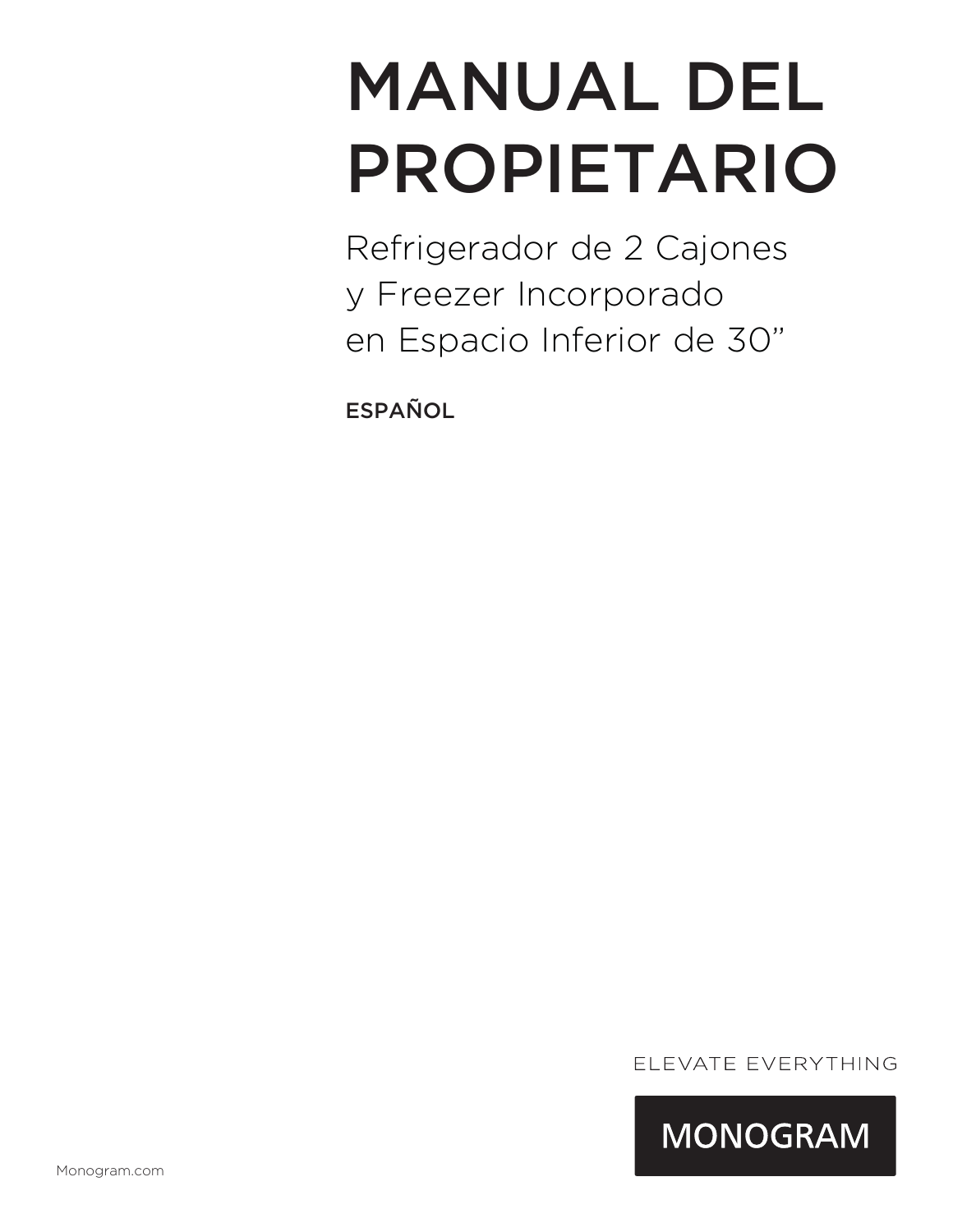# MANUAL DEL PROPIETARIO

Refrigerador de 2 Cajones
y Freezer Incorporado
en Espacio Inferior de 30”

**ESPAÑOL**

ELEVATE EVERYTHING

MONOGRAM

Monogram.com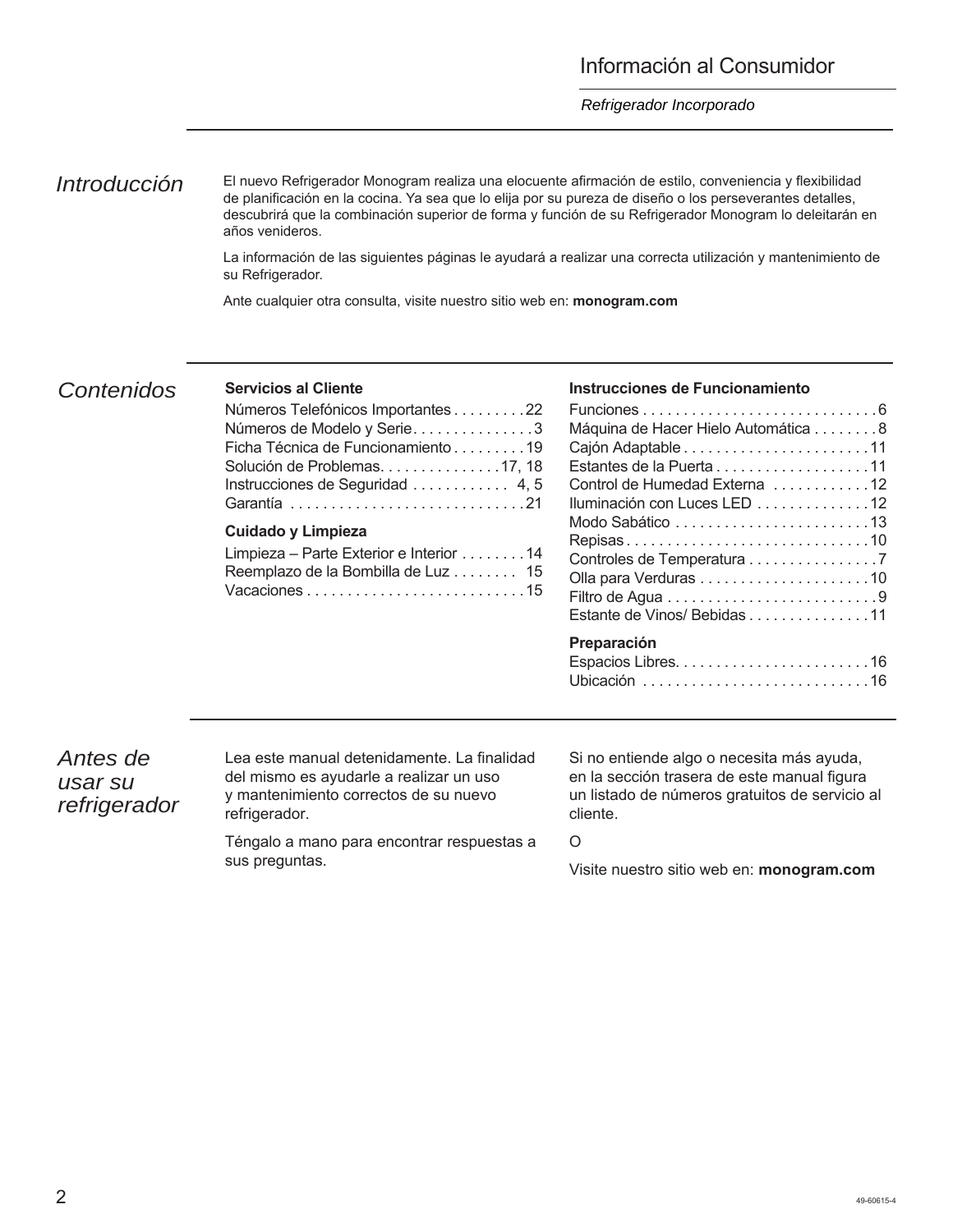# Información al Consumidor

*Refrigerador Incorporado*

## *Introducción*

El nuevo Refrigerador Monogram realiza una elocuente afirmación de estilo, conveniencia y flexibilidad de planificación en la cocina. Ya sea que lo elija por su pureza de diseño o los perseverantes detalles, descubrirá que la combinación superior de forma y función de su Refrigerador Monogram lo deleitarán en años venideros.

La información de las siguientes páginas le ayudará a realizar una correcta utilización y mantenimiento de su Refrigerador.

Ante cualquier otra consulta, visite nuestro sitio web en: **monogram.com**

## *Contenidos*

**Servicios al Cliente**

Números Telefónicos Importantes . . . . . . . . . 22
Números de Modelo y Serie. . . . . . . . . . . . . . . 3
Ficha Técnica de Funcionamiento . . . . . . . . . 19
Solución de Problemas. . . . . . . . . . . . . . . 17, 18
Instrucciones de Seguridad . . . . . . . . . . . . 4, 5
Garantía . . . . . . . . . . . . . . . . . . . . . . . . . . . . 21

**Cuidado y Limpieza**

Limpieza – Parte Exterior e Interior . . . . . . . . 14
Reemplazo de la Bombilla de Luz . . . . . . . . 15
Vacaciones . . . . . . . . . . . . . . . . . . . . . . . . . . . 15

**Instrucciones de Funcionamiento**

Funciones . . . . . . . . . . . . . . . . . . . . . . . . . . . . . 6
Máquina de Hacer Hielo Automática . . . . . . . . 8
Cajón Adaptable . . . . . . . . . . . . . . . . . . . . . . . 11
Estantes de la Puerta . . . . . . . . . . . . . . . . . . . 11
Control de Humedad Externa . . . . . . . . . . . . 12
Iluminación con Luces LED . . . . . . . . . . . . . . 12
Modo Sabático . . . . . . . . . . . . . . . . . . . . . . . . 13
Repisas . . . . . . . . . . . . . . . . . . . . . . . . . . . . . . 10
Controles de Temperatura . . . . . . . . . . . . . . . . 7
Olla para Verduras . . . . . . . . . . . . . . . . . . . . . 10
Filtro de Agua . . . . . . . . . . . . . . . . . . . . . . . . . . 9
Estante de Vinos/ Bebidas . . . . . . . . . . . . . . . 11

**Preparación**

Espacios Libres. . . . . . . . . . . . . . . . . . . . . . . . 16
Ubicación . . . . . . . . . . . . . . . . . . . . . . . . . . . . 16

## *Antes de usar su refrigerador*

Lea este manual detenidamente. La finalidad del mismo es ayudarle a realizar un uso y mantenimiento correctos de su nuevo refrigerador.

Téngalo a mano para encontrar respuestas a sus preguntas.

Si no entiende algo o necesita más ayuda, en la sección trasera de este manual figura un listado de números gratuitos de servicio al cliente.

O

Visite nuestro sitio web en: **monogram.com**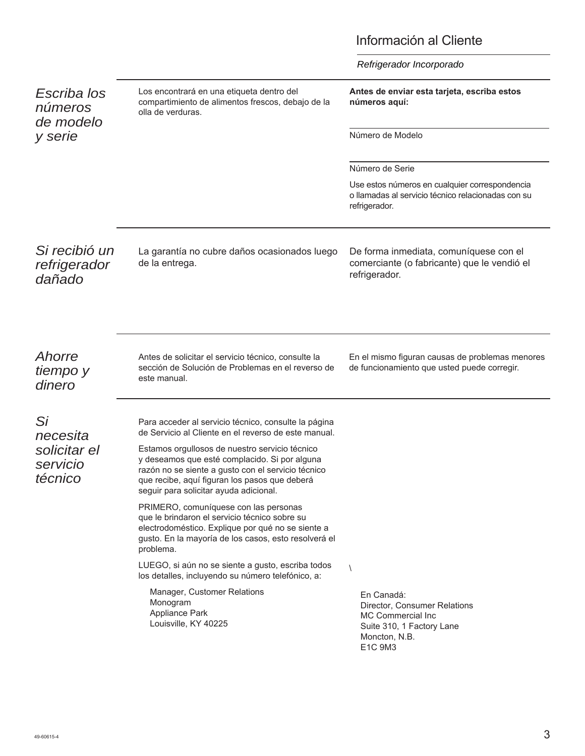# Información al Cliente

*Refrigerador Incorporado*

## *Escriba los números de modelo y serie*

Los encontrará en una etiqueta dentro del compartimiento de alimentos frescos, debajo de la olla de verduras.

**Antes de enviar esta tarjeta, escriba estos números aquí:**

Número de Modelo

Número de Serie

Use estos números en cualquier correspondencia o llamadas al servicio técnico relacionadas con su refrigerador.

## *Si recibió un refrigerador dañado*

La garantía no cubre daños ocasionados luego de la entrega.

De forma inmediata, comuníquese con el comerciante (o fabricante) que le vendió el refrigerador.

## *Ahorre tiempo y dinero*

Antes de solicitar el servicio técnico, consulte la sección de Solución de Problemas en el reverso de este manual.

En el mismo figuran causas de problemas menores de funcionamiento que usted puede corregir.

## *Si necesita solicitar el servicio técnico*

Para acceder al servicio técnico, consulte la página de Servicio al Cliente en el reverso de este manual.

Estamos orgullosos de nuestro servicio técnico y deseamos que esté complacido. Si por alguna razón no se siente a gusto con el servicio técnico que recibe, aquí figuran los pasos que deberá seguir para solicitar ayuda adicional.

PRIMERO, comuníquese con las personas que le brindaron el servicio técnico sobre su electrodoméstico. Explique por qué no se siente a gusto. En la mayoría de los casos, esto resolverá el problema.

LUEGO, si aún no se siente a gusto, escriba todos los detalles, incluyendo su número telefónico, a:

Manager, Customer Relations
Monogram
Appliance Park
Louisville, KY 40225

\

En Canadá:
Director, Consumer Relations
MC Commercial Inc
Suite 310, 1 Factory Lane
Moncton, N.B.
E1C 9M3

49-60615-4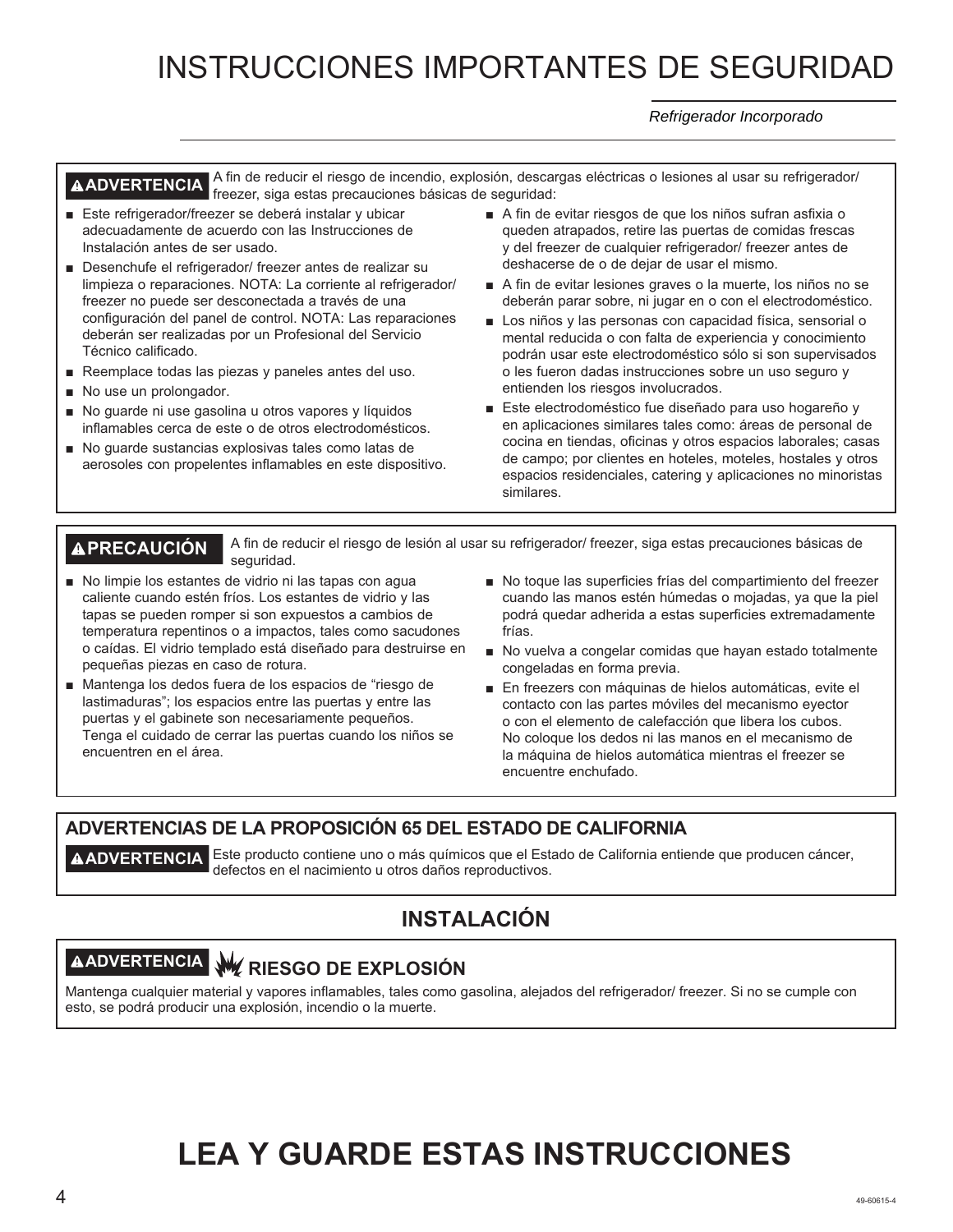# INSTRUCCIONES IMPORTANTES DE SEGURIDAD

*Refrigerador Incorporado*

**⚠ADVERTENCIA** A fin de reducir el riesgo de incendio, explosión, descargas eléctricas o lesiones al usar su refrigerador/ freezer, siga estas precauciones básicas de seguridad:

- Este refrigerador/freezer se deberá instalar y ubicar adecuadamente de acuerdo con las Instrucciones de Instalación antes de ser usado.
- Desenchufe el refrigerador/ freezer antes de realizar su limpieza o reparaciones. NOTA: La corriente al refrigerador/ freezer no puede ser desconectada a través de una configuración del panel de control. NOTA: Las reparaciones deberán ser realizadas por un Profesional del Servicio Técnico calificado.
- Reemplace todas las piezas y paneles antes del uso.
- No use un prolongador.
- No guarde ni use gasolina u otros vapores y líquidos inflamables cerca de este o de otros electrodomésticos.
- No guarde sustancias explosivas tales como latas de aerosoles con propelentes inflamables en este dispositivo.
- A fin de evitar riesgos de que los niños sufran asfixia o queden atrapados, retire las puertas de comidas frescas y del freezer de cualquier refrigerador/ freezer antes de deshacerse de o de dejar de usar el mismo.
- A fin de evitar lesiones graves o la muerte, los niños no se deberán parar sobre, ni jugar en o con el electrodoméstico.
- Los niños y las personas con capacidad física, sensorial o mental reducida o con falta de experiencia y conocimiento podrán usar este electrodoméstico sólo si son supervisados o les fueron dadas instrucciones sobre un uso seguro y entienden los riesgos involucrados.
- Este electrodoméstico fue diseñado para uso hogareño y en aplicaciones similares tales como: áreas de personal de cocina en tiendas, oficinas y otros espacios laborales; casas de campo; por clientes en hoteles, moteles, hostales y otros espacios residenciales, catering y aplicaciones no minoristas similares.

**⚠PRECAUCIÓN** A fin de reducir el riesgo de lesión al usar su refrigerador/ freezer, siga estas precauciones básicas de seguridad.

- No limpie los estantes de vidrio ni las tapas con agua caliente cuando estén fríos. Los estantes de vidrio y las tapas se pueden romper si son expuestos a cambios de temperatura repentinos o a impactos, tales como sacudones o caídas. El vidrio templado está diseñado para destruirse en pequeñas piezas en caso de rotura.
- Mantenga los dedos fuera de los espacios de “riesgo de lastimaduras”; los espacios entre las puertas y entre las puertas y el gabinete son necesariamente pequeños. Tenga el cuidado de cerrar las puertas cuando los niños se encuentren en el área.
- No toque las superficies frías del compartimiento del freezer cuando las manos estén húmedas o mojadas, ya que la piel podrá quedar adherida a estas superficies extremadamente frías.
- No vuelva a congelar comidas que hayan estado totalmente congeladas en forma previa.
- En freezers con máquinas de hielos automáticas, evite el contacto con las partes móviles del mecanismo eyector o con el elemento de calefacción que libera los cubos. No coloque los dedos ni las manos en el mecanismo de la máquina de hielos automática mientras el freezer se encuentre enchufado.

### ADVERTENCIAS DE LA PROPOSICIÓN 65 DEL ESTADO DE CALIFORNIA

**⚠ADVERTENCIA** Este producto contiene uno o más químicos que el Estado de California entiende que producen cáncer, defectos en el nacimiento u otros daños reproductivos.

## INSTALACIÓN

**⚠ADVERTENCIA RIESGO DE EXPLOSIÓN**

Mantenga cualquier material y vapores inflamables, tales como gasolina, alejados del refrigerador/ freezer. Si no se cumple con esto, se podrá producir una explosión, incendio o la muerte.

# LEA Y GUARDE ESTAS INSTRUCCIONES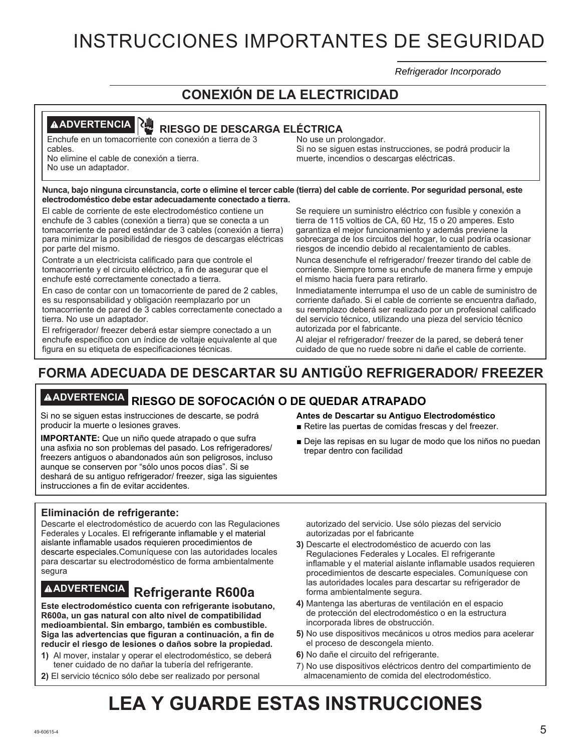# INSTRUCCIONES IMPORTANTES DE SEGURIDAD

*Refrigerador Incorporado*

## CONEXIÓN DE LA ELECTRICIDAD

**▲ADVERTENCIA** **RIESGO DE DESCARGA ELÉCTRICA**

Enchufe en un tomacorriente con conexión a tierra de 3 cables.
No elimine el cable de conexión a tierra.
No use un adaptador.
No use un prolongador.
Si no se siguen estas instrucciones, se podrá producir la muerte, incendios o descargas eléctricas.

**Nunca, bajo ninguna circunstancia, corte o elimine el tercer cable (tierra) del cable de corriente. Por seguridad personal, este electrodoméstico debe estar adecuadamente conectado a tierra.**

El cable de corriente de este electrodoméstico contiene un enchufe de 3 cables (conexión a tierra) que se conecta a un tomacorriente de pared estándar de 3 cables (conexión a tierra) para minimizar la posibilidad de riesgos de descargas eléctricas por parte del mismo.

Contrate a un electricista calificado para que controle el tomacorriente y el circuito eléctrico, a fin de asegurar que el enchufe esté correctamente conectado a tierra.

En caso de contar con un tomacorriente de pared de 2 cables, es su responsabilidad y obligación reemplazarlo por un tomacorriente de pared de 3 cables correctamente conectado a tierra. No use un adaptador.

El refrigerador/ freezer deberá estar siempre conectado a un enchufe específico con un índice de voltaje equivalente al que figura en su etiqueta de especificaciones técnicas.

Se requiere un suministro eléctrico con fusible y conexión a tierra de 115 voltios de CA, 60 Hz, 15 o 20 amperes. Esto garantiza el mejor funcionamiento y además previene la sobrecarga de los circuitos del hogar, lo cual podría ocasionar riesgos de incendio debido al recalentamiento de cables.

Nunca desenchufe el refrigerador/ freezer tirando del cable de corriente. Siempre tome su enchufe de manera firme y empuje el mismo hacia fuera para retirarlo.

Inmediatamente interrumpa el uso de un cable de suministro de corriente dañado. Si el cable de corriente se encuentra dañado, su reemplazo deberá ser realizado por un profesional calificado del servicio técnico, utilizando una pieza del servicio técnico autorizada por el fabricante.

Al alejar el refrigerador/ freezer de la pared, se deberá tener cuidado de que no ruede sobre ni dañe el cable de corriente.

## FORMA ADECUADA DE DESCARTAR SU ANTIGÜO REFRIGERADOR/ FREEZER

**▲ADVERTENCIA** **RIESGO DE SOFOCACIÓN O DE QUEDAR ATRAPADO**

Si no se siguen estas instrucciones de descarte, se podrá producir la muerte o lesiones graves.

**IMPORTANTE:** Que un niño quede atrapado o que sufra una asfixia no son problemas del pasado. Los refrigeradores/ freezers antiguos o abandonados aún son peligrosos, incluso aunque se conserven por "sólo unos pocos días". Si se deshará de su antiguo refrigerador/ freezer, siga las siguientes instrucciones a fin de evitar accidentes.

**Antes de Descartar su Antiguo Electrodoméstico**

- Retire las puertas de comidas frescas y del freezer.
- Deje las repisas en su lugar de modo que los niños no puedan trepar dentro con facilidad

### Eliminación de refrigerante:

Descarte el electrodoméstico de acuerdo con las Regulaciones Federales y Locales. El refrigerante inflamable y el material aislante inflamable usados requieren procedimientos de descarte especiales.Comuníquese con las autoridades locales para descartar su electrodoméstico de forma ambientalmente segura

**▲ADVERTENCIA** **Refrigerante R600a**

**Este electrodoméstico cuenta con refrigerante isobutano, R600a, un gas natural con alto nivel de compatibilidad medioambiental. Sin embargo, también es combustible. Siga las advertencias que figuran a continuación, a fin de reducir el riesgo de lesiones o daños sobre la propiedad.**

1) Al mover, instalar y operar el electrodoméstico, se deberá tener cuidado de no dañar la tubería del refrigerante.
2) El servicio técnico sólo debe ser realizado por personal autorizado del servicio. Use sólo piezas del servicio autorizadas por el fabricante
3) Descarte el electrodoméstico de acuerdo con las Regulaciones Federales y Locales. El refrigerante inflamable y el material aislante inflamable usados requieren procedimientos de descarte especiales. Comuníquese con las autoridades locales para descartar su refrigerador de forma ambientalmente segura.
4) Mantenga las aberturas de ventilación en el espacio de protección del electrodoméstico o en la estructura incorporada libres de obstrucción.
5) No use dispositivos mecánicos u otros medios para acelerar el proceso de descongela miento.
6) No dañe el circuito del refrigerante.
7) No use dispositivos eléctricos dentro del compartimiento de almacenamiento de comida del electrodoméstico.

# LEA Y GUARDE ESTAS INSTRUCCIONES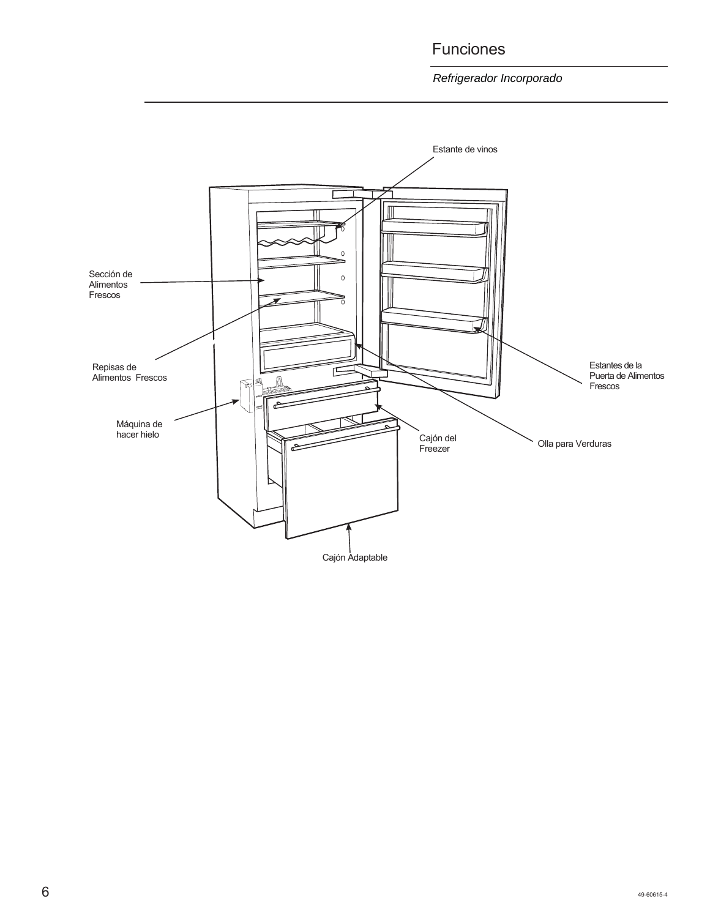# Funciones

*Refrigerador Incorporado*

Estante de vinos

Sección de Alimentos Frescos

Repisas de Alimentos Frescos

Máquina de hacer hielo

Cajón del Freezer

Olla para Verduras

Estantes de la Puerta de Alimentos Frescos

Cajón Adaptable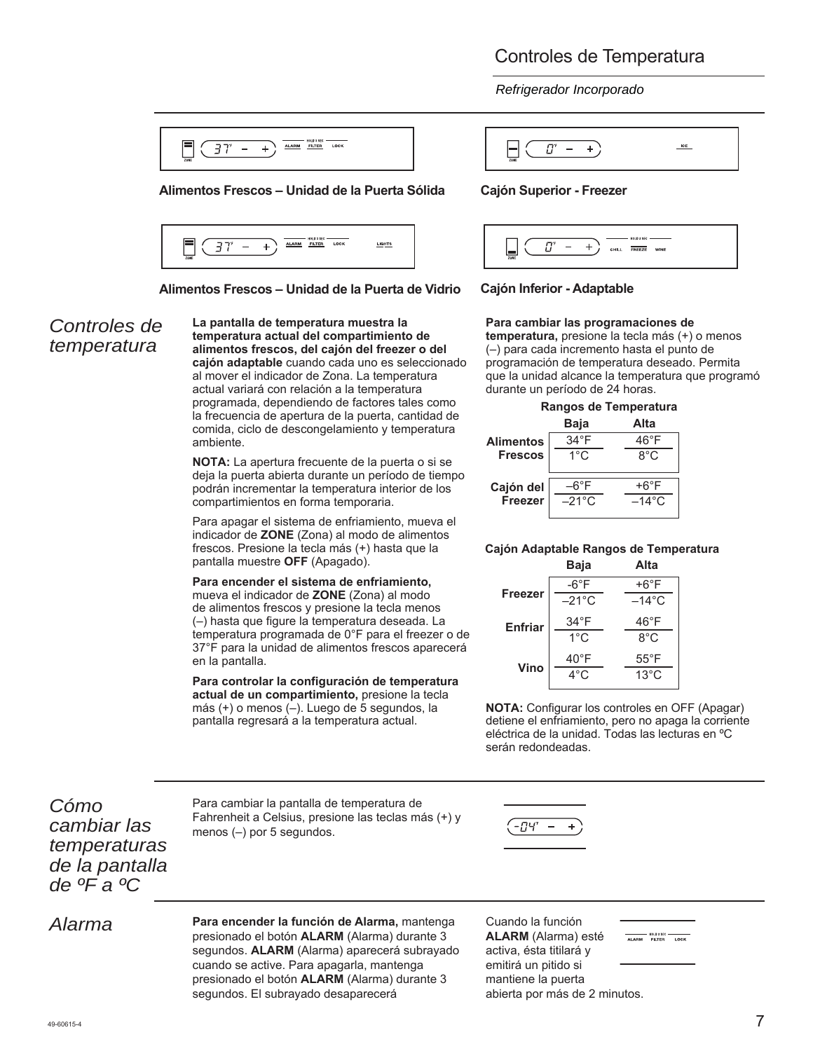# Controles de Temperatura

*Refrigerador Incorporado*

**Alimentos Frescos – Unidad de la Puerta Sólida**

**Cajón Superior - Freezer**

**Alimentos Frescos – Unidad de la Puerta de Vidrio**

**Cajón Inferior - Adaptable**

## *Controles de temperatura*

**La pantalla de temperatura muestra la temperatura actual del compartimiento de alimentos frescos, del cajón del freezer o del cajón adaptable** cuando cada uno es seleccionado al mover el indicador de Zona. La temperatura actual variará con relación a la temperatura programada, dependiendo de factores tales como la frecuencia de apertura de la puerta, cantidad de comida, ciclo de descongelamiento y temperatura ambiente.

**NOTA:** La apertura frecuente de la puerta o si se deja la puerta abierta durante un período de tiempo podrán incrementar la temperatura interior de los compartimientos en forma temporaria.

Para apagar el sistema de enfriamiento, mueva el indicador de **ZONE** (Zona) al modo de alimentos frescos. Presione la tecla más (+) hasta que la pantalla muestre **OFF** (Apagado).

**Para encender el sistema de enfriamiento,** mueva el indicador de **ZONE** (Zona) al modo de alimentos frescos y presione la tecla menos (–) hasta que figure la temperatura deseada. La temperatura programada de 0°F para el freezer o de 37°F para la unidad de alimentos frescos aparecerá en la pantalla.

**Para controlar la configuración de temperatura actual de un compartimiento,** presione la tecla más (+) o menos (–). Luego de 5 segundos, la pantalla regresará a la temperatura actual.

**Para cambiar las programaciones de temperatura,** presione la tecla más (+) o menos (–) para cada incremento hasta el punto de programación de temperatura deseado. Permita que la unidad alcance la temperatura que programó durante un período de 24 horas.

**Rangos de Temperatura**

| | Baja | Alta |
|---|---|---|
| **Alimentos Frescos** | 34°F / 1°C | 46°F / 8°C |
| **Cajón del Freezer** | –6°F / –21°C | +6°F / –14°C |

**Cajón Adaptable Rangos de Temperatura**

| | Baja | Alta |
|---|---|---|
| **Freezer** | -6°F / –21°C | +6°F / –14°C |
| **Enfriar** | 34°F / 1°C | 46°F / 8°C |
| **Vino** | 40°F / 4°C | 55°F / 13°C |

**NOTA:** Configurar los controles en OFF (Apagar) detiene el enfriamiento, pero no apaga la corriente eléctrica de la unidad. Todas las lecturas en ºC serán redondeadas.

## *Cómo cambiar las temperaturas de la pantalla de ºF a ºC*

Para cambiar la pantalla de temperatura de Fahrenheit a Celsius, presione las teclas más (+) y menos (–) por 5 segundos.

## *Alarma*

**Para encender la función de Alarma,** mantenga presionado el botón **ALARM** (Alarma) durante 3 segundos. **ALARM** (Alarma) aparecerá subrayado cuando se active. Para apagarla, mantenga presionado el botón **ALARM** (Alarma) durante 3 segundos. El subrayado desaparecerá

Cuando la función **ALARM** (Alarma) esté activa, ésta titilará y emitirá un pitido si mantiene la puerta abierta por más de 2 minutos.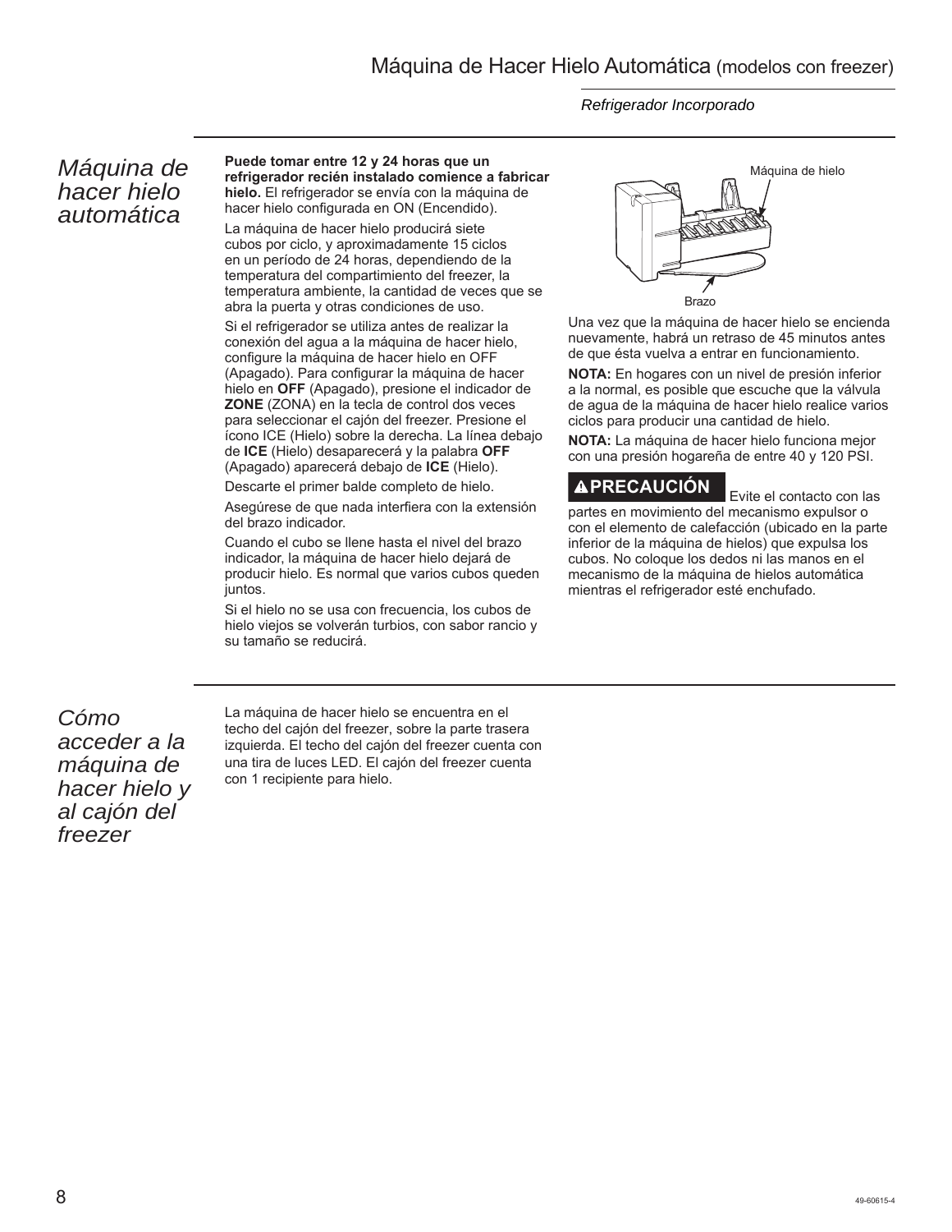# Máquina de Hacer Hielo Automática (modelos con freezer)

*Refrigerador Incorporado*

## *Máquina de hacer hielo automática*

**Puede tomar entre 12 y 24 horas que un refrigerador recién instalado comience a fabricar hielo.** El refrigerador se envía con la máquina de hacer hielo configurada en ON (Encendido).

La máquina de hacer hielo producirá siete cubos por ciclo, y aproximadamente 15 ciclos en un período de 24 horas, dependiendo de la temperatura del compartimiento del freezer, la temperatura ambiente, la cantidad de veces que se abra la puerta y otras condiciones de uso.

Si el refrigerador se utiliza antes de realizar la conexión del agua a la máquina de hacer hielo, configure la máquina de hacer hielo en OFF (Apagado). Para configurar la máquina de hacer hielo en **OFF** (Apagado), presione el indicador de **ZONE** (ZONA) en la tecla de control dos veces para seleccionar el cajón del freezer. Presione el ícono ICE (Hielo) sobre la derecha. La línea debajo de **ICE** (Hielo) desaparecerá y la palabra **OFF** (Apagado) aparecerá debajo de **ICE** (Hielo).

Descarte el primer balde completo de hielo.

Asegúrese de que nada interfiera con la extensión del brazo indicador.

Cuando el cubo se llene hasta el nivel del brazo indicador, la máquina de hacer hielo dejará de producir hielo. Es normal que varios cubos queden juntos.

Si el hielo no se usa con frecuencia, los cubos de hielo viejos se volverán turbios, con sabor rancio y su tamaño se reducirá.

Máquina de hielo

Brazo

Una vez que la máquina de hacer hielo se encienda nuevamente, habrá un retraso de 45 minutos antes de que ésta vuelva a entrar en funcionamiento.

**NOTA:** En hogares con un nivel de presión inferior a la normal, es posible que escuche que la válvula de agua de la máquina de hacer hielo realice varios ciclos para producir una cantidad de hielo.

**NOTA:** La máquina de hacer hielo funciona mejor con una presión hogareña de entre 40 y 120 PSI.

**⚠PRECAUCIÓN** Evite el contacto con las partes en movimiento del mecanismo expulsor o con el elemento de calefacción (ubicado en la parte inferior de la máquina de hielos) que expulsa los cubos. No coloque los dedos ni las manos en el mecanismo de la máquina de hielos automática mientras el refrigerador esté enchufado.

## *Cómo acceder a la máquina de hacer hielo y al cajón del freezer*

La máquina de hacer hielo se encuentra en el techo del cajón del freezer, sobre la parte trasera izquierda. El techo del cajón del freezer cuenta con una tira de luces LED. El cajón del freezer cuenta con 1 recipiente para hielo.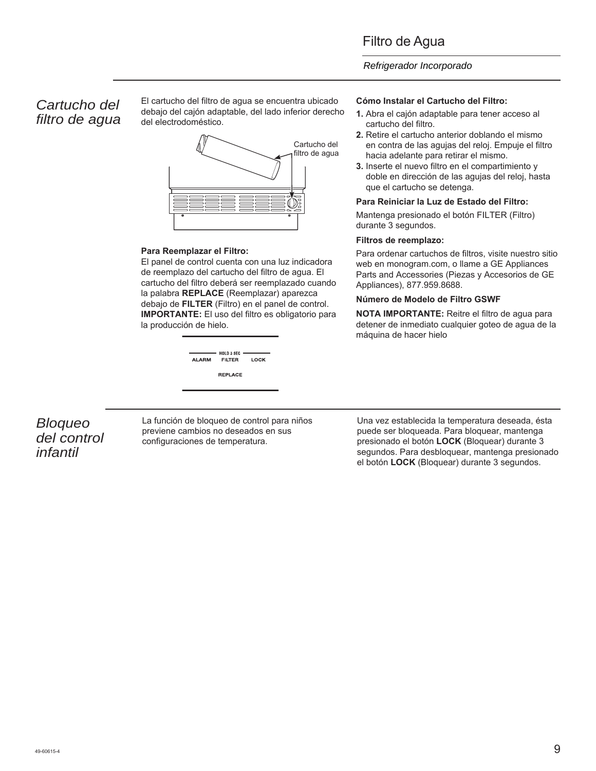# Filtro de Agua

*Refrigerador Incorporado*

## *Cartucho del filtro de agua*

El cartucho del filtro de agua se encuentra ubicado debajo del cajón adaptable, del lado inferior derecho del electrodoméstico.

Cartucho del filtro de agua

**Para Reemplazar el Filtro:**
El panel de control cuenta con una luz indicadora de reemplazo del cartucho del filtro de agua. El cartucho del filtro deberá ser reemplazado cuando la palabra **REPLACE** (Reemplazar) aparezca debajo de **FILTER** (Filtro) en el panel de control. **IMPORTANTE:** El uso del filtro es obligatorio para la producción de hielo.

HOLD 3 SEC
ALARM FILTER LOCK
REPLACE

**Cómo Instalar el Cartucho del Filtro:**

1. Abra el cajón adaptable para tener acceso al cartucho del filtro.
2. Retire el cartucho anterior doblando el mismo en contra de las agujas del reloj. Empuje el filtro hacia adelante para retirar el mismo.
3. Inserte el nuevo filtro en el compartimiento y doble en dirección de las agujas del reloj, hasta que el cartucho se detenga.

**Para Reiniciar la Luz de Estado del Filtro:**

Mantenga presionado el botón FILTER (Filtro) durante 3 segundos.

**Filtros de reemplazo:**

Para ordenar cartuchos de filtros, visite nuestro sitio web en monogram.com, o llame a GE Appliances Parts and Accessories (Piezas y Accesorios de GE Appliances), 877.959.8688.

**Número de Modelo de Filtro GSWF**

**NOTA IMPORTANTE:** Reitre el filtro de agua para detener de inmediato cualquier goteo de agua de la máquina de hacer hielo

## *Bloqueo del control infantil*

La función de bloqueo de control para niños previene cambios no deseados en sus configuraciones de temperatura.

Una vez establecida la temperatura deseada, ésta puede ser bloqueada. Para bloquear, mantenga presionado el botón **LOCK** (Bloquear) durante 3 segundos. Para desbloquear, mantenga presionado el botón **LOCK** (Bloquear) durante 3 segundos.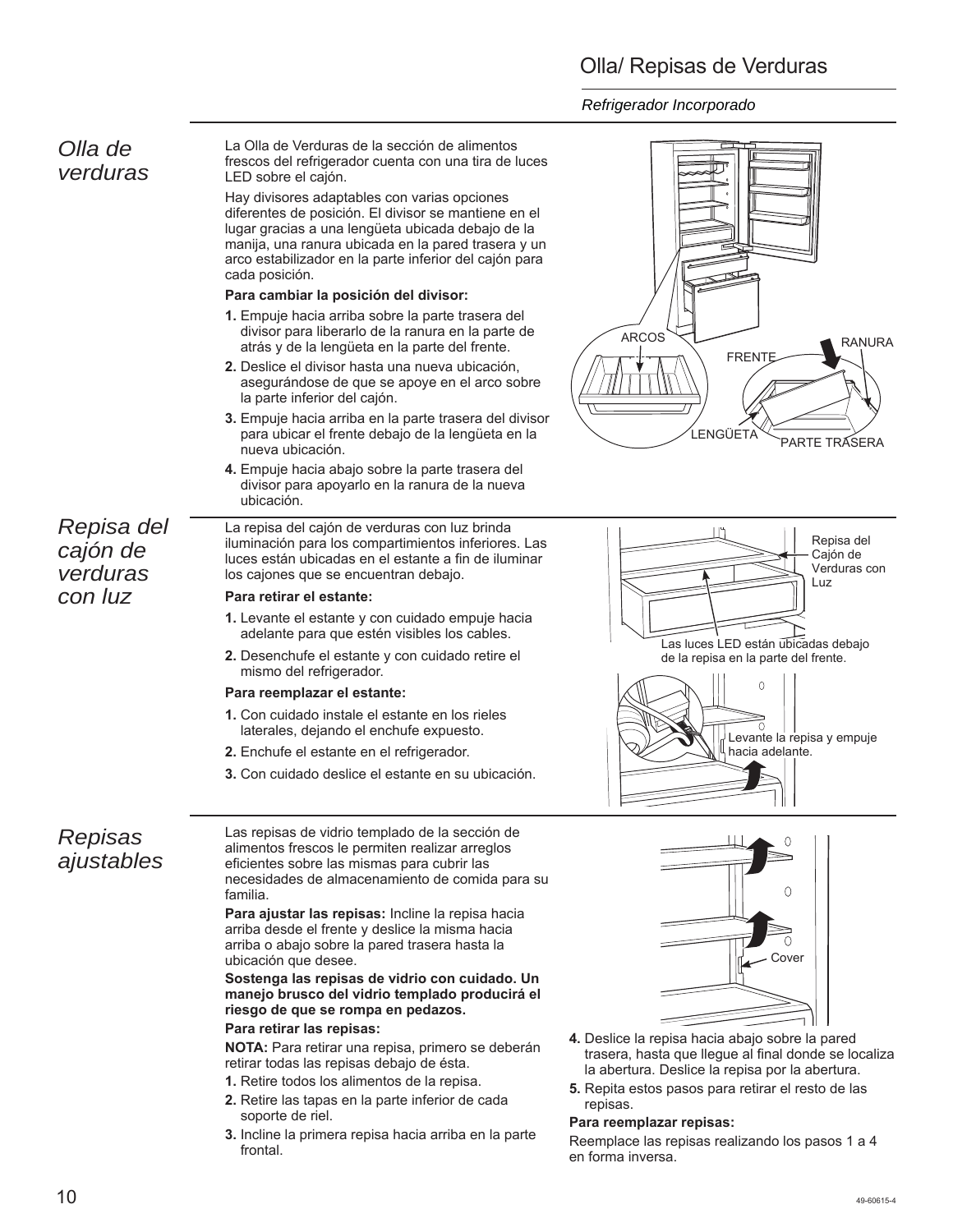# Olla/ Repisas de Verduras

*Refrigerador Incorporado*

## *Olla de verduras*

La Olla de Verduras de la sección de alimentos frescos del refrigerador cuenta con una tira de luces LED sobre el cajón.

Hay divisores adaptables con varias opciones diferentes de posición. El divisor se mantiene en el lugar gracias a una lengüeta ubicada debajo de la manija, una ranura ubicada en la pared trasera y un arco estabilizador en la parte inferior del cajón para cada posición.

**Para cambiar la posición del divisor:**

1. Empuje hacia arriba sobre la parte trasera del divisor para liberarlo de la ranura en la parte de atrás y de la lengüeta en la parte del frente.
2. Deslice el divisor hasta una nueva ubicación, asegurándose de que se apoye en el arco sobre la parte inferior del cajón.
3. Empuje hacia arriba en la parte trasera del divisor para ubicar el frente debajo de la lengüeta en la nueva ubicación.
4. Empuje hacia abajo sobre la parte trasera del divisor para apoyarlo en la ranura de la nueva ubicación.

ARCOS · FRENTE · RANURA · LENGÜETA · PARTE TRASERA

## *Repisa del cajón de verduras con luz*

La repisa del cajón de verduras con luz brinda iluminación para los compartimientos inferiores. Las luces están ubicadas en el estante a fin de iluminar los cajones que se encuentran debajo.

**Para retirar el estante:**

1. Levante el estante y con cuidado empuje hacia adelante para que estén visibles los cables.
2. Desenchufe el estante y con cuidado retire el mismo del refrigerador.

**Para reemplazar el estante:**

1. Con cuidado instale el estante en los rieles laterales, dejando el enchufe expuesto.
2. Enchufe el estante en el refrigerador.
3. Con cuidado deslice el estante en su ubicación.

Repisa del Cajón de Verduras con Luz

Las luces LED están ubicadas debajo de la repisa en la parte del frente.

Levante la repisa y empuje hacia adelante.

## *Repisas ajustables*

Las repisas de vidrio templado de la sección de alimentos frescos le permiten realizar arreglos eficientes sobre las mismas para cubrir las necesidades de almacenamiento de comida para su familia.

**Para ajustar las repisas:** Incline la repisa hacia arriba desde el frente y deslice la misma hacia arriba o abajo sobre la pared trasera hasta la ubicación que desee.

**Sostenga las repisas de vidrio con cuidado. Un manejo brusco del vidrio templado producirá el riesgo de que se rompa en pedazos.**

**Para retirar las repisas:**

**NOTA:** Para retirar una repisa, primero se deberán retirar todas las repisas debajo de ésta.

1. Retire todos los alimentos de la repisa.
2. Retire las tapas en la parte inferior de cada soporte de riel.
3. Incline la primera repisa hacia arriba en la parte frontal.
4. Deslice la repisa hacia abajo sobre la pared trasera, hasta que llegue al final donde se localiza la abertura. Deslice la repisa por la abertura.
5. Repita estos pasos para retirar el resto de las repisas.

Cover

**Para reemplazar repisas:**

Reemplace las repisas realizando los pasos 1 a 4 en forma inversa.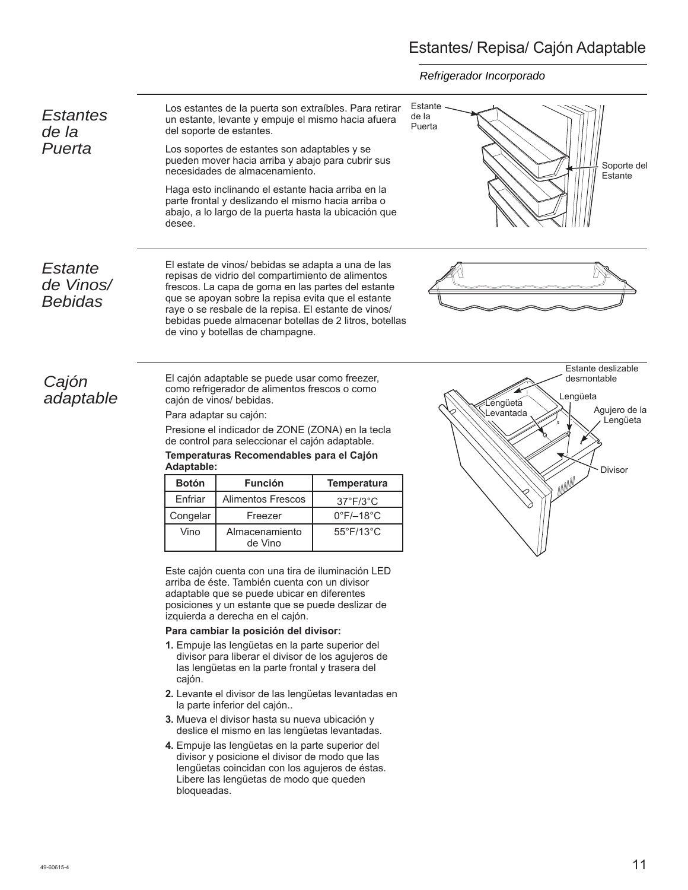# Estantes/ Repisa/ Cajón Adaptable

*Refrigerador Incorporado*

## *Estantes de la Puerta*

Los estantes de la puerta son extraíbles. Para retirar un estante, levante y empuje el mismo hacia afuera del soporte de estantes.

Los soportes de estantes son adaptables y se pueden mover hacia arriba y abajo para cubrir sus necesidades de almacenamiento.

Haga esto inclinando el estante hacia arriba en la parte frontal y deslizando el mismo hacia arriba o abajo, a lo largo de la puerta hasta la ubicación que desee.

Estante de la Puerta

Soporte del Estante

## *Estante de Vinos/ Bebidas*

El estate de vinos/ bebidas se adapta a una de las repisas de vidrio del compartimiento de alimentos frescos. La capa de goma en las partes del estante que se apoyan sobre la repisa evita que el estante raye o se resbale de la repisa. El estante de vinos/ bebidas puede almacenar botellas de 2 litros, botellas de vino y botellas de champagne.

## *Cajón adaptable*

El cajón adaptable se puede usar como freezer, como refrigerador de alimentos frescos o como cajón de vinos/ bebidas.

Para adaptar su cajón:

Presione el indicador de ZONE (ZONA) en la tecla de control para seleccionar el cajón adaptable.

**Temperaturas Recomendables para el Cajón Adaptable:**

| Botón | Función | Temperatura |
|---|---|---|
| Enfriar | Alimentos Frescos | 37°F/3°C |
| Congelar | Freezer | 0°F/–18°C |
| Vino | Almacenamiento de Vino | 55°F/13°C |

Este cajón cuenta con una tira de iluminación LED arriba de éste. También cuenta con un divisor adaptable que se puede ubicar en diferentes posiciones y un estante que se puede deslizar de izquierda a derecha en el cajón.

**Para cambiar la posición del divisor:**

1. Empuje las lengüetas en la parte superior del divisor para liberar el divisor de los agujeros de las lengüetas en la parte frontal y trasera del cajón.
2. Levante el divisor de las lengüetas levantadas en la parte inferior del cajón..
3. Mueva el divisor hasta su nueva ubicación y deslice el mismo en las lengüetas levantadas.
4. Empuje las lengüetas en la parte superior del divisor y posicione el divisor de modo que las lengüetas coincidan con los agujeros de éstas. Libere las lengüetas de modo que queden bloqueadas.

Estante deslizable desmontable

Lengüeta

Lengüeta Levantada

Agujero de la Lengüeta

Divisor

49-60615-4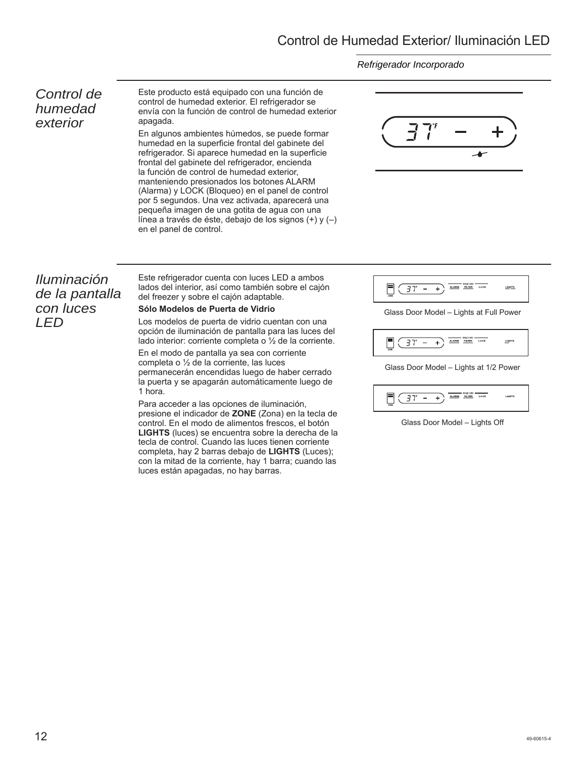# Control de Humedad Exterior/ Iluminación LED

*Refrigerador Incorporado*

## *Control de humedad exterior*

Este producto está equipado con una función de control de humedad exterior. El refrigerador se envía con la función de control de humedad exterior apagada.

En algunos ambientes húmedos, se puede formar humedad en la superficie frontal del gabinete del refrigerador. Si aparece humedad en la superficie frontal del gabinete del refrigerador, encienda la función de control de humedad exterior, manteniendo presionados los botones ALARM (Alarma) y LOCK (Bloqueo) en el panel de control por 5 segundos. Una vez activada, aparecerá una pequeña imagen de una gotita de agua con una línea a través de éste, debajo de los signos (+) y (–) en el panel de control.

## *Iluminación de la pantalla con luces LED*

Este refrigerador cuenta con luces LED a ambos lados del interior, así como también sobre el cajón del freezer y sobre el cajón adaptable.

**Sólo Modelos de Puerta de Vidrio**

Los modelos de puerta de vidrio cuentan con una opción de iluminación de pantalla para las luces del lado interior: corriente completa o ½ de la corriente.

En el modo de pantalla ya sea con corriente completa o ½ de la corriente, las luces permanecerán encendidas luego de haber cerrado la puerta y se apagarán automáticamente luego de 1 hora.

Para acceder a las opciones de iluminación, presione el indicador de **ZONE** (Zona) en la tecla de control. En el modo de alimentos frescos, el botón **LIGHTS** (luces) se encuentra sobre la derecha de la tecla de control. Cuando las luces tienen corriente completa, hay 2 barras debajo de **LIGHTS** (Luces); con la mitad de la corriente, hay 1 barra; cuando las luces están apagadas, no hay barras.

Glass Door Model – Lights at Full Power

Glass Door Model – Lights at 1/2 Power

Glass Door Model – Lights Off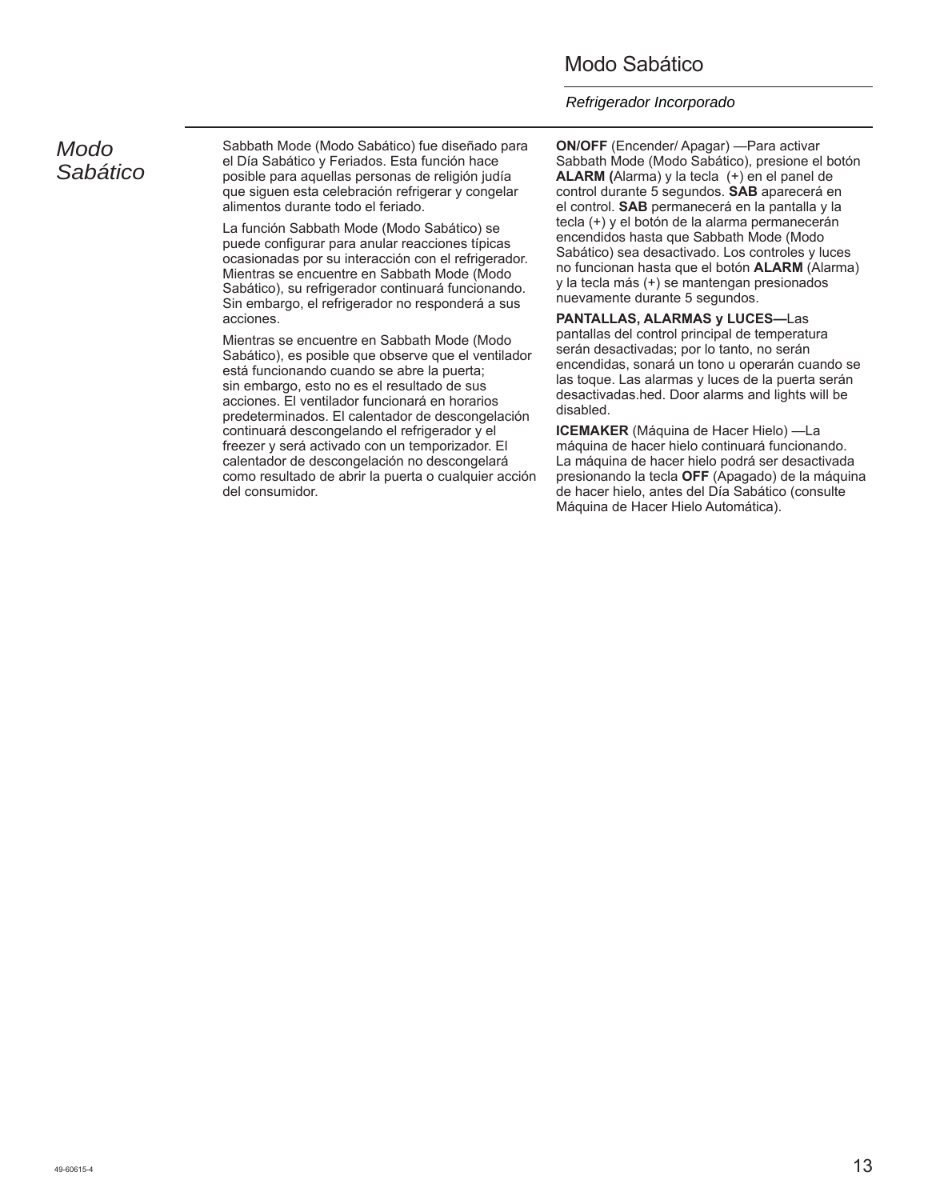# Modo Sabático

*Refrigerador Incorporado*

## *Modo Sabático*

Sabbath Mode (Modo Sabático) fue diseñado para el Día Sabático y Feriados. Esta función hace posible para aquellas personas de religión judía que siguen esta celebración refrigerar y congelar alimentos durante todo el feriado.

La función Sabbath Mode (Modo Sabático) se puede configurar para anular reacciones típicas ocasionadas por su interacción con el refrigerador. Mientras se encuentre en Sabbath Mode (Modo Sabático), su refrigerador continuará funcionando. Sin embargo, el refrigerador no responderá a sus acciones.

Mientras se encuentre en Sabbath Mode (Modo Sabático), es posible que observe que el ventilador está funcionando cuando se abre la puerta; sin embargo, esto no es el resultado de sus acciones. El ventilador funcionará en horarios predeterminados. El calentador de descongelación continuará descongelando el refrigerador y el freezer y será activado con un temporizador. El calentador de descongelación no descongelará como resultado de abrir la puerta o cualquier acción del consumidor.

**ON/OFF** (Encender/ Apagar) —Para activar Sabbath Mode (Modo Sabático), presione el botón **ALARM (**Alarma) y la tecla (+) en el panel de control durante 5 segundos. **SAB** aparecerá en el control. **SAB** permanecerá en la pantalla y la tecla (+) y el botón de la alarma permanecerán encendidos hasta que Sabbath Mode (Modo Sabático) sea desactivado. Los controles y luces no funcionan hasta que el botón **ALARM** (Alarma) y la tecla más (+) se mantengan presionados nuevamente durante 5 segundos.

**PANTALLAS, ALARMAS y LUCES—**Las pantallas del control principal de temperatura serán desactivadas; por lo tanto, no serán encendidas, sonará un tono u operarán cuando se las toque. Las alarmas y luces de la puerta serán desactivadas.hed. Door alarms and lights will be disabled.

**ICEMAKER** (Máquina de Hacer Hielo) —La máquina de hacer hielo continuará funcionando. La máquina de hacer hielo podrá ser desactivada presionando la tecla **OFF** (Apagado) de la máquina de hacer hielo, antes del Día Sabático (consulte Máquina de Hacer Hielo Automática).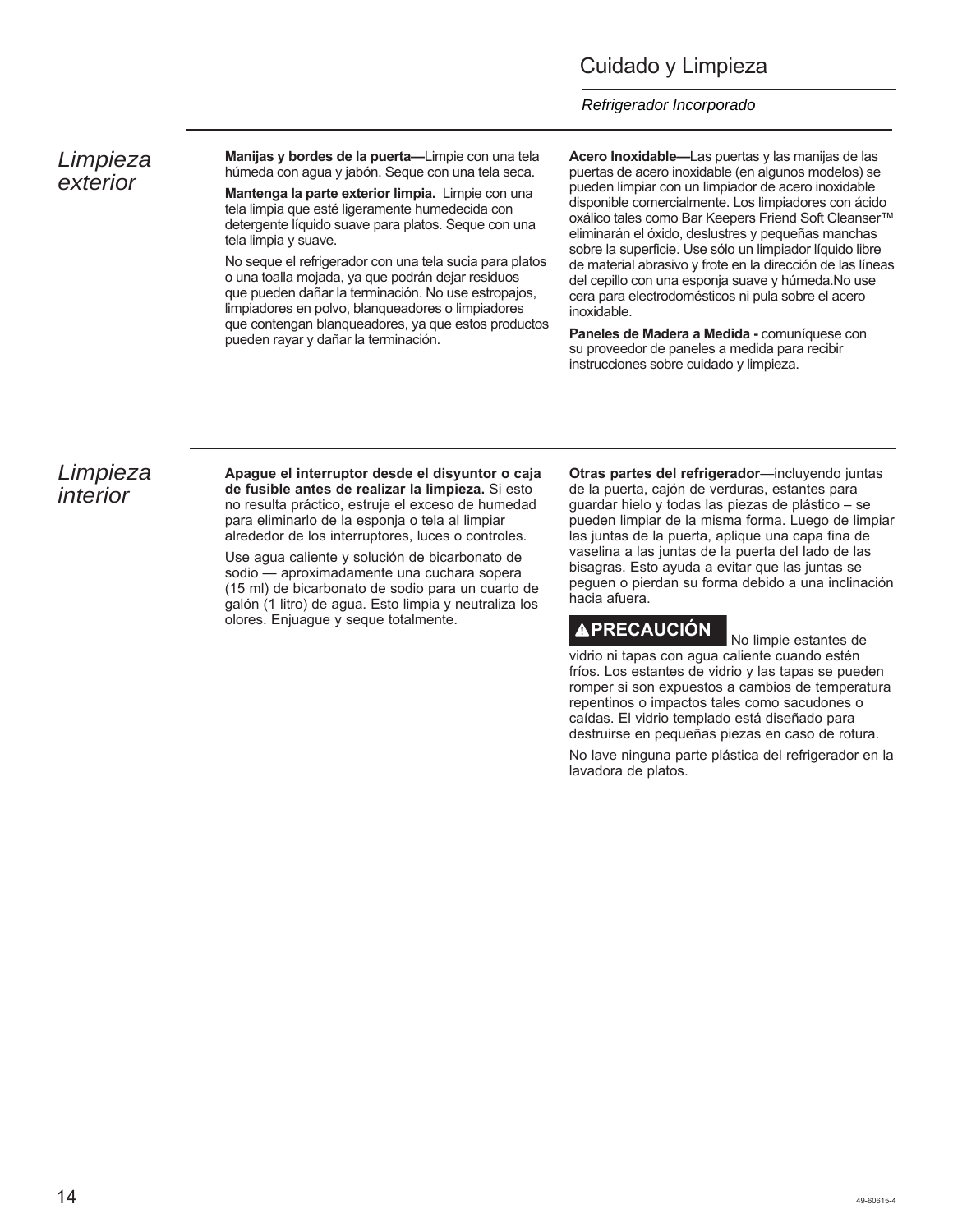# Cuidado y Limpieza

*Refrigerador Incorporado*

## *Limpieza exterior*

**Manijas y bordes de la puerta—**Limpie con una tela húmeda con agua y jabón. Seque con una tela seca.

**Mantenga la parte exterior limpia.** Limpie con una tela limpia que esté ligeramente humedecida con detergente líquido suave para platos. Seque con una tela limpia y suave.

No seque el refrigerador con una tela sucia para platos o una toalla mojada, ya que podrán dejar residuos que pueden dañar la terminación. No use estropajos, limpiadores en polvo, blanqueadores o limpiadores que contengan blanqueadores, ya que estos productos pueden rayar y dañar la terminación.

**Acero Inoxidable—**Las puertas y las manijas de las puertas de acero inoxidable (en algunos modelos) se pueden limpiar con un limpiador de acero inoxidable disponible comercialmente. Los limpiadores con ácido oxálico tales como Bar Keepers Friend Soft Cleanser™ eliminarán el óxido, deslustres y pequeñas manchas sobre la superficie. Use sólo un limpiador líquido libre de material abrasivo y frote en la dirección de las líneas del cepillo con una esponja suave y húmeda.No use cera para electrodomésticos ni pula sobre el acero inoxidable.

**Paneles de Madera a Medida -** comuníquese con su proveedor de paneles a medida para recibir instrucciones sobre cuidado y limpieza.

## *Limpieza interior*

**Apague el interruptor desde el disyuntor o caja de fusible antes de realizar la limpieza.** Si esto no resulta práctico, estruje el exceso de humedad para eliminarlo de la esponja o tela al limpiar alrededor de los interruptores, luces o controles.

Use agua caliente y solución de bicarbonato de sodio — aproximadamente una cuchara sopera (15 ml) de bicarbonato de sodio para un cuarto de galón (1 litro) de agua. Esto limpia y neutraliza los olores. Enjuague y seque totalmente.

**Otras partes del refrigerador**—incluyendo juntas de la puerta, cajón de verduras, estantes para guardar hielo y todas las piezas de plástico – se pueden limpiar de la misma forma. Luego de limpiar las juntas de la puerta, aplique una capa fina de vaselina a las juntas de la puerta del lado de las bisagras. Esto ayuda a evitar que las juntas se peguen o pierdan su forma debido a una inclinación hacia afuera.

**⚠PRECAUCIÓN** No limpie estantes de vidrio ni tapas con agua caliente cuando estén fríos. Los estantes de vidrio y las tapas se pueden romper si son expuestos a cambios de temperatura repentinos o impactos tales como sacudones o caídas. El vidrio templado está diseñado para destruirse en pequeñas piezas en caso de rotura.

No lave ninguna parte plástica del refrigerador en la lavadora de platos.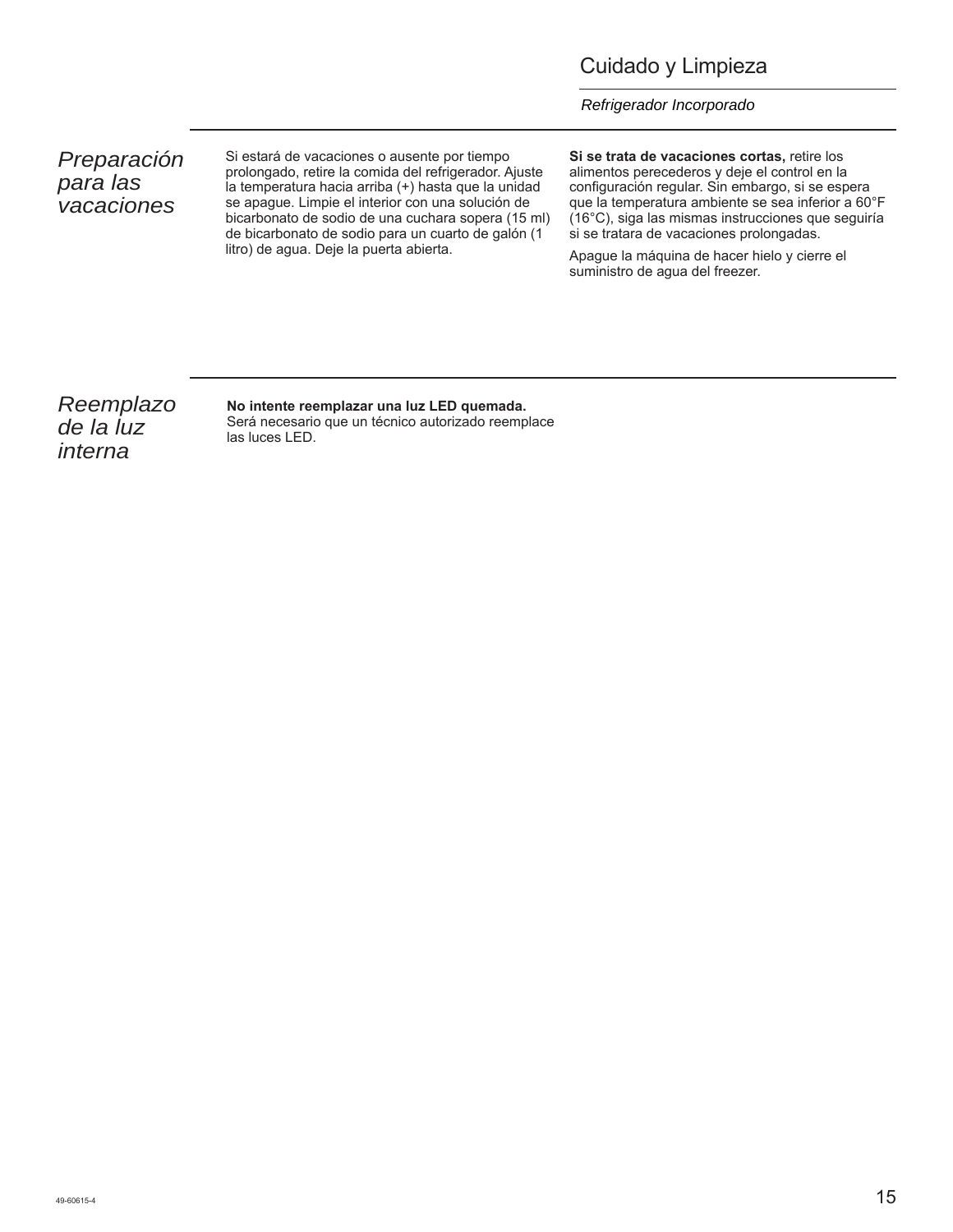# Cuidado y Limpieza

*Refrigerador Incorporado*

## *Preparación para las vacaciones*

Si estará de vacaciones o ausente por tiempo prolongado, retire la comida del refrigerador. Ajuste la temperatura hacia arriba (+) hasta que la unidad se apague. Limpie el interior con una solución de bicarbonato de sodio de una cuchara sopera (15 ml) de bicarbonato de sodio para un cuarto de galón (1 litro) de agua. Deje la puerta abierta.

**Si se trata de vacaciones cortas,** retire los alimentos perecederos y deje el control en la configuración regular. Sin embargo, si se espera que la temperatura ambiente se sea inferior a 60°F (16°C), siga las mismas instrucciones que seguiría si se tratara de vacaciones prolongadas.

Apague la máquina de hacer hielo y cierre el suministro de agua del freezer.

## *Reemplazo de la luz interna*

**No intente reemplazar una luz LED quemada.** Será necesario que un técnico autorizado reemplace las luces LED.

49-60615-4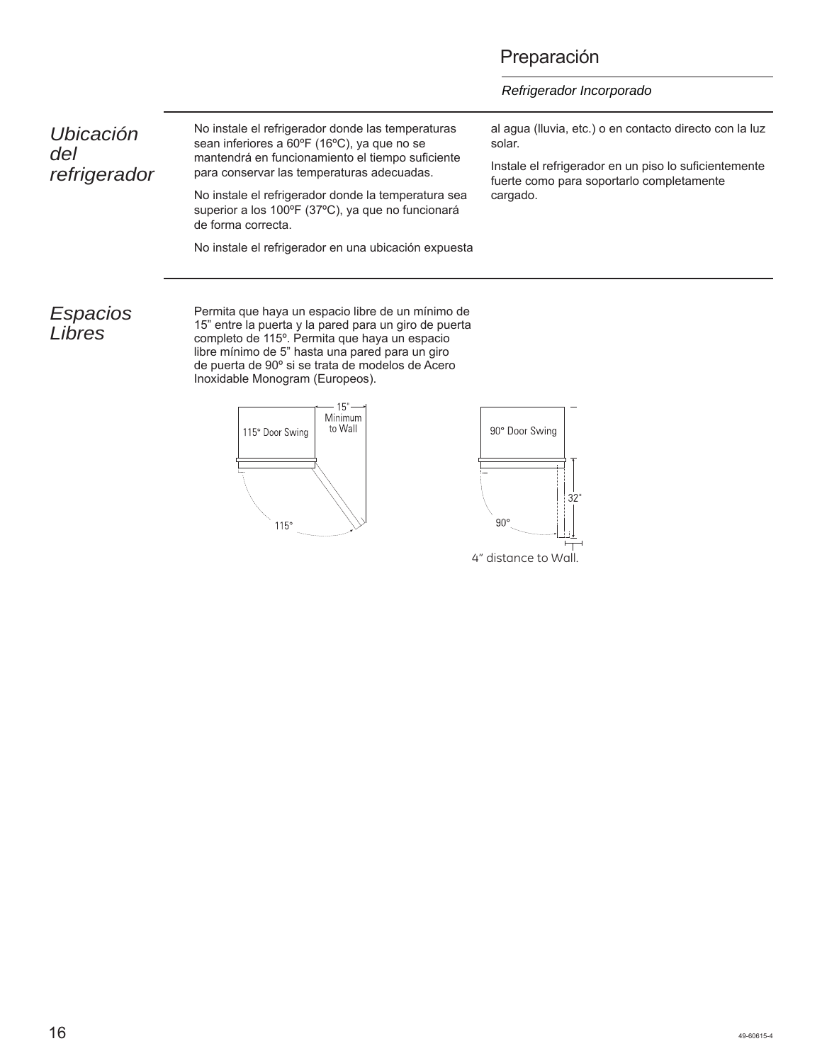# Preparación

*Refrigerador Incorporado*

## *Ubicación del refrigerador*

No instale el refrigerador donde las temperaturas sean inferiores a 60ºF (16ºC), ya que no se mantendrá en funcionamiento el tiempo suficiente para conservar las temperaturas adecuadas.

No instale el refrigerador donde la temperatura sea superior a los 100ºF (37ºC), ya que no funcionará de forma correcta.

No instale el refrigerador en una ubicación expuesta al agua (lluvia, etc.) o en contacto directo con la luz solar.

Instale el refrigerador en un piso lo suficientemente fuerte como para soportarlo completamente cargado.

## *Espacios Libres*

Permita que haya un espacio libre de un mínimo de 15" entre la puerta y la pared para un giro de puerta completo de 115º. Permita que haya un espacio libre mínimo de 5" hasta una pared para un giro de puerta de 90º si se trata de modelos de Acero Inoxidable Monogram (Europeos).

115° Door Swing — 15" Minimum to Wall — 115°

90° Door Swing — 32" — 90° — 4" distance to Wall.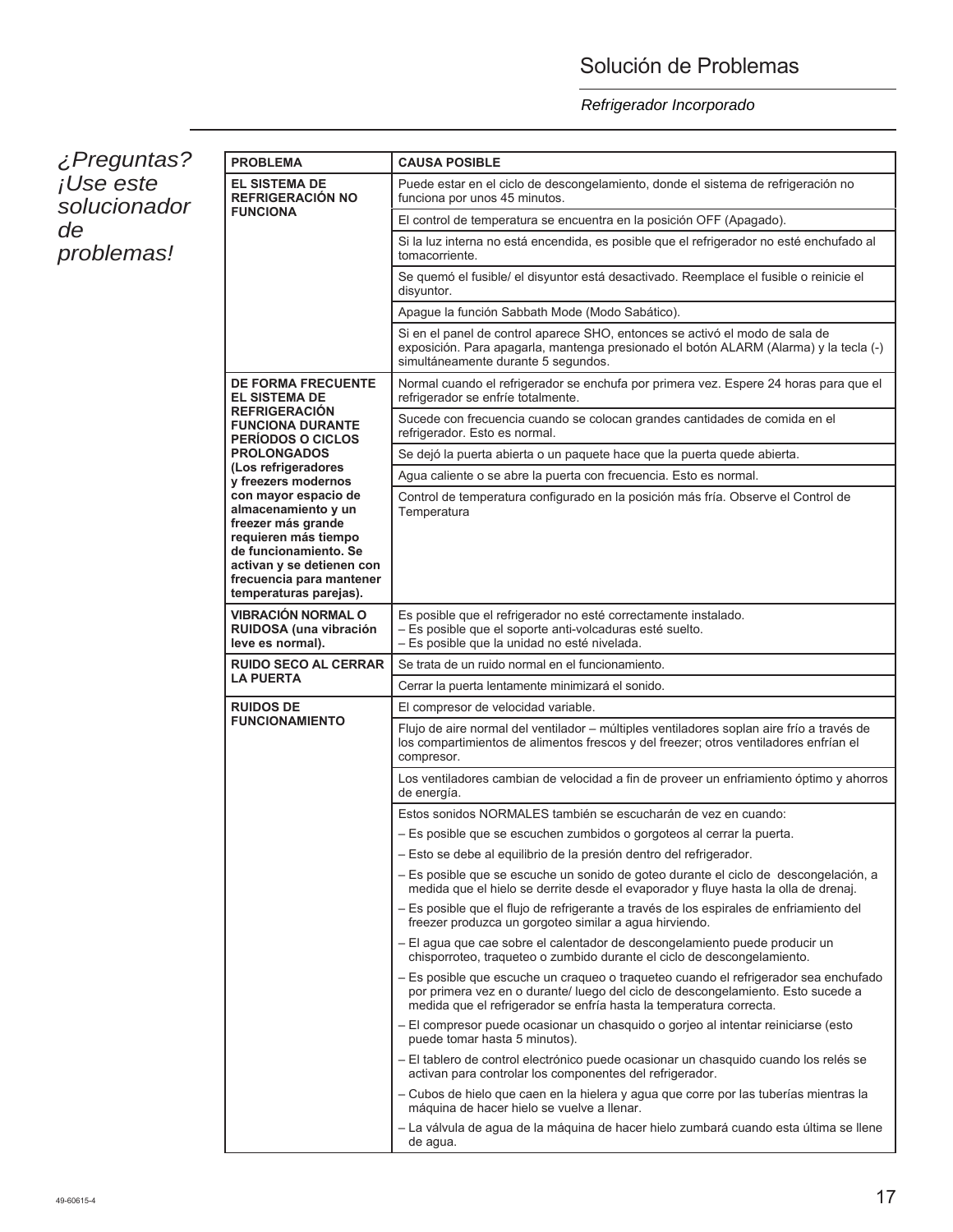# Solución de Problemas

*Refrigerador Incorporado*

*¿Preguntas? ¡Use este solucionador de problemas!*

| PROBLEMA | CAUSA POSIBLE |
|---|---|
| **EL SISTEMA DE REFRIGERACIÓN NO FUNCIONA** | Puede estar en el ciclo de descongelamiento, donde el sistema de refrigeración no funciona por unos 45 minutos. |
| | El control de temperatura se encuentra en la posición OFF (Apagado). |
| | Si la luz interna no está encendida, es posible que el refrigerador no esté enchufado al tomacorriente. |
| | Se quemó el fusible/ el disyuntor está desactivado. Reemplace el fusible o reinicie el disyuntor. |
| | Apague la función Sabbath Mode (Modo Sabático). |
| | Si en el panel de control aparece SHO, entonces se activó el modo de sala de exposición. Para apagarla, mantenga presionado el botón ALARM (Alarma) y la tecla (-) simultáneamente durante 5 segundos. |
| **DE FORMA FRECUENTE EL SISTEMA DE REFRIGERACIÓN FUNCIONA DURANTE PERÍODOS O CICLOS PROLONGADOS (Los refrigeradores y freezers modernos con mayor espacio de almacenamiento y un freezer más grande requieren más tiempo de funcionamiento. Se activan y se detienen con frecuencia para mantener temperaturas parejas).** | Normal cuando el refrigerador se enchufa por primera vez. Espere 24 horas para que el refrigerador se enfríe totalmente. |
| | Sucede con frecuencia cuando se colocan grandes cantidades de comida en el refrigerador. Esto es normal. |
| | Se dejó la puerta abierta o un paquete hace que la puerta quede abierta. |
| | Agua caliente o se abre la puerta con frecuencia. Esto es normal. |
| | Control de temperatura configurado en la posición más fría. Observe el Control de Temperatura |
| **VIBRACIÓN NORMAL O RUIDOSA (una vibración leve es normal).** | Es posible que el refrigerador no esté correctamente instalado.<br>– Es posible que el soporte anti-volcaduras esté suelto.<br>– Es posible que la unidad no esté nivelada. |
| **RUIDO SECO AL CERRAR LA PUERTA** | Se trata de un ruido normal en el funcionamiento. |
| | Cerrar la puerta lentamente minimizará el sonido. |
| **RUIDOS DE FUNCIONAMIENTO** | El compresor de velocidad variable. |
| | Flujo de aire normal del ventilador – múltiples ventiladores soplan aire frío a través de los compartimientos de alimentos frescos y del freezer; otros ventiladores enfrían al compresor. |
| | Los ventiladores cambian de velocidad a fin de proveer un enfriamiento óptimo y ahorros de energía. |
| | Estos sonidos NORMALES también se escucharán de vez en cuando:<br>– Es posible que se escuchen zumbidos o gorgoteos al cerrar la puerta.<br>– Esto se debe al equilibrio de la presión dentro del refrigerador.<br>– Es posible que se escuche un sonido de goteo durante el ciclo de descongelación, a medida que el hielo se derrite desde el evaporador y fluye hasta la olla de drenaj.<br>– Es posible que el flujo de refrigerante a través de los espirales de enfriamiento del freezer produzca un gorgoteo similar a agua hirviendo.<br>– El agua que cae sobre el calentador de descongelamiento puede producir un chisporroteo, traqueteo o zumbido durante el ciclo de descongelamiento.<br>– Es posible que escuche un craqueo o traqueteo cuando el refrigerador sea enchufado por primera vez en o durante/ luego del ciclo de descongelamiento. Esto sucede a medida que el refrigerador se enfría hasta la temperatura correcta.<br>– El compresor puede ocasionar un chasquido o gorjeo al intentar reiniciarse (esto puede tomar hasta 5 minutos).<br>– El tablero de control electrónico puede ocasionar un chasquido cuando los relés se activan para controlar los componentes del refrigerador.<br>– Cubos de hielo que caen en la hielera y agua que corre por las tuberías mientras la máquina de hacer hielo se vuelve a llenar.<br>– La válvula de agua de la máquina de hacer hielo zumbará cuando esta última se llene de agua. |

49-60615-4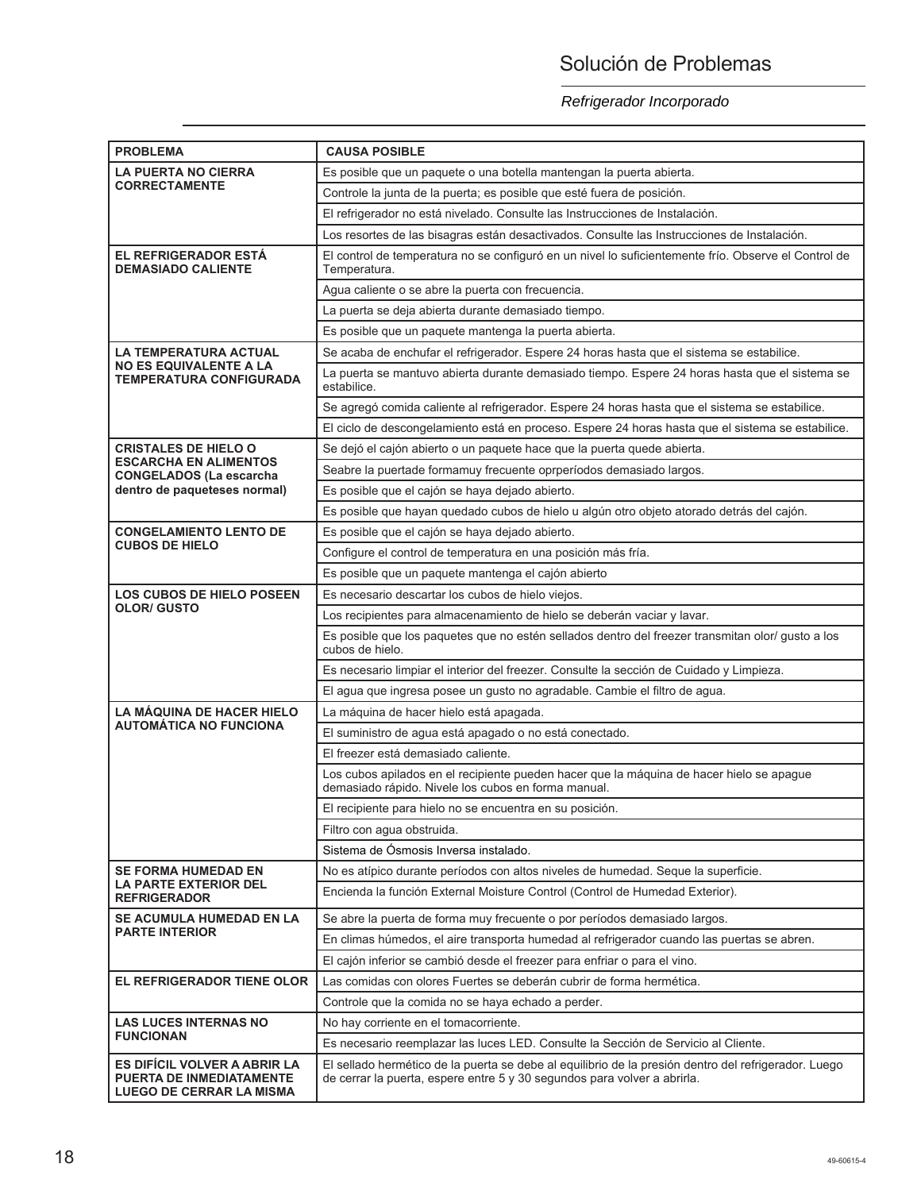# Solución de Problemas

*Refrigerador Incorporado*

| PROBLEMA | CAUSA POSIBLE |
|---|---|
| **LA PUERTA NO CIERRA CORRECTAMENTE** | Es posible que un paquete o una botella mantengan la puerta abierta. |
| | Controle la junta de la puerta; es posible que esté fuera de posición. |
| | El refrigerador no está nivelado. Consulte las Instrucciones de Instalación. |
| | Los resortes de las bisagras están desactivados. Consulte las Instrucciones de Instalación. |
| **EL REFRIGERADOR ESTÁ DEMASIADO CALIENTE** | El control de temperatura no se configuró en un nivel lo suficientemente frío. Observe el Control de Temperatura. |
| | Agua caliente o se abre la puerta con frecuencia. |
| | La puerta se deja abierta durante demasiado tiempo. |
| | Es posible que un paquete mantenga la puerta abierta. |
| **LA TEMPERATURA ACTUAL NO ES EQUIVALENTE A LA TEMPERATURA CONFIGURADA** | Se acaba de enchufar el refrigerador. Espere 24 horas hasta que el sistema se estabilice. |
| | La puerta se mantuvo abierta durante demasiado tiempo. Espere 24 horas hasta que el sistema se estabilice. |
| | Se agregó comida caliente al refrigerador. Espere 24 horas hasta que el sistema se estabilice. |
| | El ciclo de descongelamiento está en proceso. Espere 24 horas hasta que el sistema se estabilice. |
| **CRISTALES DE HIELO O ESCARCHA EN ALIMENTOS CONGELADOS (La escarcha dentro de paqueteses normal)** | Se dejó el cajón abierto o un paquete hace que la puerta quede abierta. |
| | Seabre la puertade formamuy frecuente oprperíodos demasiado largos. |
| | Es posible que el cajón se haya dejado abierto. |
| | Es posible que hayan quedado cubos de hielo u algún otro objeto atorado detrás del cajón. |
| **CONGELAMIENTO LENTO DE CUBOS DE HIELO** | Es posible que el cajón se haya dejado abierto. |
| | Configure el control de temperatura en una posición más fría. |
| | Es posible que un paquete mantenga el cajón abierto |
| **LOS CUBOS DE HIELO POSEEN OLOR/ GUSTO** | Es necesario descartar los cubos de hielo viejos. |
| | Los recipientes para almacenamiento de hielo se deberán vaciar y lavar. |
| | Es posible que los paquetes que no estén sellados dentro del freezer transmitan olor/ gusto a los cubos de hielo. |
| | Es necesario limpiar el interior del freezer. Consulte la sección de Cuidado y Limpieza. |
| | El agua que ingresa posee un gusto no agradable. Cambie el filtro de agua. |
| **LA MÁQUINA DE HACER HIELO AUTOMÁTICA NO FUNCIONA** | La máquina de hacer hielo está apagada. |
| | El suministro de agua está apagado o no está conectado. |
| | El freezer está demasiado caliente. |
| | Los cubos apilados en el recipiente pueden hacer que la máquina de hacer hielo se apague demasiado rápido. Nivele los cubos en forma manual. |
| | El recipiente para hielo no se encuentra en su posición. |
| | Filtro con agua obstruida. |
| | Sistema de Ósmosis Inversa instalado. |
| **SE FORMA HUMEDAD EN LA PARTE EXTERIOR DEL REFRIGERADOR** | No es atípico durante períodos con altos niveles de humedad. Seque la superficie. |
| | Encienda la función External Moisture Control (Control de Humedad Exterior). |
| **SE ACUMULA HUMEDAD EN LA PARTE INTERIOR** | Se abre la puerta de forma muy frecuente o por períodos demasiado largos. |
| | En climas húmedos, el aire transporta humedad al refrigerador cuando las puertas se abren. |
| | El cajón inferior se cambió desde el freezer para enfriar o para el vino. |
| **EL REFRIGERADOR TIENE OLOR** | Las comidas con olores Fuertes se deberán cubrir de forma hermética. |
| | Controle que la comida no se haya echado a perder. |
| **LAS LUCES INTERNAS NO FUNCIONAN** | No hay corriente en el tomacorriente. |
| | Es necesario reemplazar las luces LED. Consulte la Sección de Servicio al Cliente. |
| **ES DIFÍCIL VOLVER A ABRIR LA PUERTA DE INMEDIATAMENTE LUEGO DE CERRAR LA MISMA** | El sellado hermético de la puerta se debe al equilibrio de la presión dentro del refrigerador. Luego de cerrar la puerta, espere entre 5 y 30 segundos para volver a abrirla. |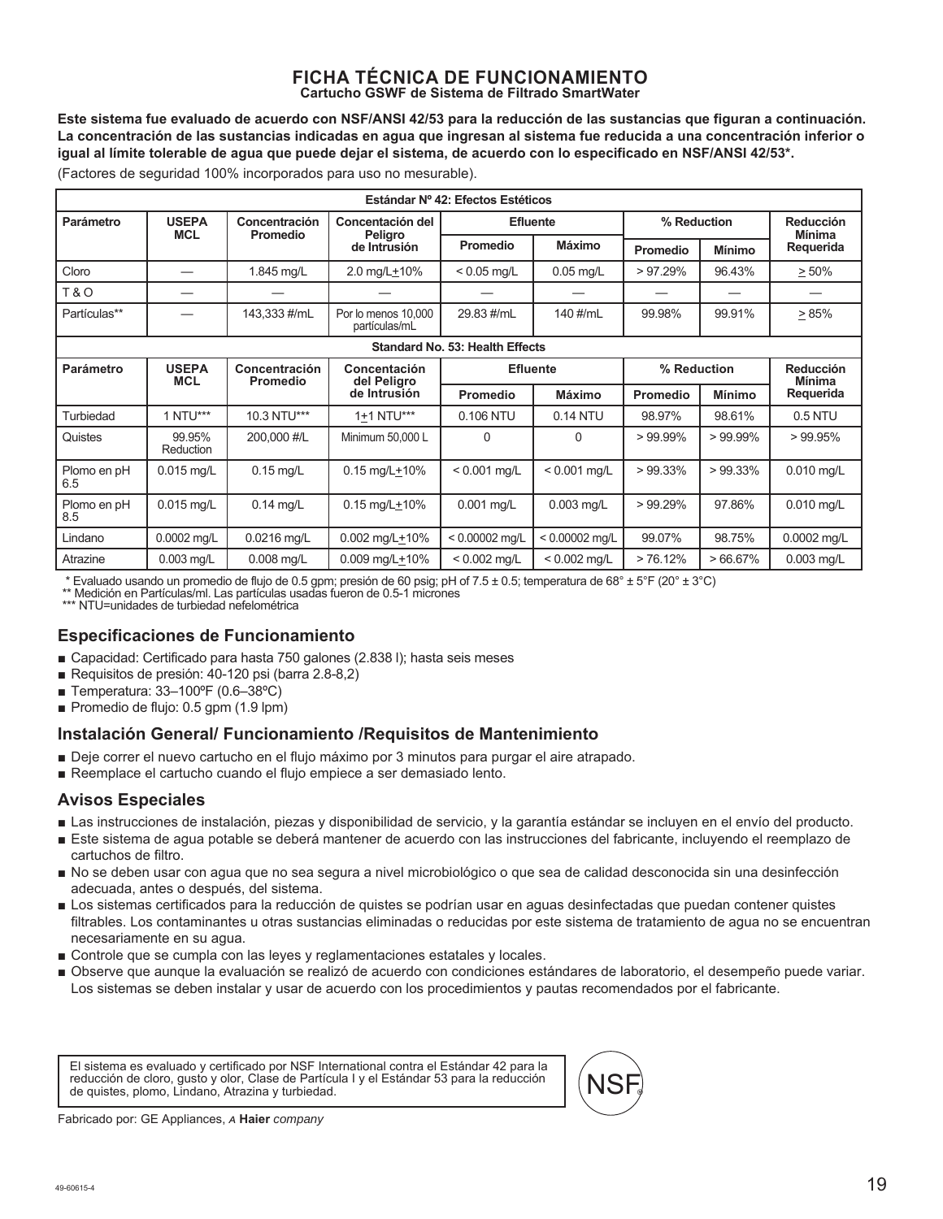# FICHA TÉCNICA DE FUNCIONAMIENTO

**Cartucho GSWF de Sistema de Filtrado SmartWater**

**Este sistema fue evaluado de acuerdo con NSF/ANSI 42/53 para la reducción de las sustancias que figuran a continuación. La concentración de las sustancias indicadas en agua que ingresan al sistema fue reducida a una concentración inferior o igual al límite tolerable de agua que puede dejar el sistema, de acuerdo con lo especificado en NSF/ANSI 42/53*.**

(Factores de seguridad 100% incorporados para uso no mesurable).

| Estándar Nº 42: Efectos Estéticos | | | | | | | | |
|---|---|---|---|---|---|---|---|---|
| **Parámetro** | **USEPA MCL** | **Concentración Promedio** | **Concentación del Peligro de Intrusión** | **Efluente** | | **% Reduction** | | **Reducción Mínima Requerida** |
| | | | | **Promedio** | **Máximo** | **Promedio** | **Mínimo** | |
| Cloro | — | 1.845 mg/L | 2.0 mg/L±10% | < 0.05 mg/L | 0.05 mg/L | > 97.29% | 96.43% | ≥ 50% |
| T & O | — | — | — | — | — | — | — | — |
| Partículas** | — | 143,333 #/mL | Por lo menos 10,000 partículas/mL | 29.83 #/mL | 140 #/mL | 99.98% | 99.91% | ≥ 85% |
| **Standard No. 53: Health Effects** | | | | | | | | |
| **Parámetro** | **USEPA MCL** | **Concentración Promedio** | **Concentación del Peligro de Intrusión** | **Efluente** | | **% Reduction** | | **Reducción Mínima Requerida** |
| | | | | **Promedio** | **Máximo** | **Promedio** | **Mínimo** | |
| Turbiedad | 1 NTU*** | 10.3 NTU*** | 1±1 NTU*** | 0.106 NTU | 0.14 NTU | 98.97% | 98.61% | 0.5 NTU |
| Quistes | 99.95% Reduction | 200,000 #/L | Minimum 50,000 L | 0 | 0 | > 99.99% | > 99.99% | > 99.95% |
| Plomo en pH 6.5 | 0.015 mg/L | 0.15 mg/L | 0.15 mg/L±10% | < 0.001 mg/L | < 0.001 mg/L | > 99.33% | > 99.33% | 0.010 mg/L |
| Plomo en pH 8.5 | 0.015 mg/L | 0.14 mg/L | 0.15 mg/L±10% | 0.001 mg/L | 0.003 mg/L | > 99.29% | 97.86% | 0.010 mg/L |
| Lindano | 0.0002 mg/L | 0.0216 mg/L | 0.002 mg/L±10% | < 0.00002 mg/L | < 0.00002 mg/L | 99.07% | 98.75% | 0.0002 mg/L |
| Atrazine | 0.003 mg/L | 0.008 mg/L | 0.009 mg/L±10% | < 0.002 mg/L | < 0.002 mg/L | > 76.12% | > 66.67% | 0.003 mg/L |

\* Evaluado usando un promedio de flujo de 0.5 gpm; presión de 60 psig; pH of 7.5 ± 0.5; temperatura de 68° ± 5°F (20° ± 3°C)
** Medición en Partículas/ml. Las partículas usadas fueron de 0.5-1 micrones
*** NTU=unidades de turbiedad nefelométrica

## Especificaciones de Funcionamiento

- Capacidad: Certificado para hasta 750 galones (2.838 l); hasta seis meses
- Requisitos de presión: 40-120 psi (barra 2.8-8,2)
- Temperatura: 33–100ºF (0.6–38ºC)
- Promedio de flujo: 0.5 gpm (1.9 lpm)

## Instalación General/ Funcionamiento /Requisitos de Mantenimiento

- Deje correr el nuevo cartucho en el flujo máximo por 3 minutos para purgar el aire atrapado.
- Reemplace el cartucho cuando el flujo empiece a ser demasiado lento.

## Avisos Especiales

- Las instrucciones de instalación, piezas y disponibilidad de servicio, y la garantía estándar se incluyen en el envío del producto.
- Este sistema de agua potable se deberá mantener de acuerdo con las instrucciones del fabricante, incluyendo el reemplazo de cartuchos de filtro.
- No se deben usar con agua que no sea segura a nivel microbiológico o que sea de calidad desconocida sin una desinfección adecuada, antes o después, del sistema.
- Los sistemas certificados para la reducción de quistes se podrían usar en aguas desinfectadas que puedan contener quistes filtrables. Los contaminantes u otras sustancias eliminadas o reducidas por este sistema de tratamiento de agua no se encuentran necesariamente en su agua.
- Controle que se cumpla con las leyes y reglamentaciones estatales y locales.
- Observe que aunque la evaluación se realizó de acuerdo con condiciones estándares de laboratorio, el desempeño puede variar. Los sistemas se deben instalar y usar de acuerdo con los procedimientos y pautas recomendados por el fabricante.

El sistema es evaluado y certificado por NSF International contra el Estándar 42 para la reducción de cloro, gusto y olor, Clase de Partícula I y el Estándar 53 para la reducción de quistes, plomo, Lindano, Atrazina y turbiedad.

NSF®

Fabricado por: GE Appliances, *a* **Haier** *company*

49-60615-4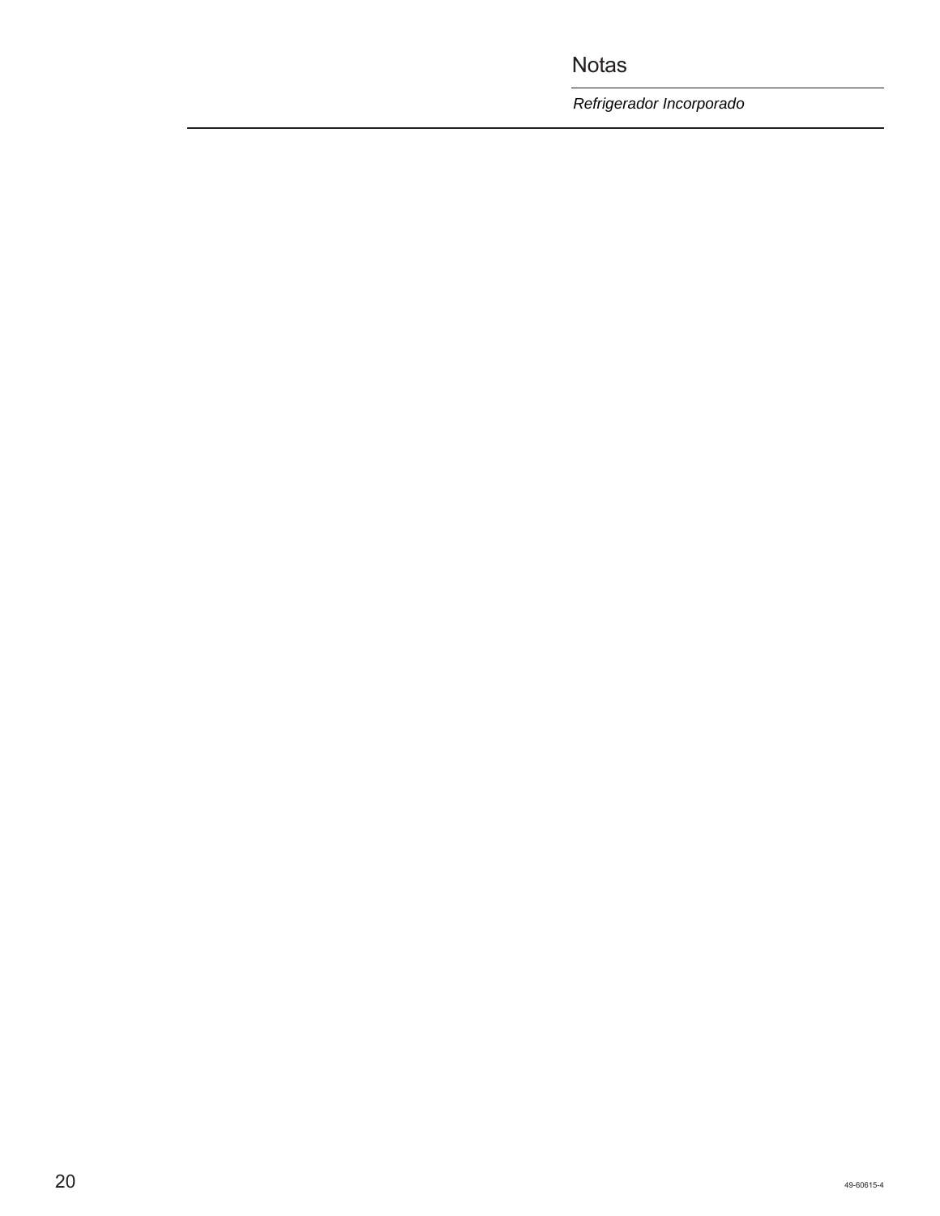# Notas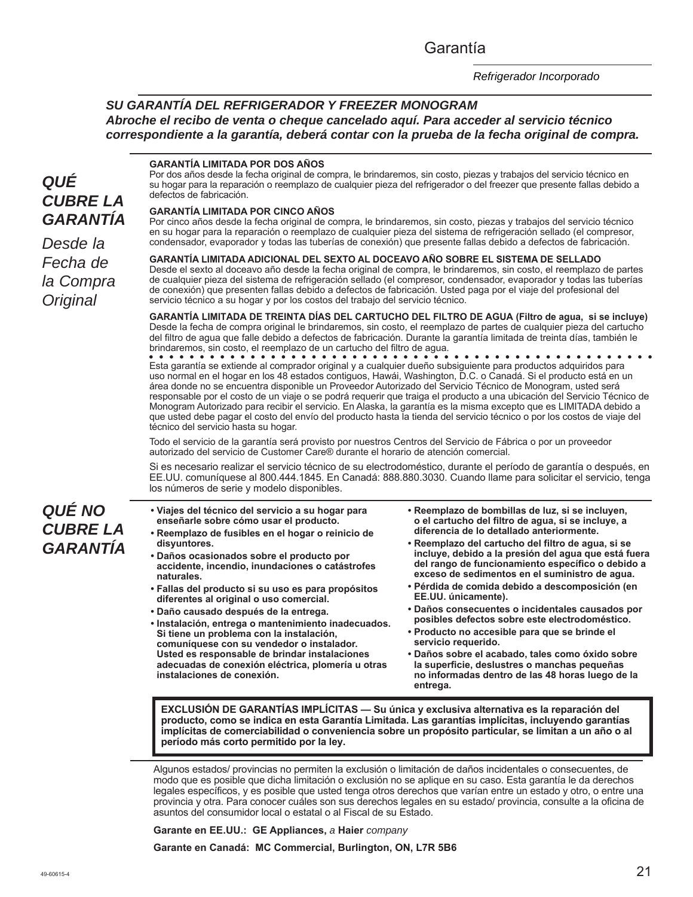# Garantía

*Refrigerador Incorporado*

***SU GARANTÍA DEL REFRIGERADOR Y FREEZER MONOGRAM***
***Abroche el recibo de venta o cheque cancelado aquí. Para acceder al servicio técnico correspondiente a la garantía, deberá contar con la prueba de la fecha original de compra.***

## *QUÉ CUBRE LA GARANTÍA*

*Desde la Fecha de la Compra Original*

**GARANTÍA LIMITADA POR DOS AÑOS**
Por dos años desde la fecha original de compra, le brindaremos, sin costo, piezas y trabajos del servicio técnico en su hogar para la reparación o reemplazo de cualquier pieza del refrigerador o del freezer que presente fallas debido a defectos de fabricación.

**GARANTÍA LIMITADA POR CINCO AÑOS**
Por cinco años desde la fecha original de compra, le brindaremos, sin costo, piezas y trabajos del servicio técnico en su hogar para la reparación o reemplazo de cualquier pieza del sistema de refrigeración sellado (el compresor, condensador, evaporador y todas las tuberías de conexión) que presente fallas debido a defectos de fabricación.

**GARANTÍA LIMITADA ADICIONAL DEL SEXTO AL DOCEAVO AÑO SOBRE EL SISTEMA DE SELLADO**
Desde el sexto al doceavo año desde la fecha original de compra, le brindaremos, sin costo, el reemplazo de partes de cualquier pieza del sistema de refrigeración sellado (el compresor, condensador, evaporador y todas las tuberías de conexión) que presenten fallas debido a defectos de fabricación. Usted paga por el viaje del profesional del servicio técnico a su hogar y por los costos del trabajo del servicio técnico.

**GARANTÍA LIMITADA DE TREINTA DÍAS DEL CARTUCHO DEL FILTRO DE AGUA (Filtro de agua, si se incluye)**
Desde la fecha de compra original le brindaremos, sin costo, el reemplazo de partes de cualquier pieza del cartucho del filtro de agua que falle debido a defectos de fabricación. Durante la garantía limitada de treinta días, también le brindaremos, sin costo, el reemplazo de un cartucho del filtro de agua.

Esta garantía se extiende al comprador original y a cualquier dueño subsiguiente para productos adquiridos para uso normal en el hogar en los 48 estados contiguos, Hawái, Washington, D.C. o Canadá. Si el producto está en un área donde no se encuentra disponible un Proveedor Autorizado del Servicio Técnico de Monogram, usted será responsable por el costo de un viaje o se podrá requerir que traiga el producto a una ubicación del Servicio Técnico de Monogram Autorizado para recibir el servicio. En Alaska, la garantía es la misma excepto que es LIMITADA debido a que usted debe pagar el costo del envío del producto hasta la tienda del servicio técnico o por los costos de viaje del técnico del servicio hasta su hogar.

Todo el servicio de la garantía será provisto por nuestros Centros del Servicio de Fábrica o por un proveedor autorizado del servicio de Customer Care® durante el horario de atención comercial.

Si es necesario realizar el servicio técnico de su electrodoméstico, durante el período de garantía o después, en EE.UU. comuníquese al 800.444.1845. En Canadá: 888.880.3030. Cuando llame para solicitar el servicio, tenga los números de serie y modelo disponibles.

## *QUÉ NO CUBRE LA GARANTÍA*

- **Viajes del técnico del servicio a su hogar para enseñarle sobre cómo usar el producto.**
- **Reemplazo de fusibles en el hogar o reinicio de disyuntores.**
- **Daños ocasionados sobre el producto por accidente, incendio, inundaciones o catástrofes naturales.**
- **Fallas del producto si su uso es para propósitos diferentes al original o uso comercial.**
- **Daño causado después de la entrega.**
- **Instalación, entrega o mantenimiento inadecuados. Si tiene un problema con la instalación, comuníquese con su vendedor o instalador. Usted es responsable de brindar instalaciones adecuadas de conexión eléctrica, plomería u otras instalaciones de conexión.**
- **Reemplazo de bombillas de luz, si se incluyen, o el cartucho del filtro de agua, si se incluye, a diferencia de lo detallado anteriormente.**
- **Reemplazo del cartucho del filtro de agua, si se incluye, debido a la presión del agua que está fuera del rango de funcionamiento específico o debido a exceso de sedimentos en el suministro de agua.**
- **Pérdida de comida debido a descomposición (en EE.UU. únicamente).**
- **Daños consecuentes o incidentales causados por posibles defectos sobre este electrodoméstico.**
- **Producto no accesible para que se brinde el servicio requerido.**
- **Daños sobre el acabado, tales como óxido sobre la superficie, deslustres o manchas pequeñas no informadas dentro de las 48 horas luego de la entrega.**

**EXCLUSIÓN DE GARANTÍAS IMPLÍCITAS — Su única y exclusiva alternativa es la reparación del producto, como se indica en esta Garantía Limitada. Las garantías implícitas, incluyendo garantías implícitas de comerciabilidad o conveniencia sobre un propósito particular, se limitan a un año o al período más corto permitido por la ley.**

Algunos estados/ provincias no permiten la exclusión o limitación de daños incidentales o consecuentes, de modo que es posible que dicha limitación o exclusión no se aplique en su caso. Esta garantía le da derechos legales específicos, y es posible que usted tenga otros derechos que varían entre un estado y otro, o entre una provincia y otra. Para conocer cuáles son sus derechos legales en su estado/ provincia, consulte a la oficina de asuntos del consumidor local o estatal o al Fiscal de su Estado.

**Garante en EE.UU.: GE Appliances,** *a* **Haier** *company*

**Garante en Canadá: MC Commercial, Burlington, ON, L7R 5B6**

49-60615-4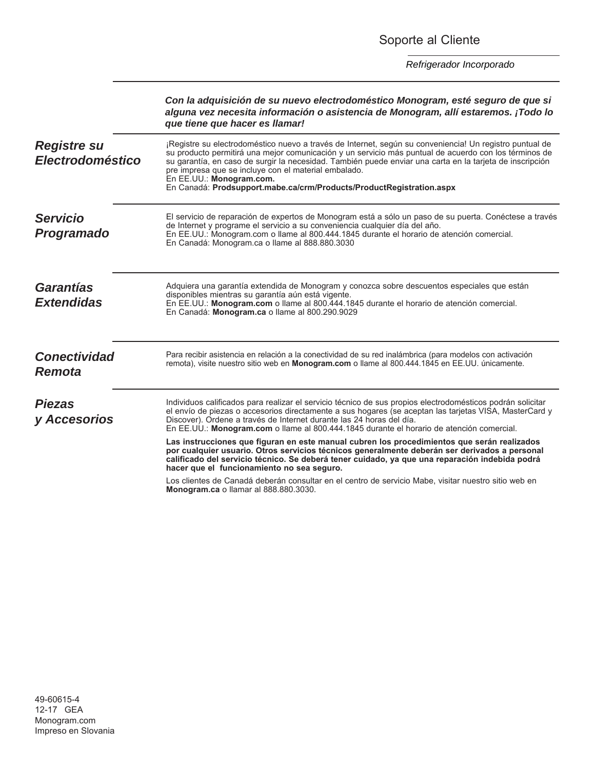# Soporte al Cliente

*Refrigerador Incorporado*

***Con la adquisición de su nuevo electrodoméstico Monogram, esté seguro de que si alguna vez necesita información o asistencia de Monogram, allí estaremos. ¡Todo lo que tiene que hacer es llamar!***

## *Registre su Electrodoméstico*

¡Registre su electrodoméstico nuevo a través de Internet, según su conveniencia! Un registro puntual de su producto permitirá una mejor comunicación y un servicio más puntual de acuerdo con los términos de su garantía, en caso de surgir la necesidad. También puede enviar una carta en la tarjeta de inscripción pre impresa que se incluye con el material embalado.
En EE.UU.: **Monogram.com.**
En Canadá: **Prodsupport.mabe.ca/crm/Products/ProductRegistration.aspx**

## *Servicio Programado*

El servicio de reparación de expertos de Monogram está a sólo un paso de su puerta. Conéctese a través de Internet y programe el servicio a su conveniencia cualquier día del año.
En EE.UU.: Monogram.com o llame al 800.444.1845 durante el horario de atención comercial.
En Canadá: Monogram.ca o llame al 888.880.3030

## *Garantías Extendidas*

Adquiera una garantía extendida de Monogram y conozca sobre descuentos especiales que están disponibles mientras su garantía aún está vigente.
En EE.UU.: **Monogram.com** o llame al 800.444.1845 durante el horario de atención comercial.
En Canadá: **Monogram.ca** o llame al 800.290.9029

## *Conectividad Remota*

Para recibir asistencia en relación a la conectividad de su red inalámbrica (para modelos con activación remota), visite nuestro sitio web en **Monogram.com** o llame al 800.444.1845 en EE.UU. únicamente.

## *Piezas y Accesorios*

Individuos calificados para realizar el servicio técnico de sus propios electrodomésticos podrán solicitar el envío de piezas o accesorios directamente a sus hogares (se aceptan las tarjetas VISA, MasterCard y Discover). Ordene a través de Internet durante las 24 horas del día.
En EE.UU.: **Monogram.com** o llame al 800.444.1845 durante el horario de atención comercial.

**Las instrucciones que figuran en este manual cubren los procedimientos que serán realizados por cualquier usuario. Otros servicios técnicos generalmente deberán ser derivados a personal calificado del servicio técnico. Se deberá tener cuidado, ya que una reparación indebida podrá hacer que el funcionamiento no sea seguro.**

Los clientes de Canadá deberán consultar en el centro de servicio Mabe, visitar nuestro sitio web en **Monogram.ca** o llamar al 888.880.3030.

49-60615-4
12-17 GEA
Monogram.com
Impreso en Slovania